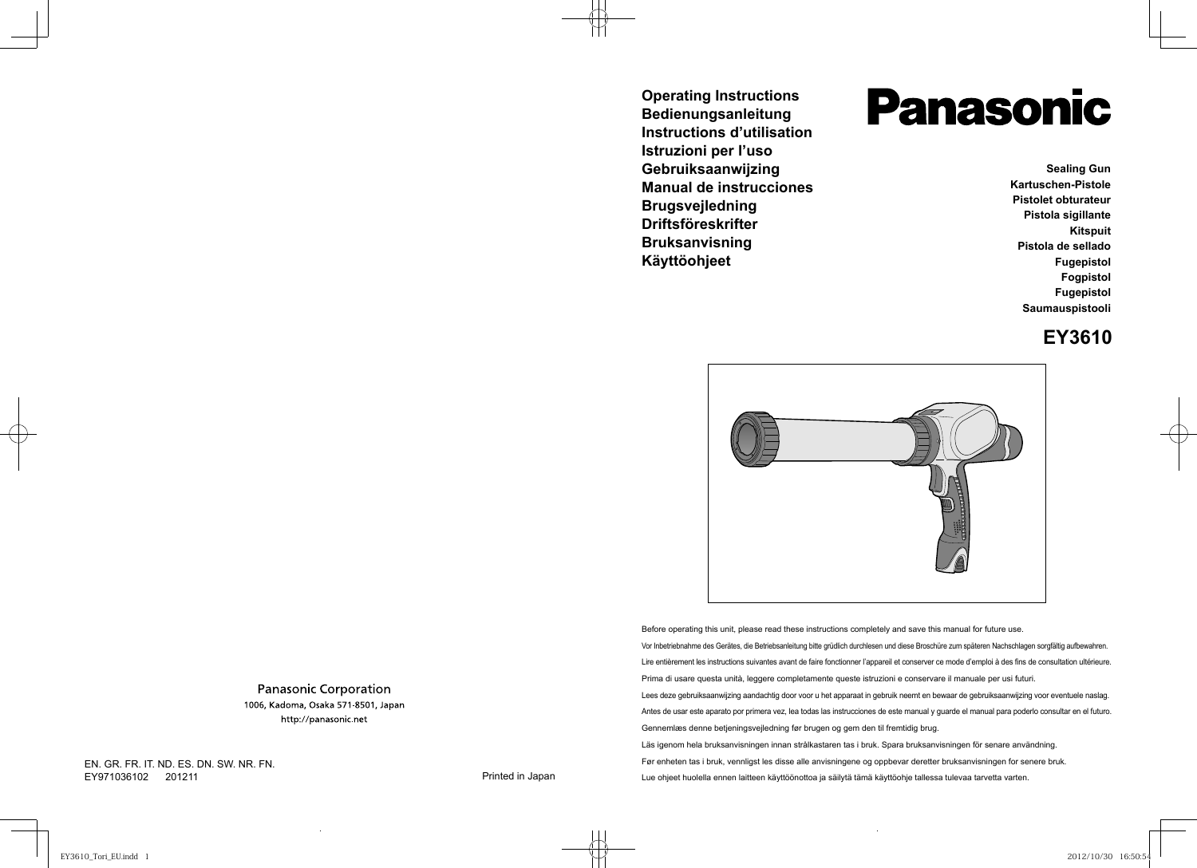**Operating Instructions**
**Bedienungsanleitung**
**Instructions d'utilisation**
**Istruzioni per l'uso**
**Gebruiksaanwijzing**
**Manual de instrucciones**
**Brugsvejledning**
**Driftsföreskrifter**
**Bruksanvisning**
**Käyttöohjeet**

# Panasonic

**Sealing Gun**
**Kartuschen-Pistole**
**Pistolet obturateur**
**Pistola sigillante**
**Kitspuit**
**Pistola de sellado**
**Fugepistol**
**Fogpistol**
**Fugepistol**
**Saumauspistooli**

## EY3610

Before operating this unit, please read these instructions completely and save this manual for future use.

Vor Inbetriebnahme des Gerätes, die Betriebsanleitung bitte gründlich durchlesen und diese Broschüre zum späteren Nachschlagen sorgfältig aufbewahren.

Lire entièrement les instructions suivantes avant de faire fonctionner l'appareil et conserver ce mode d'emploi à des fins de consultation ultérieure.

Prima di usare questa unità, leggere completamente queste istruzioni e conservare il manuale per usi futuri.

Lees deze gebruiksaanwijzing aandachtig door voor u het apparaat in gebruik neemt en bewaar de gebruiksaanwijzing voor eventuele naslag.

Antes de usar este aparato por primera vez, lea todas las instrucciones de este manual y guarde el manual para poderlo consultar en el futuro.

Gennemlæs denne betjeningsvejledning før brugen og gem den til fremtidig brug.

Läs igenom hela bruksanvisningen innan strålkastaren tas i bruk. Spara bruksanvisningen för senare användning.

Før enheten tas i bruk, vennligst les disse alle anvisningene og oppbevar deretter bruksanvisningen for senere bruk.

Lue ohjeet huolella ennen laitteen käyttöönottoa ja säilytä tämä käyttöohje tallessa tulevaa tarvetta varten.

Panasonic Corporation
1006, Kadoma, Osaka 571-8501, Japan
http://panasonic.net

EN. GR. FR. IT. ND. ES. DN. SW. NR. FN.
EY971036102 201211

Printed in Japan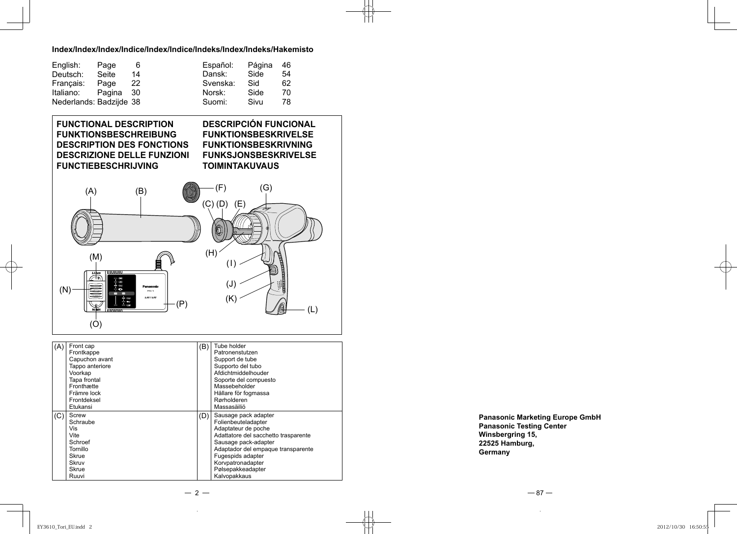**Index/Index/Index/Indice/Index/Indice/Indeks/Index/Indeks/Hakemisto**

| | | |
|---|---|---|
| English: | Page | 6 |
| Deutsch: | Seite | 14 |
| Français: | Page | 22 |
| Italiano: | Pagina | 30 |
| Nederlands: | Badzijde | 38 |
| Español: | Página | 46 |
| Dansk: | Side | 54 |
| Svenska: | Sid | 62 |
| Norsk: | Side | 70 |
| Suomi: | Sivu | 78 |

**FUNCTIONAL DESCRIPTION**
**FUNKTIONSBESCHREIBUNG**
**DESCRIPTION DES FONCTIONS**
**DESCRIZIONE DELLE FUNZIONI**
**FUNCTIEBESCHRIJVING**
**DESCRIPCIÓN FUNCIONAL**
**FUNKTIONSBESKRIVELSE**
**FUNKTIONSBESKRIVNING**
**FUNKSJONSBESKRIVELSE**
**TOIMINTAKUVAUS**

(A) (B) (C) (D) (E) (F) (G) (H) (I) (J) (K) (L) (M) (N) (O) (P)

| | | | |
|---|---|---|---|
| (A) | Front cap<br>Frontkappe<br>Capuchon avant<br>Tappo anteriore<br>Voorkap<br>Tapa frontal<br>Fronthætte<br>Främre lock<br>Frontdeksel<br>Etukansi | (B) | Tube holder<br>Patronenstutzen<br>Support de tube<br>Supporto del tubo<br>Afdichtmiddelhouder<br>Soporte del compuesto<br>Massebeholder<br>Hållare för fogmassa<br>Rørholderen<br>Massasäiliö |
| (C) | Screw<br>Schraube<br>Vis<br>Vite<br>Schroef<br>Tornillo<br>Skrue<br>Skruv<br>Skrue<br>Ruuvi | (D) | Sausage pack adapter<br>Folienbeuteladapter<br>Adaptateur de poche<br>Adattatore del sacchetto trasparente<br>Sausage pack-adapter<br>Adaptador del empaque transparente<br>Fugespids adapter<br>Korvpatronadapter<br>Pølsepakkeadapter<br>Kalvopakkaus |

**Panasonic Marketing Europe GmbH**
**Panasonic Testing Center**
**Winsbergring 15,**
**22525 Hamburg,**
**Germany**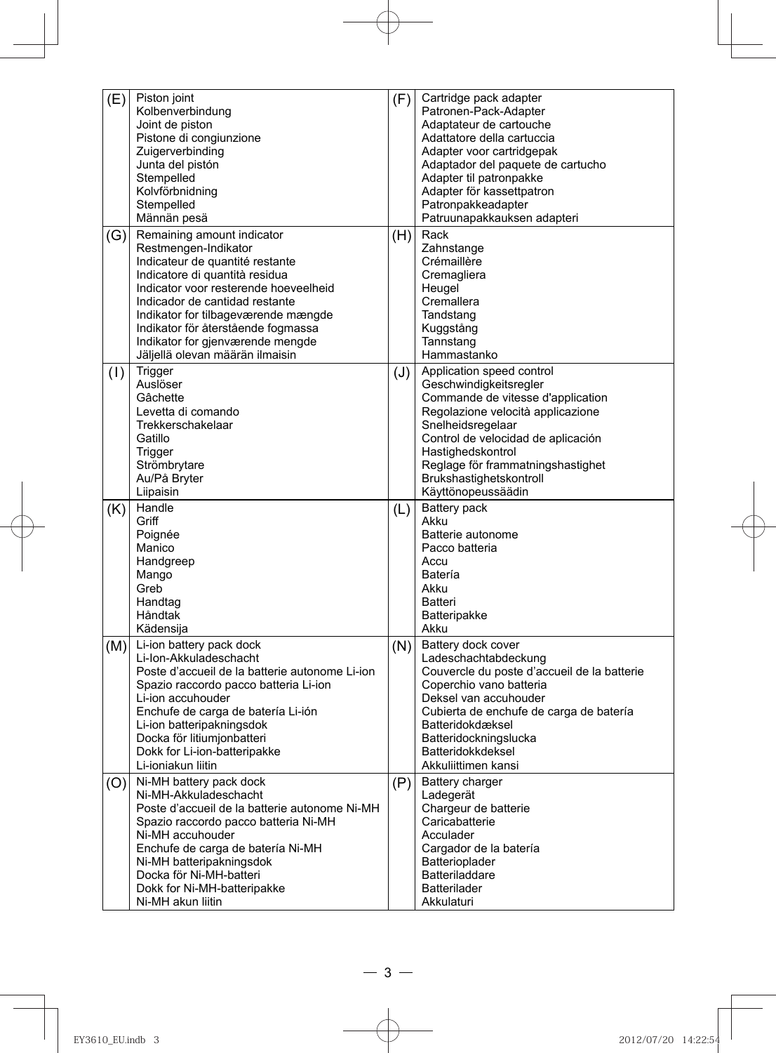| | | | |
|---|---|---|---|
| (E) | Piston joint<br>Kolbenverbindung<br>Joint de piston<br>Pistone di congiunzione<br>Zuigerverbinding<br>Junta del pistón<br>Stempelled<br>Kolvförbnidning<br>Stempelled<br>Männän pesä | (F) | Cartridge pack adapter<br>Patronen-Pack-Adapter<br>Adaptateur de cartouche<br>Adattatore della cartuccia<br>Adapter voor cartridgepak<br>Adaptador del paquete de cartucho<br>Adapter til patronpakke<br>Adapter för kassettpatron<br>Patronpakkeadapter<br>Patruunapakkauksen adapteri |
| (G) | Remaining amount indicator<br>Restmengen-Indikator<br>Indicateur de quantité restante<br>Indicatore di quantità residua<br>Indicator voor resterende hoeveelheid<br>Indicador de cantidad restante<br>Indikator for tilbageværende mængde<br>Indikator för återstående fogmassa<br>Indikator for gjenværende mengde<br>Jäljellä olevan määrän ilmaisin | (H) | Rack<br>Zahnstange<br>Crémaillère<br>Cremagliera<br>Heugel<br>Cremallera<br>Tandstang<br>Kuggstång<br>Tannstang<br>Hammastanko |
| (I) | Trigger<br>Auslöser<br>Gâchette<br>Levetta di comando<br>Trekkerschakelaar<br>Gatillo<br>Trigger<br>Strömbrytare<br>Au/På Bryter<br>Liipaisin | (J) | Application speed control<br>Geschwindigkeitsregler<br>Commande de vitesse d'application<br>Regolazione velocità applicazione<br>Snelheidsregelaar<br>Control de velocidad de aplicación<br>Hastighedskontrol<br>Reglage för frammatningshastighet<br>Brukshastighetskontroll<br>Käyttönopeussäädin |
| (K) | Handle<br>Griff<br>Poignée<br>Manico<br>Handgreep<br>Mango<br>Greb<br>Handtag<br>Håndtak<br>Kädensija | (L) | Battery pack<br>Akku<br>Batterie autonome<br>Pacco batteria<br>Accu<br>Batería<br>Akku<br>Batteri<br>Batteripakke<br>Akku |
| (M) | Li-ion battery pack dock<br>Li-Ion-Akkuladeschacht<br>Poste d'accueil de la batterie autonome Li-ion<br>Spazio raccordo pacco batteria Li-ion<br>Li-ion accuhouder<br>Enchufe de carga de batería Li-ión<br>Li-ion batteripakningsdok<br>Docka för litiumjonbatteri<br>Dokk for Li-ion-batteripakke<br>Li-ioniakun liitin | (N) | Battery dock cover<br>Ladeschachtabdeckung<br>Couvercle du poste d'accueil de la batterie<br>Coperchio vano batteria<br>Deksel van accuhouder<br>Cubierta de enchufe de carga de batería<br>Batteridokdæksel<br>Batteridockningslucka<br>Batteridokkdeksel<br>Akkuliittimen kansi |
| (O) | Ni-MH battery pack dock<br>Ni-MH-Akkuladeschacht<br>Poste d'accueil de la batterie autonome Ni-MH<br>Spazio raccordo pacco batteria Ni-MH<br>Ni-MH accuhouder<br>Enchufe de carga de batería Ni-MH<br>Ni-MH batteripakningsdok<br>Docka för Ni-MH-batteri<br>Dokk for Ni-MH-batteripakke<br>Ni-MH akun liitin | (P) | Battery charger<br>Ladegerät<br>Chargeur de batterie<br>Caricabatterie<br>Acculader<br>Cargador de la batería<br>Batterioplader<br>Batteriladdare<br>Batterilader<br>Akkulaturi |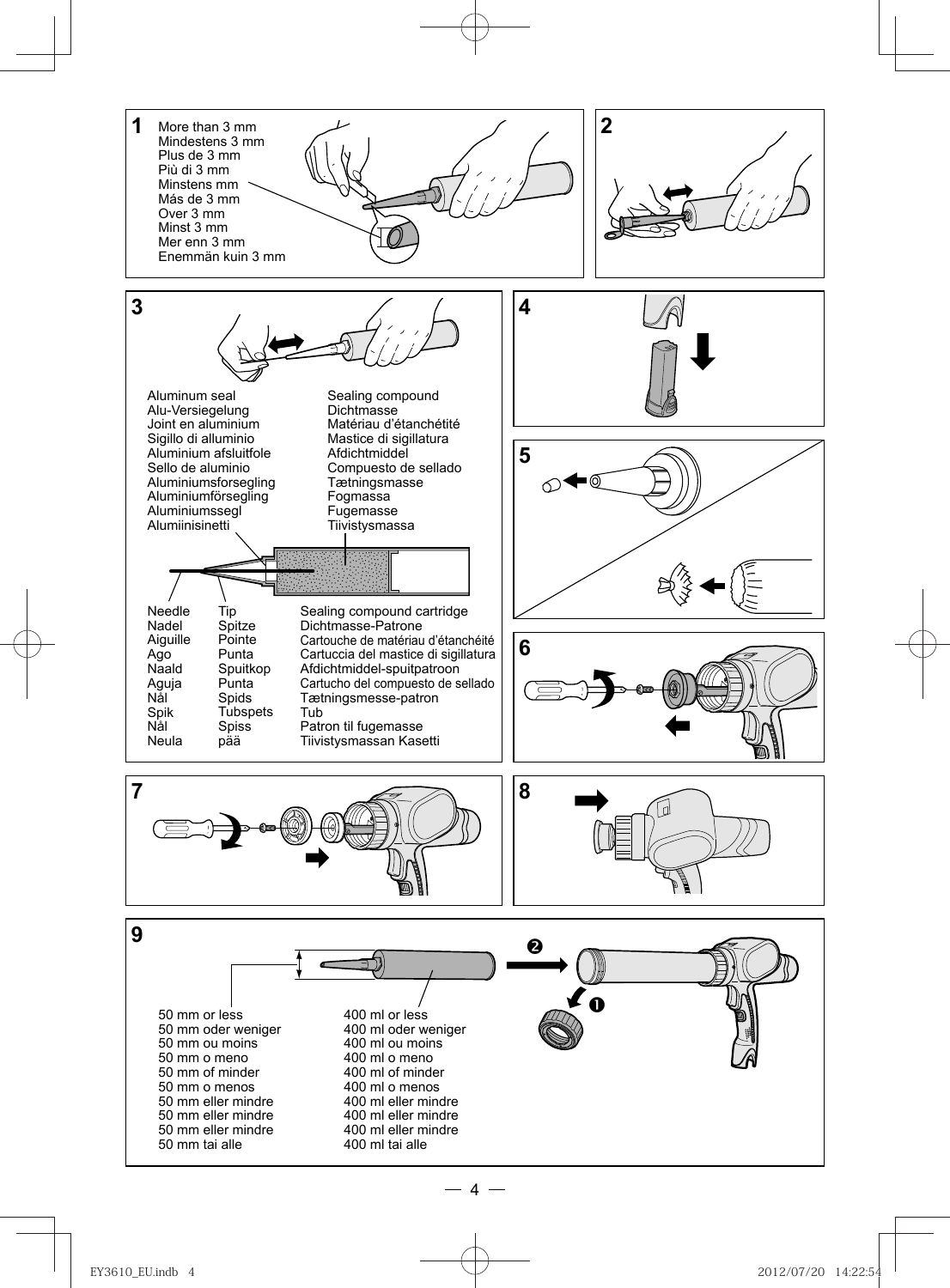**1**

More than 3 mm
Mindestens 3 mm
Plus de 3 mm
Più di 3 mm
Minstens mm
Más de 3 mm
Over 3 mm
Minst 3 mm
Mer enn 3 mm
Enemmän kuin 3 mm

**2**

**3**

Aluminum seal
Alu-Versiegelung
Joint en aluminium
Sigillo di alluminio
Aluminium afsluitfole
Sello de aluminio
Aluminiumsforsegling
Aluminiumförsegling
Aluminiumssegl
Alumiinisinetti

Sealing compound
Dichtmasse
Matériau d'étanchétité
Mastice di sigillatura
Afdichtmiddel
Compuesto de sellado
Tætningsmasse
Fogmassa
Fugemasse
Tiivistysmassa

| Needle | Tip | Sealing compound cartridge |
| --- | --- | --- |
| Nadel | Spitze | Dichtmasse-Patrone |
| Aiguille | Pointe | Cartouche de matériau d'étanchéité |
| Ago | Punta | Cartuccia del mastice di sigillatura |
| Naald | Spuitkop | Afdichtmiddel-spuitpatroon |
| Aguja | Punta | Cartucho del compuesto de sellado |
| Nål | Spids | Tætningsmesse-patron |
| Spik | Tubspets | Tub |
| Nål | Spiss | Patron til fugemasse |
| Neula | pää | Tiivistysmassan Kasetti |

**4**

**5**

**6**

**7**

**8**

**9**

50 mm or less
50 mm oder weniger
50 mm ou moins
50 mm o meno
50 mm of minder
50 mm o menos
50 mm eller mindre
50 mm eller mindre
50 mm eller mindre
50 mm tai alle

400 ml or less
400 ml oder weniger
400 ml ou moins
400 ml o meno
400 ml of minder
400 ml o menos
400 ml eller mindre
400 ml eller mindre
400 ml eller mindre
400 ml tai alle

❶ ❷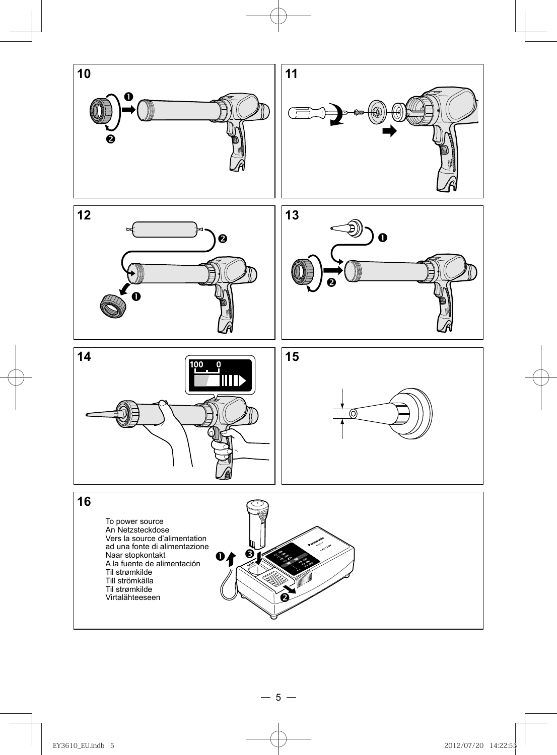10

11

12

13

14

100 0

15

16

To power source
An Netzsteckdose
Vers la source d'alimentation
ad una fonte di alimentazione
Naar stopkontakt
A la fuente de alimentación
Til strømkilde
Till strömkälla
Til strømkilde
Virtalähteeseen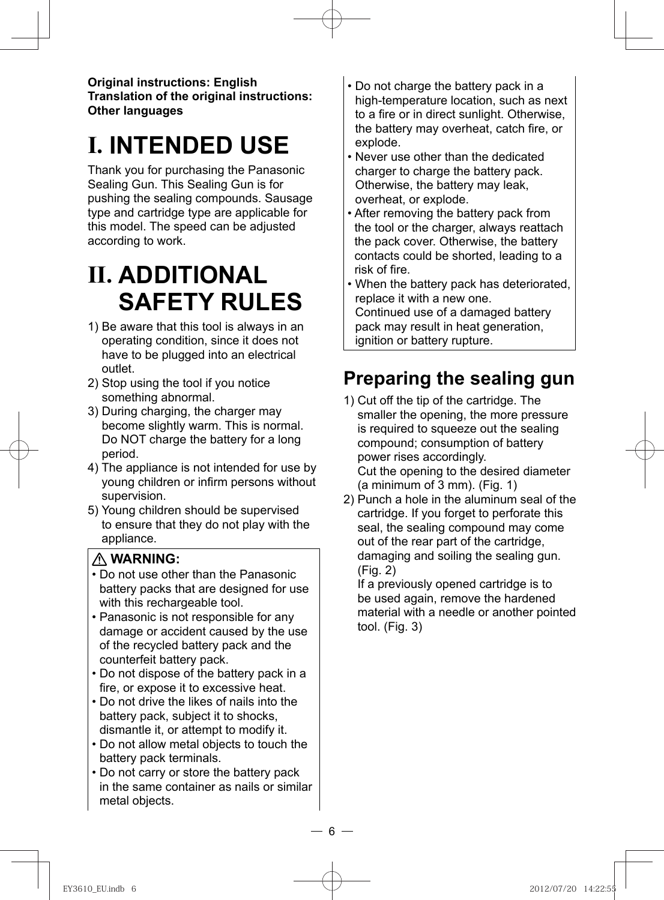**Original instructions: English**
**Translation of the original instructions: Other languages**

# I. INTENDED USE

Thank you for purchasing the Panasonic Sealing Gun. This Sealing Gun is for pushing the sealing compounds. Sausage type and cartridge type are applicable for this model. The speed can be adjusted according to work.

# II. ADDITIONAL SAFETY RULES

1) Be aware that this tool is always in an operating condition, since it does not have to be plugged into an electrical outlet.
2) Stop using the tool if you notice something abnormal.
3) During charging, the charger may become slightly warm. This is normal. Do NOT charge the battery for a long period.
4) The appliance is not intended for use by young children or infirm persons without supervision.
5) Young children should be supervised to ensure that they do not play with the appliance.

**⚠ WARNING:**

- Do not use other than the Panasonic battery packs that are designed for use with this rechargeable tool.
- Panasonic is not responsible for any damage or accident caused by the use of the recycled battery pack and the counterfeit battery pack.
- Do not dispose of the battery pack in a fire, or expose it to excessive heat.
- Do not drive the likes of nails into the battery pack, subject it to shocks, dismantle it, or attempt to modify it.
- Do not allow metal objects to touch the battery pack terminals.
- Do not carry or store the battery pack in the same container as nails or similar metal objects.
- Do not charge the battery pack in a high-temperature location, such as next to a fire or in direct sunlight. Otherwise, the battery may overheat, catch fire, or explode.
- Never use other than the dedicated charger to charge the battery pack. Otherwise, the battery may leak, overheat, or explode.
- After removing the battery pack from the tool or the charger, always reattach the pack cover. Otherwise, the battery contacts could be shorted, leading to a risk of fire.
- When the battery pack has deteriorated, replace it with a new one.
  Continued use of a damaged battery pack may result in heat generation, ignition or battery rupture.

## Preparing the sealing gun

1) Cut off the tip of the cartridge. The smaller the opening, the more pressure is required to squeeze out the sealing compound; consumption of battery power rises accordingly.
   Cut the opening to the desired diameter (a minimum of 3 mm). (Fig. 1)
2) Punch a hole in the aluminum seal of the cartridge. If you forget to perforate this seal, the sealing compound may come out of the rear part of the cartridge, damaging and soiling the sealing gun. (Fig. 2)
   If a previously opened cartridge is to be used again, remove the hardened material with a needle or another pointed tool. (Fig. 3)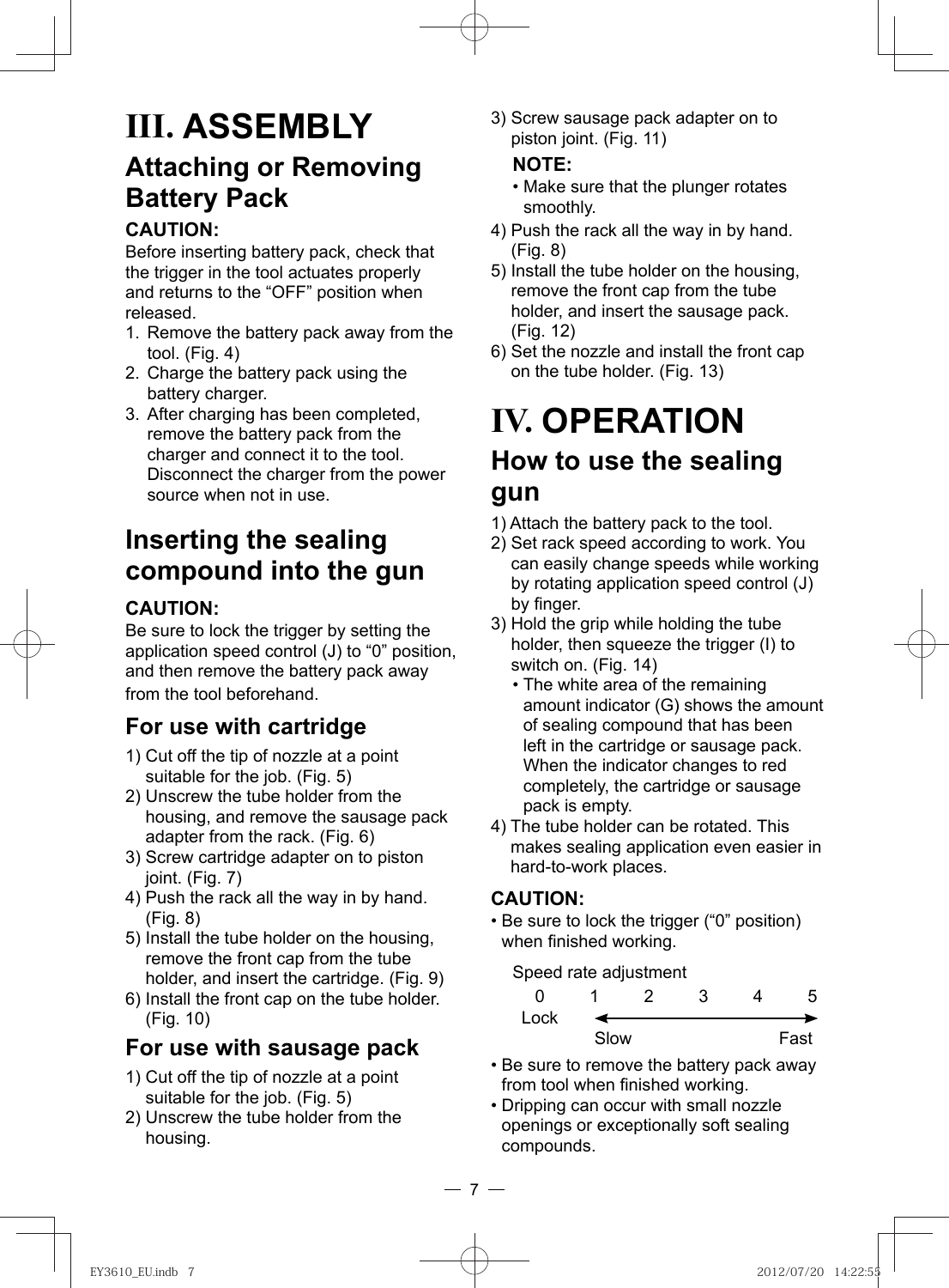# III. ASSEMBLY

## Attaching or Removing Battery Pack

**CAUTION:**

Before inserting battery pack, check that the trigger in the tool actuates properly and returns to the “OFF” position when released.

1. Remove the battery pack away from the tool. (Fig. 4)
2. Charge the battery pack using the battery charger.
3. After charging has been completed, remove the battery pack from the charger and connect it to the tool. Disconnect the charger from the power source when not in use.

## Inserting the sealing compound into the gun

**CAUTION:**

Be sure to lock the trigger by setting the application speed control (J) to “0” position, and then remove the battery pack away from the tool beforehand.

### For use with cartridge

1) Cut off the tip of nozzle at a point suitable for the job. (Fig. 5)
2) Unscrew the tube holder from the housing, and remove the sausage pack adapter from the rack. (Fig. 6)
3) Screw cartridge adapter on to piston joint. (Fig. 7)
4) Push the rack all the way in by hand. (Fig. 8)
5) Install the tube holder on the housing, remove the front cap from the tube holder, and insert the cartridge. (Fig. 9)
6) Install the front cap on the tube holder. (Fig. 10)

### For use with sausage pack

1) Cut off the tip of nozzle at a point suitable for the job. (Fig. 5)
2) Unscrew the tube holder from the housing.
3) Screw sausage pack adapter on to piston joint. (Fig. 11)

   **NOTE:**
   - Make sure that the plunger rotates smoothly.
4) Push the rack all the way in by hand. (Fig. 8)
5) Install the tube holder on the housing, remove the front cap from the tube holder, and insert the sausage pack. (Fig. 12)
6) Set the nozzle and install the front cap on the tube holder. (Fig. 13)

# IV. OPERATION

## How to use the sealing gun

1) Attach the battery pack to the tool.
2) Set rack speed according to work. You can easily change speeds while working by rotating application speed control (J) by finger.
3) Hold the grip while holding the tube holder, then squeeze the trigger (I) to switch on. (Fig. 14)
   - The white area of the remaining amount indicator (G) shows the amount of sealing compound that has been left in the cartridge or sausage pack. When the indicator changes to red completely, the cartridge or sausage pack is empty.
4) The tube holder can be rotated. This makes sealing application even easier in hard-to-work places.

**CAUTION:**

- Be sure to lock the trigger (“0” position) when finished working.

Speed rate adjustment

| 0 | 1 | 2 | 3 | 4 | 5 |
|---|---|---|---|---|---|
| Lock | Slow ← | | | → | Fast |

- Be sure to remove the battery pack away from tool when finished working.
- Dripping can occur with small nozzle openings or exceptionally soft sealing compounds.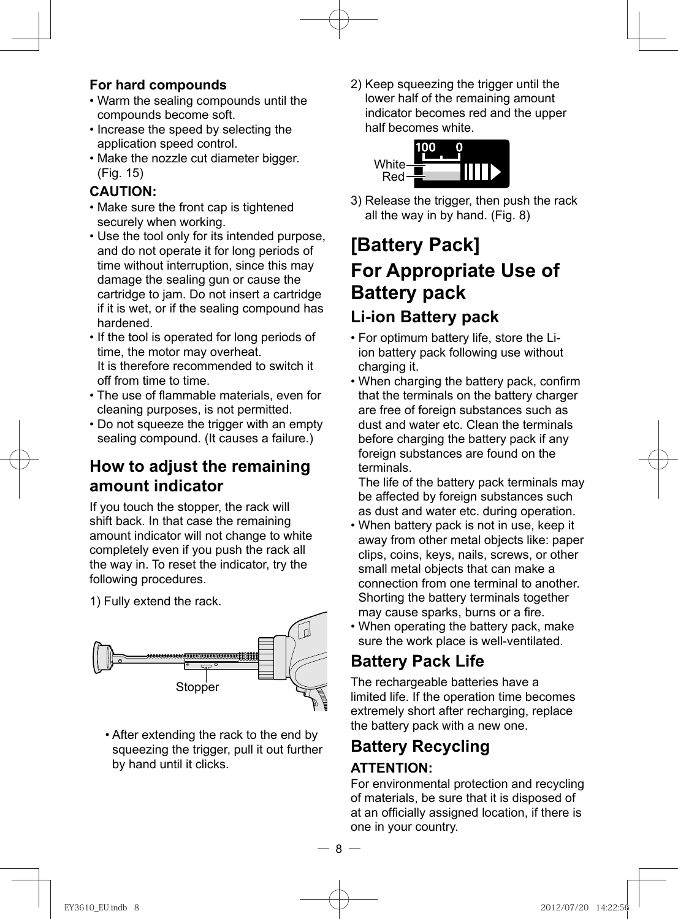### For hard compounds

- Warm the sealing compounds until the compounds become soft.
- Increase the speed by selecting the application speed control.
- Make the nozzle cut diameter bigger. (Fig. 15)

### CAUTION:

- Make sure the front cap is tightened securely when working.
- Use the tool only for its intended purpose, and do not operate it for long periods of time without interruption, since this may damage the sealing gun or cause the cartridge to jam. Do not insert a cartridge if it is wet, or if the sealing compound has hardened.
- If the tool is operated for long periods of time, the motor may overheat. It is therefore recommended to switch it off from time to time.
- The use of flammable materials, even for cleaning purposes, is not permitted.
- Do not squeeze the trigger with an empty sealing compound. (It causes a failure.)

## How to adjust the remaining amount indicator

If you touch the stopper, the rack will shift back. In that case the remaining amount indicator will not change to white completely even if you push the rack all the way in. To reset the indicator, try the following procedures.

1) Fully extend the rack.

Stopper

- After extending the rack to the end by squeezing the trigger, pull it out further by hand until it clicks.

2) Keep squeezing the trigger until the lower half of the remaining amount indicator becomes red and the upper half becomes white.

100 0
White
Red

3) Release the trigger, then push the rack all the way in by hand. (Fig. 8)

# [Battery Pack]

# For Appropriate Use of Battery pack

## Li-ion Battery pack

- For optimum battery life, store the Li-ion battery pack following use without charging it.
- When charging the battery pack, confirm that the terminals on the battery charger are free of foreign substances such as dust and water etc. Clean the terminals before charging the battery pack if any foreign substances are found on the terminals.
  The life of the battery pack terminals may be affected by foreign substances such as dust and water etc. during operation.
- When battery pack is not in use, keep it away from other metal objects like: paper clips, coins, keys, nails, screws, or other small metal objects that can make a connection from one terminal to another. Shorting the battery terminals together may cause sparks, burns or a fire.
- When operating the battery pack, make sure the work place is well-ventilated.

## Battery Pack Life

The rechargeable batteries have a limited life. If the operation time becomes extremely short after recharging, replace the battery pack with a new one.

## Battery Recycling

### ATTENTION:

For environmental protection and recycling of materials, be sure that it is disposed of at an officially assigned location, if there is one in your country.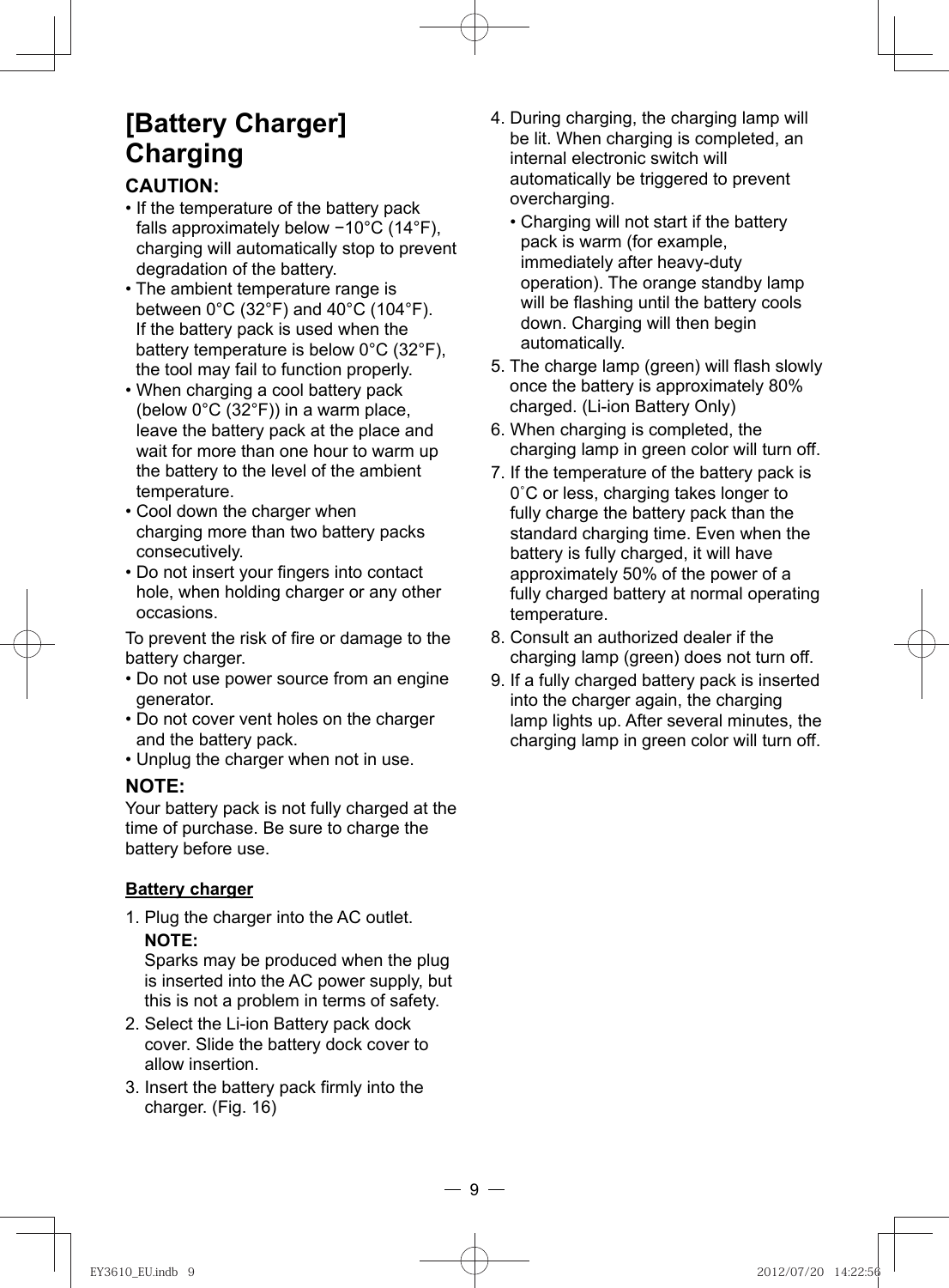# [Battery Charger] Charging

### CAUTION:

- If the temperature of the battery pack falls approximately below −10°C (14°F), charging will automatically stop to prevent degradation of the battery.
- The ambient temperature range is between 0°C (32°F) and 40°C (104°F). If the battery pack is used when the battery temperature is below 0°C (32°F), the tool may fail to function properly.
- When charging a cool battery pack (below 0°C (32°F)) in a warm place, leave the battery pack at the place and wait for more than one hour to warm up the battery to the level of the ambient temperature.
- Cool down the charger when charging more than two battery packs consecutively.
- Do not insert your fingers into contact hole, when holding charger or any other occasions.

To prevent the risk of fire or damage to the battery charger.

- Do not use power source from an engine generator.
- Do not cover vent holes on the charger and the battery pack.
- Unplug the charger when not in use.

### NOTE:

Your battery pack is not fully charged at the time of purchase. Be sure to charge the battery before use.

**Battery charger**

1. Plug the charger into the AC outlet.
   **NOTE:**
   Sparks may be produced when the plug is inserted into the AC power supply, but this is not a problem in terms of safety.
2. Select the Li-ion Battery pack dock cover. Slide the battery dock cover to allow insertion.
3. Insert the battery pack firmly into the charger. (Fig. 16)
4. During charging, the charging lamp will be lit. When charging is completed, an internal electronic switch will automatically be triggered to prevent overcharging.
   - Charging will not start if the battery pack is warm (for example, immediately after heavy-duty operation). The orange standby lamp will be flashing until the battery cools down. Charging will then begin automatically.
5. The charge lamp (green) will flash slowly once the battery is approximately 80% charged. (Li-ion Battery Only)
6. When charging is completed, the charging lamp in green color will turn off.
7. If the temperature of the battery pack is 0˚C or less, charging takes longer to fully charge the battery pack than the standard charging time. Even when the battery is fully charged, it will have approximately 50% of the power of a fully charged battery at normal operating temperature.
8. Consult an authorized dealer if the charging lamp (green) does not turn off.
9. If a fully charged battery pack is inserted into the charger again, the charging lamp lights up. After several minutes, the charging lamp in green color will turn off.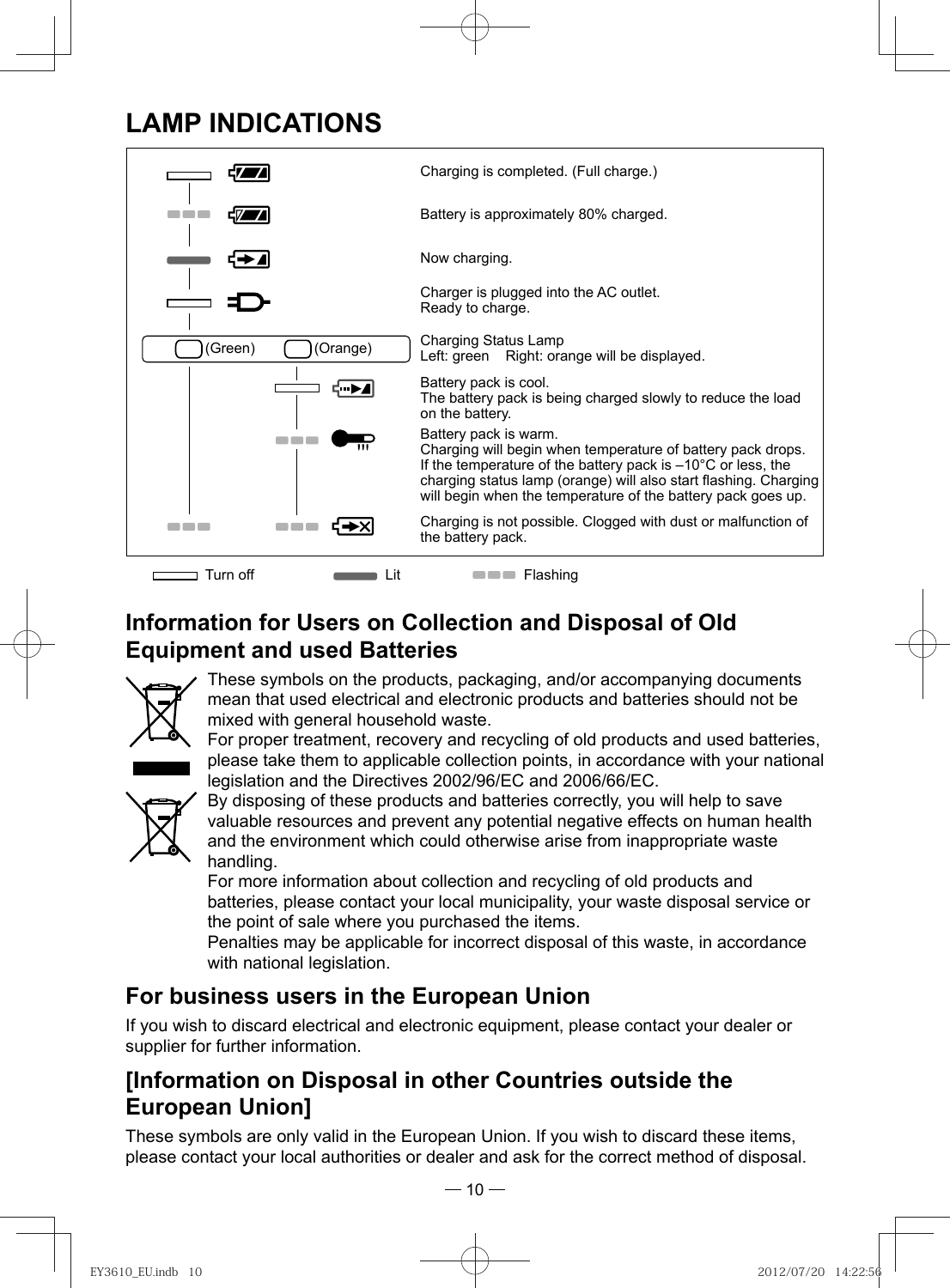# LAMP INDICATIONS

| Lamp | Indication |
| --- | --- |
| Turn off | Charging is completed. (Full charge.) |
| Flashing | Battery is approximately 80% charged. |
| Lit | Now charging. |
| Turn off | Charger is plugged into the AC outlet. Ready to charge. |
| (Green) (Orange) | Charging Status Lamp<br>Left: green    Right: orange will be displayed. |
| Orange: Turn off | Battery pack is cool.<br>The battery pack is being charged slowly to reduce the load on the battery. |
| Orange: Flashing | Battery pack is warm.<br>Charging will begin when temperature of battery pack drops.<br>If the temperature of the battery pack is –10°C or less, the charging status lamp (orange) will also start flashing. Charging will begin when the temperature of the battery pack goes up. |
| Green: Flashing, Orange: Flashing | Charging is not possible. Clogged with dust or malfunction of the battery pack. |

Turn off    Lit    Flashing

## Information for Users on Collection and Disposal of Old Equipment and used Batteries

These symbols on the products, packaging, and/or accompanying documents mean that used electrical and electronic products and batteries should not be mixed with general household waste.

For proper treatment, recovery and recycling of old products and used batteries, please take them to applicable collection points, in accordance with your national legislation and the Directives 2002/96/EC and 2006/66/EC.

By disposing of these products and batteries correctly, you will help to save valuable resources and prevent any potential negative effects on human health and the environment which could otherwise arise from inappropriate waste handling.

For more information about collection and recycling of old products and batteries, please contact your local municipality, your waste disposal service or the point of sale where you purchased the items.

Penalties may be applicable for incorrect disposal of this waste, in accordance with national legislation.

## For business users in the European Union

If you wish to discard electrical and electronic equipment, please contact your dealer or supplier for further information.

## [Information on Disposal in other Countries outside the European Union]

These symbols are only valid in the European Union. If you wish to discard these items, please contact your local authorities or dealer and ask for the correct method of disposal.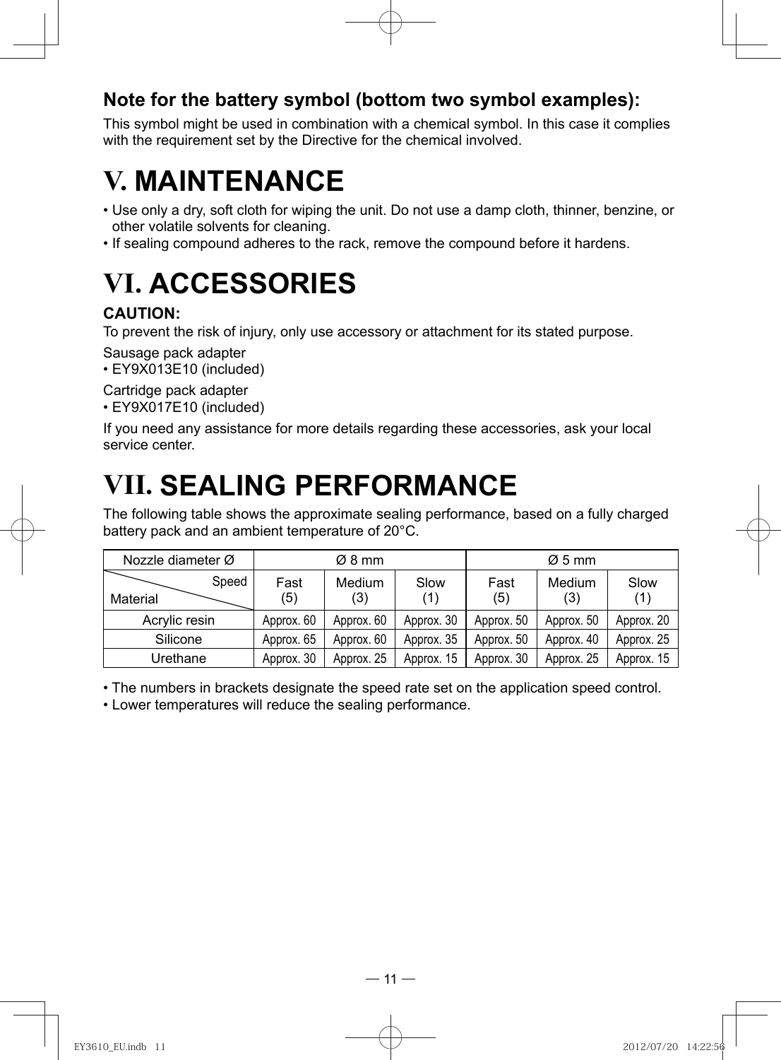### Note for the battery symbol (bottom two symbol examples):

This symbol might be used in combination with a chemical symbol. In this case it complies with the requirement set by the Directive for the chemical involved.

# V. MAINTENANCE

- Use only a dry, soft cloth for wiping the unit. Do not use a damp cloth, thinner, benzine, or other volatile solvents for cleaning.
- If sealing compound adheres to the rack, remove the compound before it hardens.

# VI. ACCESSORIES

**CAUTION:**
To prevent the risk of injury, only use accessory or attachment for its stated purpose.

Sausage pack adapter
- EY9X013E10 (included)

Cartridge pack adapter
- EY9X017E10 (included)

If you need any assistance for more details regarding these accessories, ask your local service center.

# VII. SEALING PERFORMANCE

The following table shows the approximate sealing performance, based on a fully charged battery pack and an ambient temperature of 20°C.

| Nozzle diameter Ø | Ø 8 mm | | | Ø 5 mm | | |
|---|---|---|---|---|---|---|
| Material / Speed | Fast (5) | Medium (3) | Slow (1) | Fast (5) | Medium (3) | Slow (1) |
| Acrylic resin | Approx. 60 | Approx. 60 | Approx. 30 | Approx. 50 | Approx. 50 | Approx. 20 |
| Silicone | Approx. 65 | Approx. 60 | Approx. 35 | Approx. 50 | Approx. 40 | Approx. 25 |
| Urethane | Approx. 30 | Approx. 25 | Approx. 15 | Approx. 30 | Approx. 25 | Approx. 15 |

- The numbers in brackets designate the speed rate set on the application speed control.
- Lower temperatures will reduce the sealing performance.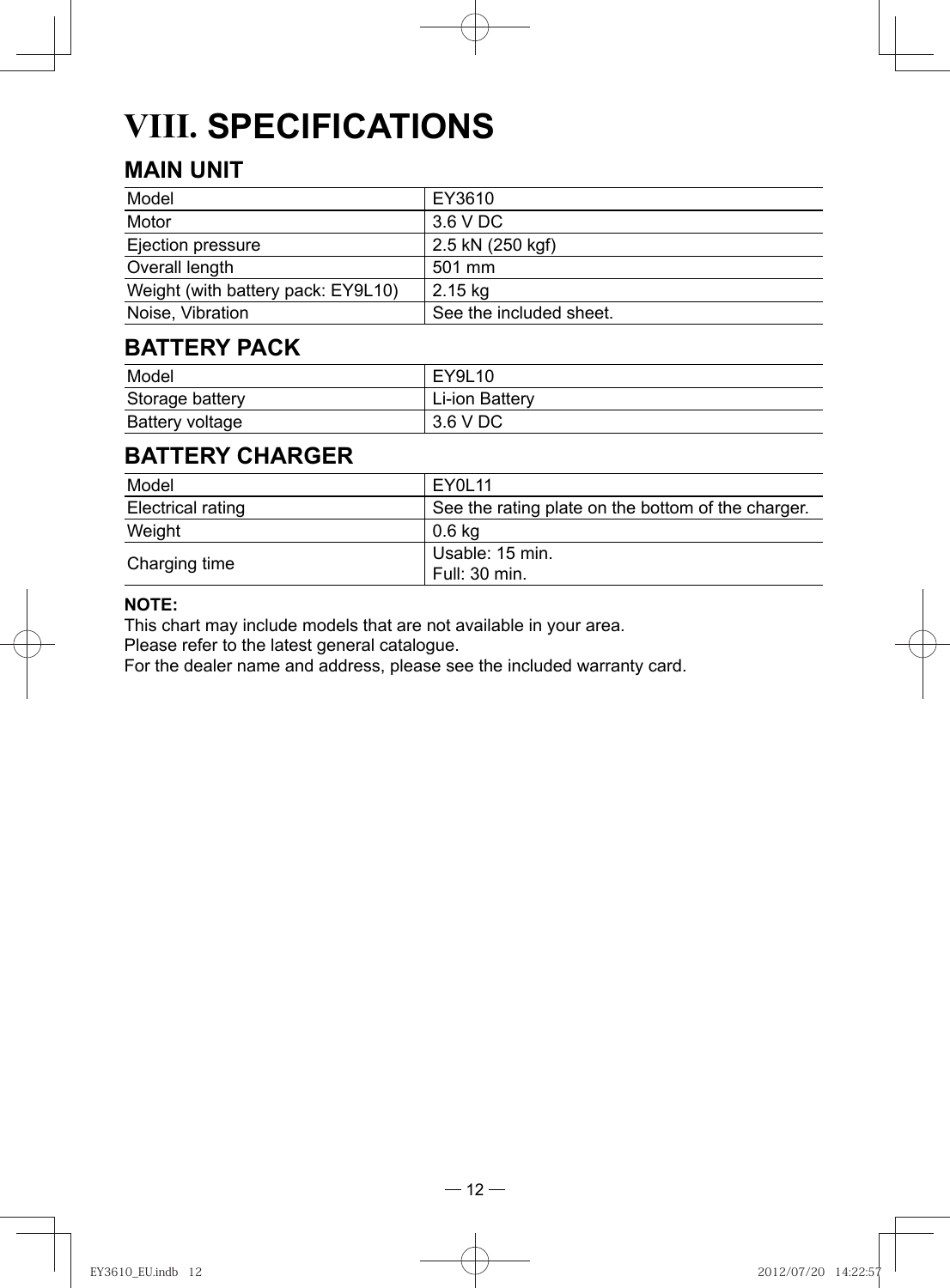# VIII. SPECIFICATIONS

## MAIN UNIT

| Model | EY3610 |
|---|---|
| Motor | 3.6 V DC |
| Ejection pressure | 2.5 kN (250 kgf) |
| Overall length | 501 mm |
| Weight (with battery pack: EY9L10) | 2.15 kg |
| Noise, Vibration | See the included sheet. |

## BATTERY PACK

| Model | EY9L10 |
|---|---|
| Storage battery | Li-ion Battery |
| Battery voltage | 3.6 V DC |

## BATTERY CHARGER

| Model | EY0L11 |
|---|---|
| Electrical rating | See the rating plate on the bottom of the charger. |
| Weight | 0.6 kg |
| Charging time | Usable: 15 min.<br>Full: 30 min. |

**NOTE:**
This chart may include models that are not available in your area.
Please refer to the latest general catalogue.
For the dealer name and address, please see the included warranty card.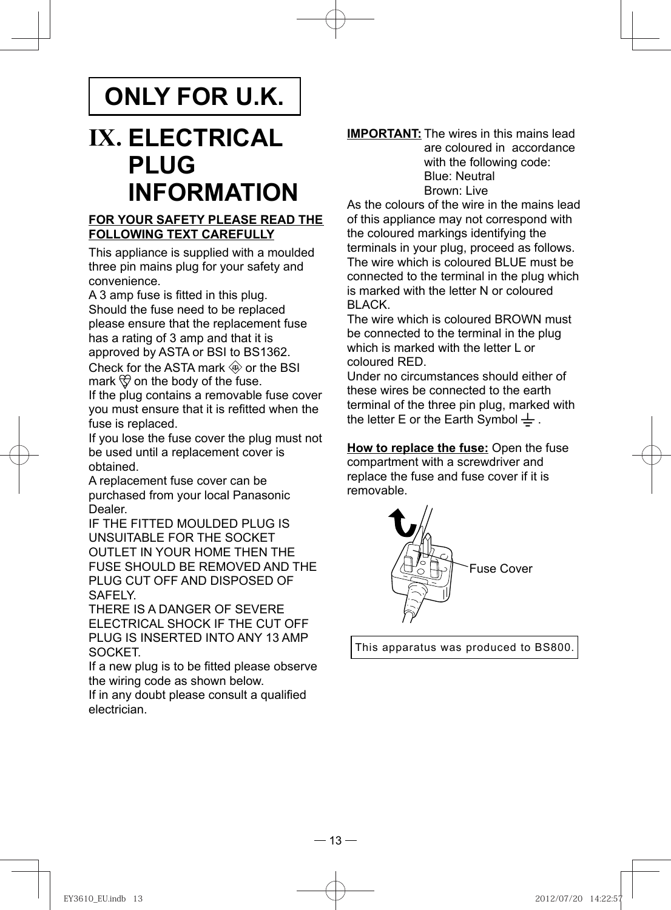# ONLY FOR U.K.

## IX. ELECTRICAL PLUG INFORMATION

**FOR YOUR SAFETY PLEASE READ THE FOLLOWING TEXT CAREFULLY**

This appliance is supplied with a moulded three pin mains plug for your safety and convenience.

A 3 amp fuse is fitted in this plug.

Should the fuse need to be replaced please ensure that the replacement fuse has a rating of 3 amp and that it is approved by ASTA or BSI to BS1362.

Check for the ASTA mark or the BSI mark on the body of the fuse.

If the plug contains a removable fuse cover you must ensure that it is refitted when the fuse is replaced.

If you lose the fuse cover the plug must not be used until a replacement cover is obtained.

A replacement fuse cover can be purchased from your local Panasonic Dealer.

IF THE FITTED MOULDED PLUG IS UNSUITABLE FOR THE SOCKET OUTLET IN YOUR HOME THEN THE FUSE SHOULD BE REMOVED AND THE PLUG CUT OFF AND DISPOSED OF SAFELY.

THERE IS A DANGER OF SEVERE ELECTRICAL SHOCK IF THE CUT OFF PLUG IS INSERTED INTO ANY 13 AMP SOCKET.

If a new plug is to be fitted please observe the wiring code as shown below.

If in any doubt please consult a qualified electrician.

**IMPORTANT:** The wires in this mains lead are coloured in accordance with the following code:
Blue: Neutral
Brown: Live

As the colours of the wire in the mains lead of this appliance may not correspond with the coloured markings identifying the terminals in your plug, proceed as follows.

The wire which is coloured BLUE must be connected to the terminal in the plug which is marked with the letter N or coloured BLACK.

The wire which is coloured BROWN must be connected to the terminal in the plug which is marked with the letter L or coloured RED.

Under no circumstances should either of these wires be connected to the earth terminal of the three pin plug, marked with the letter E or the Earth Symbol ⏚.

**How to replace the fuse:** Open the fuse compartment with a screwdriver and replace the fuse and fuse cover if it is removable.

Fuse Cover

This apparatus was produced to BS800.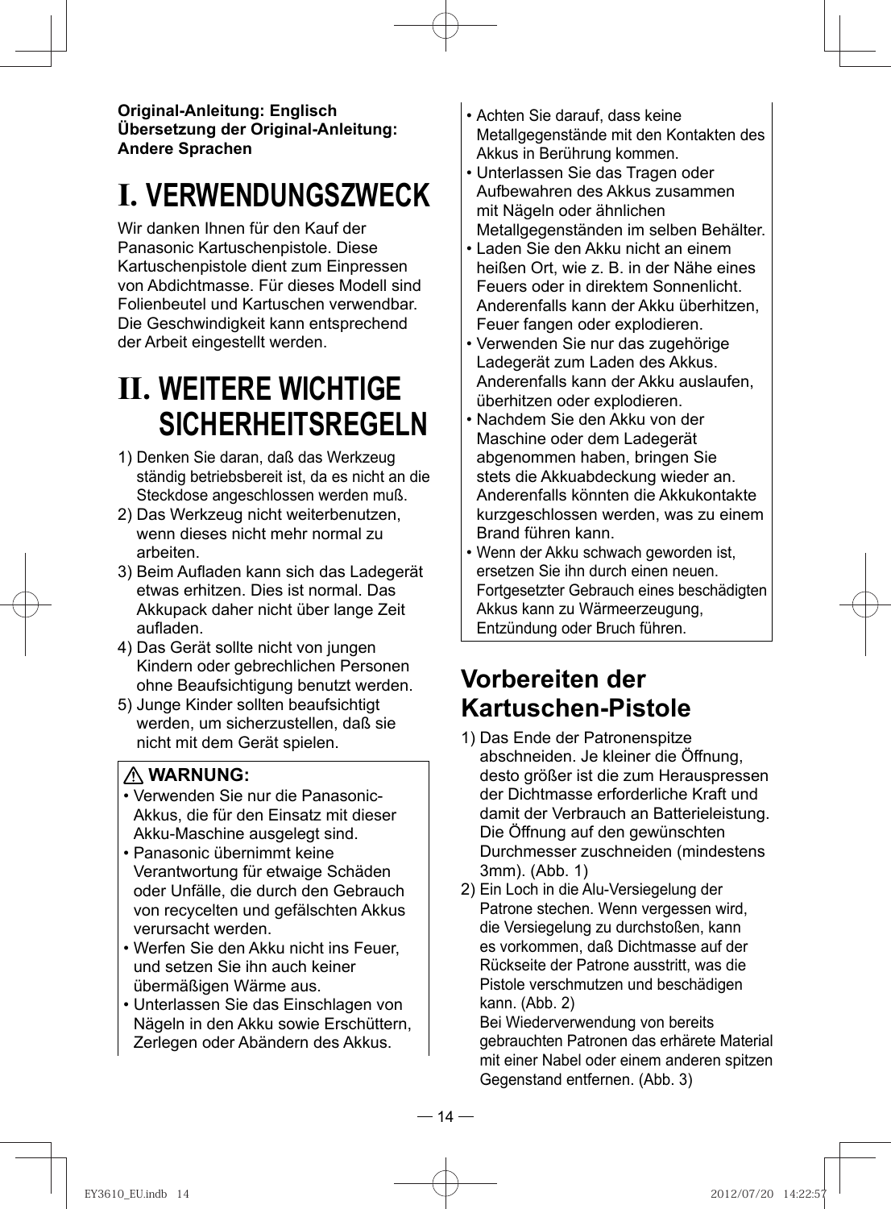**Original-Anleitung: Englisch**
**Übersetzung der Original-Anleitung: Andere Sprachen**

# I. VERWENDUNGSZWECK

Wir danken Ihnen für den Kauf der Panasonic Kartuschenpistole. Diese Kartuschenpistole dient zum Einpressen von Abdichtmasse. Für dieses Modell sind Folienbeutel und Kartuschen verwendbar. Die Geschwindigkeit kann entsprechend der Arbeit eingestellt werden.

# II. WEITERE WICHTIGE SICHERHEITSREGELN

1) Denken Sie daran, daß das Werkzeug ständig betriebsbereit ist, da es nicht an die Steckdose angeschlossen werden muß.
2) Das Werkzeug nicht weiterbenutzen, wenn dieses nicht mehr normal zu arbeiten.
3) Beim Aufladen kann sich das Ladegerät etwas erhitzen. Dies ist normal. Das Akkupack daher nicht über lange Zeit aufladen.
4) Das Gerät sollte nicht von jungen Kindern oder gebrechlichen Personen ohne Beaufsichtigung benutzt werden.
5) Junge Kinder sollten beaufsichtigt werden, um sicherzustellen, daß sie nicht mit dem Gerät spielen.

**⚠ WARNUNG:**

- Verwenden Sie nur die Panasonic-Akkus, die für den Einsatz mit dieser Akku-Maschine ausgelegt sind.
- Panasonic übernimmt keine Verantwortung für etwaige Schäden oder Unfälle, die durch den Gebrauch von recycelten und gefälschten Akkus verursacht werden.
- Werfen Sie den Akku nicht ins Feuer, und setzen Sie ihn auch keiner übermäßigen Wärme aus.
- Unterlassen Sie das Einschlagen von Nägeln in den Akku sowie Erschüttern, Zerlegen oder Abändern des Akkus.
- Achten Sie darauf, dass keine Metallgegenstände mit den Kontakten des Akkus in Berührung kommen.
- Unterlassen Sie das Tragen oder Aufbewahren des Akkus zusammen mit Nägeln oder ähnlichen Metallgegenständen im selben Behälter.
- Laden Sie den Akku nicht an einem heißen Ort, wie z. B. in der Nähe eines Feuers oder in direktem Sonnenlicht. Anderenfalls kann der Akku überhitzen, Feuer fangen oder explodieren.
- Verwenden Sie nur das zugehörige Ladegerät zum Laden des Akkus. Anderenfalls kann der Akku auslaufen, überhitzen oder explodieren.
- Nachdem Sie den Akku von der Maschine oder dem Ladegerät abgenommen haben, bringen Sie stets die Akkuabdeckung wieder an. Anderenfalls könnten die Akkukontakte kurzgeschlossen werden, was zu einem Brand führen kann.
- Wenn der Akku schwach geworden ist, ersetzen Sie ihn durch einen neuen. Fortgesetzter Gebrauch eines beschädigten Akkus kann zu Wärmeerzeugung, Entzündung oder Bruch führen.

## Vorbereiten der Kartuschen-Pistole

1) Das Ende der Patronenspitze abschneiden. Je kleiner die Öffnung, desto größer ist die zum Herauspressen der Dichtmasse erforderliche Kraft und damit der Verbrauch an Batterieleistung. Die Öffnung auf den gewünschten Durchmesser zuschneiden (mindestens 3mm). (Abb. 1)
2) Ein Loch in die Alu-Versiegelung der Patrone stechen. Wenn vergessen wird, die Versiegelung zu durchstoßen, kann es vorkommen, daß Dichtmasse auf der Rückseite der Patrone austritt, was die Pistole verschmutzen und beschädigen kann. (Abb. 2)
   Bei Wiederverwendung von bereits gebrauchten Patronen das erhärete Material mit einer Nabel oder einem anderen spitzen Gegenstand entfernen. (Abb. 3)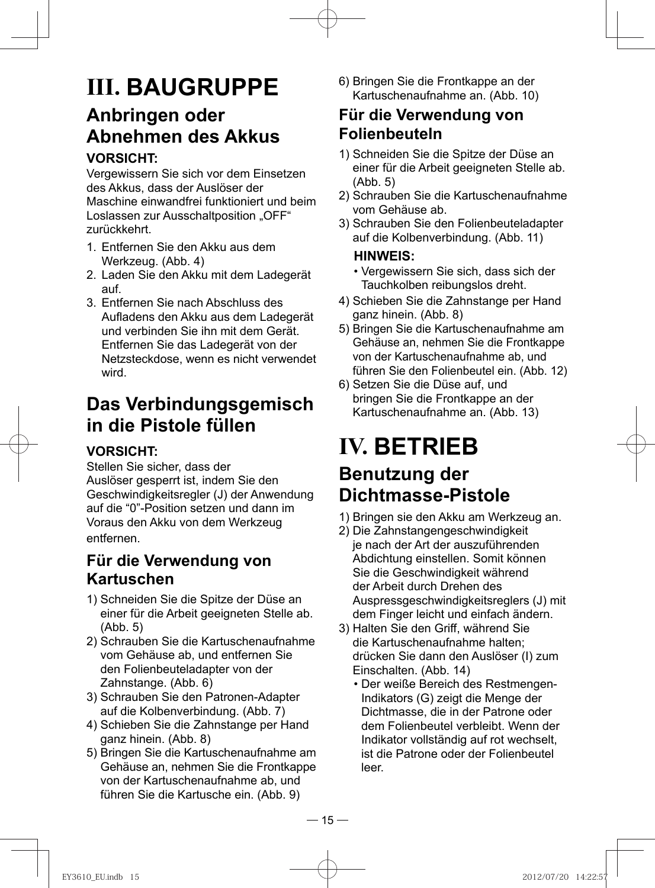# III. BAUGRUPPE

## Anbringen oder Abnehmen des Akkus

**VORSICHT:**

Vergewissern Sie sich vor dem Einsetzen des Akkus, dass der Auslöser der Maschine einwandfrei funktioniert und beim Loslassen zur Ausschaltposition „OFF" zurückkehrt.

1. Entfernen Sie den Akku aus dem Werkzeug. (Abb. 4)
2. Laden Sie den Akku mit dem Ladegerät auf.
3. Entfernen Sie nach Abschluss des Aufladens den Akku aus dem Ladegerät und verbinden Sie ihn mit dem Gerät. Entfernen Sie das Ladegerät von der Netzsteckdose, wenn es nicht verwendet wird.

## Das Verbindungsgemisch in die Pistole füllen

**VORSICHT:**

Stellen Sie sicher, dass der Auslöser gesperrt ist, indem Sie den Geschwindigkeitsregler (J) der Anwendung auf die "0"-Position setzen und dann im Voraus den Akku von dem Werkzeug entfernen.

### Für die Verwendung von Kartuschen

1) Schneiden Sie die Spitze der Düse an einer für die Arbeit geeigneten Stelle ab. (Abb. 5)
2) Schrauben Sie die Kartuschenaufnahme vom Gehäuse ab, und entfernen Sie den Folienbeuteladapter von der Zahnstange. (Abb. 6)
3) Schrauben Sie den Patronen-Adapter auf die Kolbenverbindung. (Abb. 7)
4) Schieben Sie die Zahnstange per Hand ganz hinein. (Abb. 8)
5) Bringen Sie die Kartuschenaufnahme am Gehäuse an, nehmen Sie die Frontkappe von der Kartuschenaufnahme ab, und führen Sie die Kartusche ein. (Abb. 9)
6) Bringen Sie die Frontkappe an der Kartuschenaufnahme an. (Abb. 10)

### Für die Verwendung von Folienbeuteln

1) Schneiden Sie die Spitze der Düse an einer für die Arbeit geeigneten Stelle ab. (Abb. 5)
2) Schrauben Sie die Kartuschenaufnahme vom Gehäuse ab.
3) Schrauben Sie den Folienbeuteladapter auf die Kolbenverbindung. (Abb. 11)

   **HINWEIS:**
   - Vergewissern Sie sich, dass sich der Tauchkolben reibungslos dreht.
4) Schieben Sie die Zahnstange per Hand ganz hinein. (Abb. 8)
5) Bringen Sie die Kartuschenaufnahme am Gehäuse an, nehmen Sie die Frontkappe von der Kartuschenaufnahme ab, und führen Sie den Folienbeutel ein. (Abb. 12)
6) Setzen Sie die Düse auf, und bringen Sie die Frontkappe an der Kartuschenaufnahme an. (Abb. 13)

# IV. BETRIEB

## Benutzung der Dichtmasse-Pistole

1) Bringen sie den Akku am Werkzeug an.
2) Die Zahnstangengeschwindigkeit je nach der Art der auszuführenden Abdichtung einstellen. Somit können Sie die Geschwindigkeit während der Arbeit durch Drehen des Auspressgeschwindigkeitsreglers (J) mit dem Finger leicht und einfach ändern.
3) Halten Sie den Griff, während Sie die Kartuschenaufnahme halten; drücken Sie dann den Auslöser (I) zum Einschalten. (Abb. 14)
   - Der weiße Bereich des Restmengen-Indikators (G) zeigt die Menge der Dichtmasse, die in der Patrone oder dem Folienbeutel verbleibt. Wenn der Indikator vollständig auf rot wechselt, ist die Patrone oder der Folienbeutel leer.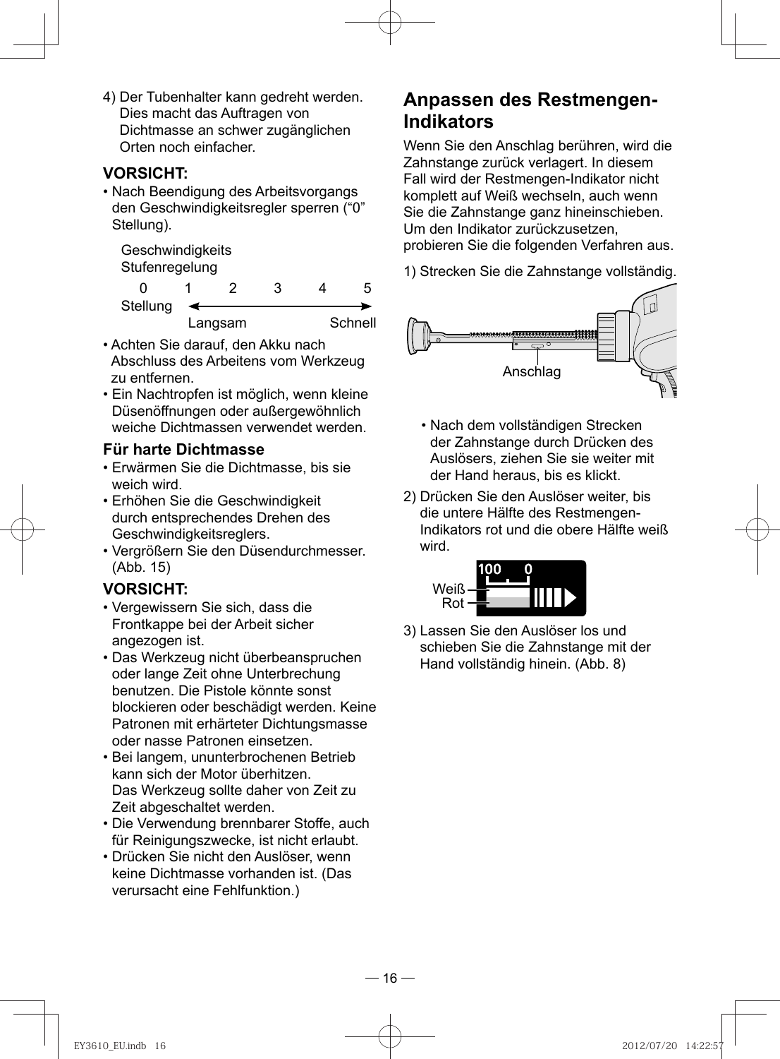4) Der Tubenhalter kann gedreht werden. Dies macht das Auftragen von Dichtmasse an schwer zugänglichen Orten noch einfacher.

**VORSICHT:**

- Nach Beendigung des Arbeitsvorgangs den Geschwindigkeitsregler sperren (“0” Stellung).

Geschwindigkeits Stufenregelung

| 0 Stellung | 1 | 2 | 3 | 4 | 5 |
|---|---|---|---|---|---|
| | Langsam | | | | Schnell |

- Achten Sie darauf, den Akku nach Abschluss des Arbeitens vom Werkzeug zu entfernen.
- Ein Nachtropfen ist möglich, wenn kleine Düsenöffnungen oder außergewöhnlich weiche Dichtmassen verwendet werden.

### Für harte Dichtmasse

- Erwärmen Sie die Dichtmasse, bis sie weich wird.
- Erhöhen Sie die Geschwindigkeit durch entsprechendes Drehen des Geschwindigkeitsreglers.
- Vergrößern Sie den Düsendurchmesser. (Abb. 15)

**VORSICHT:**

- Vergewissern Sie sich, dass die Frontkappe bei der Arbeit sicher angezogen ist.
- Das Werkzeug nicht überbeanspruchen oder lange Zeit ohne Unterbrechung benutzen. Die Pistole könnte sonst blockieren oder beschädigt werden. Keine Patronen mit erhärteter Dichtungsmasse oder nasse Patronen einsetzen.
- Bei langem, ununterbrochenen Betrieb kann sich der Motor überhitzen. Das Werkzeug sollte daher von Zeit zu Zeit abgeschaltet werden.
- Die Verwendung brennbarer Stoffe, auch für Reinigungszwecke, ist nicht erlaubt.
- Drücken Sie nicht den Auslöser, wenn keine Dichtmasse vorhanden ist. (Das verursacht eine Fehlfunktion.)

## Anpassen des Restmengen-Indikators

Wenn Sie den Anschlag berühren, wird die Zahnstange zurück verlagert. In diesem Fall wird der Restmengen-Indikator nicht komplett auf Weiß wechseln, auch wenn Sie die Zahnstange ganz hineinschieben. Um den Indikator zurückzusetzen, probieren Sie die folgenden Verfahren aus.

1) Strecken Sie die Zahnstange vollständig.

Anschlag

- Nach dem vollständigen Strecken der Zahnstange durch Drücken des Auslösers, ziehen Sie sie weiter mit der Hand heraus, bis es klickt.

2) Drücken Sie den Auslöser weiter, bis die untere Hälfte des Restmengen-Indikators rot und die obere Hälfte weiß wird.

100 0
Weiß
Rot

3) Lassen Sie den Auslöser los und schieben Sie die Zahnstange mit der Hand vollständig hinein. (Abb. 8)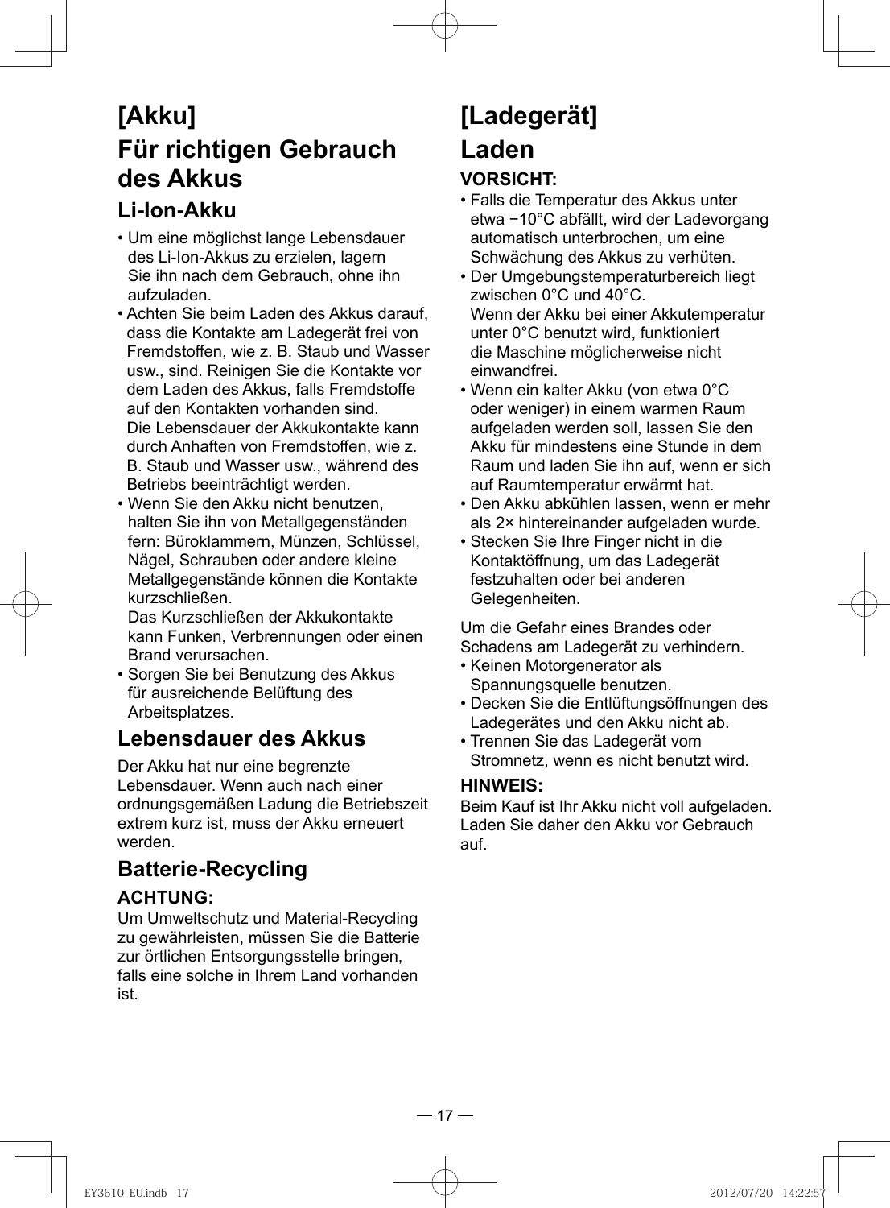# [Akku]

# Für richtigen Gebrauch des Akkus

## Li-Ion-Akku

- Um eine möglichst lange Lebensdauer des Li-Ion-Akkus zu erzielen, lagern Sie ihn nach dem Gebrauch, ohne ihn aufzuladen.
- Achten Sie beim Laden des Akkus darauf, dass die Kontakte am Ladegerät frei von Fremdstoffen, wie z. B. Staub und Wasser usw., sind. Reinigen Sie die Kontakte vor dem Laden des Akkus, falls Fremdstoffe auf den Kontakten vorhanden sind.
  Die Lebensdauer der Akkukontakte kann durch Anhaften von Fremdstoffen, wie z. B. Staub und Wasser usw., während des Betriebs beeinträchtigt werden.
- Wenn Sie den Akku nicht benutzen, halten Sie ihn von Metallgegenständen fern: Büroklammern, Münzen, Schlüssel, Nägel, Schrauben oder andere kleine Metallgegenstände können die Kontakte kurzschließen.
  Das Kurzschließen der Akkukontakte kann Funken, Verbrennungen oder einen Brand verursachen.
- Sorgen Sie bei Benutzung des Akkus für ausreichende Belüftung des Arbeitsplatzes.

## Lebensdauer des Akkus

Der Akku hat nur eine begrenzte Lebensdauer. Wenn auch nach einer ordnungsgemäßen Ladung die Betriebszeit extrem kurz ist, muss der Akku erneuert werden.

## Batterie-Recycling

**ACHTUNG:**

Um Umweltschutz und Material-Recycling zu gewährleisten, müssen Sie die Batterie zur örtlichen Entsorgungsstelle bringen, falls eine solche in Ihrem Land vorhanden ist.

# [Ladegerät]

# Laden

**VORSICHT:**

- Falls die Temperatur des Akkus unter etwa −10°C abfällt, wird der Ladevorgang automatisch unterbrochen, um eine Schwächung des Akkus zu verhüten.
- Der Umgebungstemperaturbereich liegt zwischen 0°C und 40°C.
  Wenn der Akku bei einer Akkutemperatur unter 0°C benutzt wird, funktioniert die Maschine möglicherweise nicht einwandfrei.
- Wenn ein kalter Akku (von etwa 0°C oder weniger) in einem warmen Raum aufgeladen werden soll, lassen Sie den Akku für mindestens eine Stunde in dem Raum und laden Sie ihn auf, wenn er sich auf Raumtemperatur erwärmt hat.
- Den Akku abkühlen lassen, wenn er mehr als 2× hintereinander aufgeladen wurde.
- Stecken Sie Ihre Finger nicht in die Kontaktöffnung, um das Ladegerät festzuhalten oder bei anderen Gelegenheiten.

Um die Gefahr eines Brandes oder Schadens am Ladegerät zu verhindern.

- Keinen Motorgenerator als Spannungsquelle benutzen.
- Decken Sie die Entlüftungsöffnungen des Ladegerätes und den Akku nicht ab.
- Trennen Sie das Ladegerät vom Stromnetz, wenn es nicht benutzt wird.

**HINWEIS:**

Beim Kauf ist Ihr Akku nicht voll aufgeladen. Laden Sie daher den Akku vor Gebrauch auf.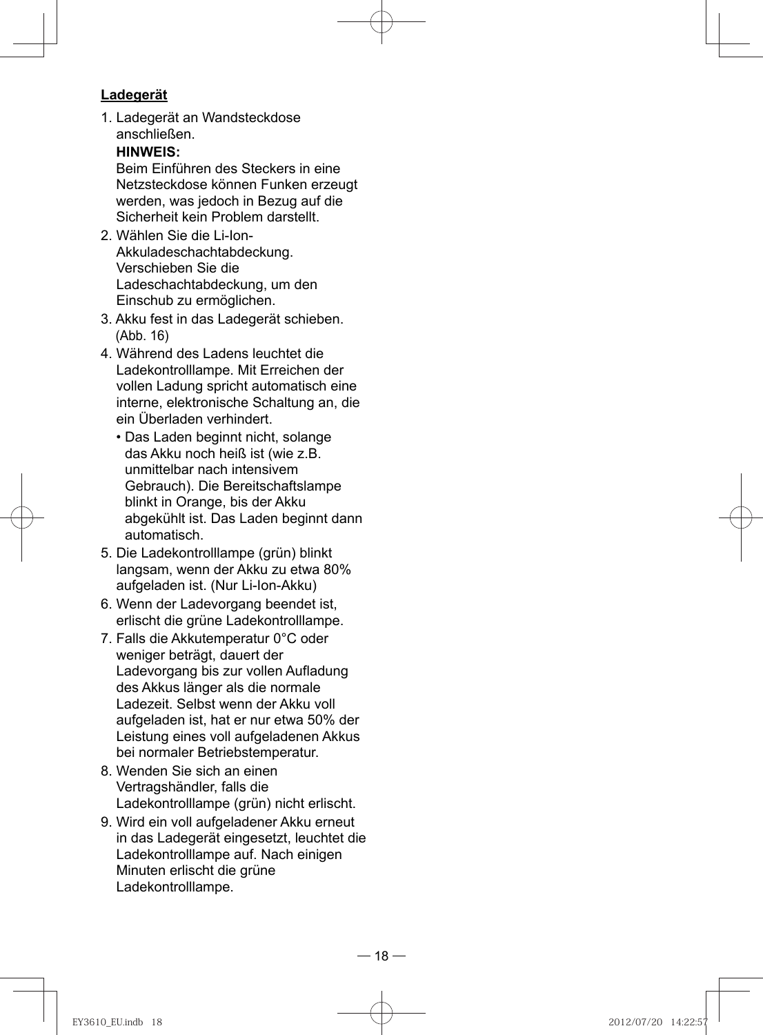**Ladegerät**

1. Ladegerät an Wandsteckdose anschließen.

   **HINWEIS:**
   Beim Einführen des Steckers in eine Netzsteckdose können Funken erzeugt werden, was jedoch in Bezug auf die Sicherheit kein Problem darstellt.
2. Wählen Sie die Li-Ion-Akkuladeschachtabdeckung. Verschieben Sie die Ladeschachtabdeckung, um den Einschub zu ermöglichen.
3. Akku fest in das Ladegerät schieben. (Abb. 16)
4. Während des Ladens leuchtet die Ladekontrolllampe. Mit Erreichen der vollen Ladung spricht automatisch eine interne, elektronische Schaltung an, die ein Überladen verhindert.
   - Das Laden beginnt nicht, solange das Akku noch heiß ist (wie z.B. unmittelbar nach intensivem Gebrauch). Die Bereitschaftslampe blinkt in Orange, bis der Akku abgekühlt ist. Das Laden beginnt dann automatisch.
5. Die Ladekontrolllampe (grün) blinkt langsam, wenn der Akku zu etwa 80% aufgeladen ist. (Nur Li-Ion-Akku)
6. Wenn der Ladevorgang beendet ist, erlischt die grüne Ladekontrolllampe.
7. Falls die Akkutemperatur 0°C oder weniger beträgt, dauert der Ladevorgang bis zur vollen Aufladung des Akkus länger als die normale Ladezeit. Selbst wenn der Akku voll aufgeladen ist, hat er nur etwa 50% der Leistung eines voll aufgeladenen Akkus bei normaler Betriebstemperatur.
8. Wenden Sie sich an einen Vertragshändler, falls die Ladekontrolllampe (grün) nicht erlischt.
9. Wird ein voll aufgeladener Akku erneut in das Ladegerät eingesetzt, leuchtet die Ladekontrolllampe auf. Nach einigen Minuten erlischt die grüne Ladekontrolllampe.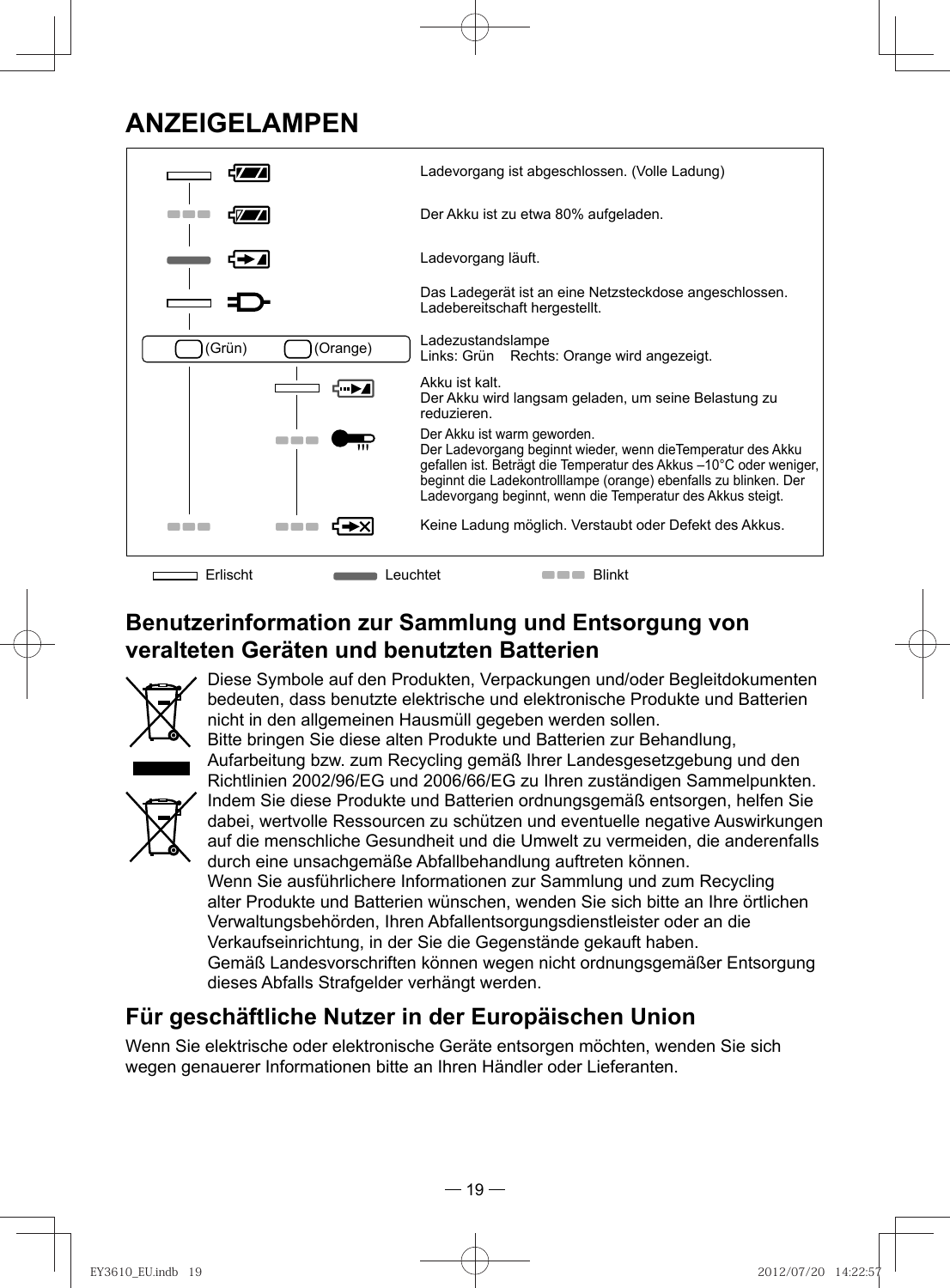# ANZEIGELAMPEN

| Lampe | Bedeutung |
|---|---|
| Grün: Erlischt | Ladevorgang ist abgeschlossen. (Volle Ladung) |
| Grün: Blinkt | Der Akku ist zu etwa 80% aufgeladen. |
| Grün: Leuchtet | Ladevorgang läuft. |
| Grün: Erlischt | Das Ladegerät ist an eine Netzsteckdose angeschlossen. Ladebereitschaft hergestellt. |
| (Grün) (Orange) | Ladezustandslampe<br>Links: Grün Rechts: Orange wird angezeigt. |
| Orange: Erlischt | Akku ist kalt.<br>Der Akku wird langsam geladen, um seine Belastung zu reduzieren. |
| Orange: Blinkt | Der Akku ist warm geworden.<br>Der Ladevorgang beginnt wieder, wenn dieTemperatur des Akku gefallen ist. Beträgt die Temperatur des Akkus –10°C oder weniger, beginnt die Ladekontrolllampe (orange) ebenfalls zu blinken. Der Ladevorgang beginnt, wenn die Temperatur des Akkus steigt. |
| Grün: Blinkt, Orange: Blinkt | Keine Ladung möglich. Verstaubt oder Defekt des Akkus. |

Erlischt  Leuchtet  Blinkt

## Benutzerinformation zur Sammlung und Entsorgung von veralteten Geräten und benutzten Batterien

Diese Symbole auf den Produkten, Verpackungen und/oder Begleitdokumenten bedeuten, dass benutzte elektrische und elektronische Produkte und Batterien nicht in den allgemeinen Hausmüll gegeben werden sollen.
Bitte bringen Sie diese alten Produkte und Batterien zur Behandlung, Aufarbeitung bzw. zum Recycling gemäß Ihrer Landesgesetzgebung und den Richtlinien 2002/96/EG und 2006/66/EG zu Ihren zuständigen Sammelpunkten.
Indem Sie diese Produkte und Batterien ordnungsgemäß entsorgen, helfen Sie dabei, wertvolle Ressourcen zu schützen und eventuelle negative Auswirkungen auf die menschliche Gesundheit und die Umwelt zu vermeiden, die anderenfalls durch eine unsachgemäße Abfallbehandlung auftreten können.
Wenn Sie ausführlichere Informationen zur Sammlung und zum Recycling alter Produkte und Batterien wünschen, wenden Sie sich bitte an Ihre örtlichen Verwaltungsbehörden, Ihren Abfallentsorgungsdienstleister oder an die Verkaufseinrichtung, in der Sie die Gegenstände gekauft haben.
Gemäß Landesvorschriften können wegen nicht ordnungsgemäßer Entsorgung dieses Abfalls Strafgelder verhängt werden.

## Für geschäftliche Nutzer in der Europäischen Union

Wenn Sie elektrische oder elektronische Geräte entsorgen möchten, wenden Sie sich wegen genauerer Informationen bitte an Ihren Händler oder Lieferanten.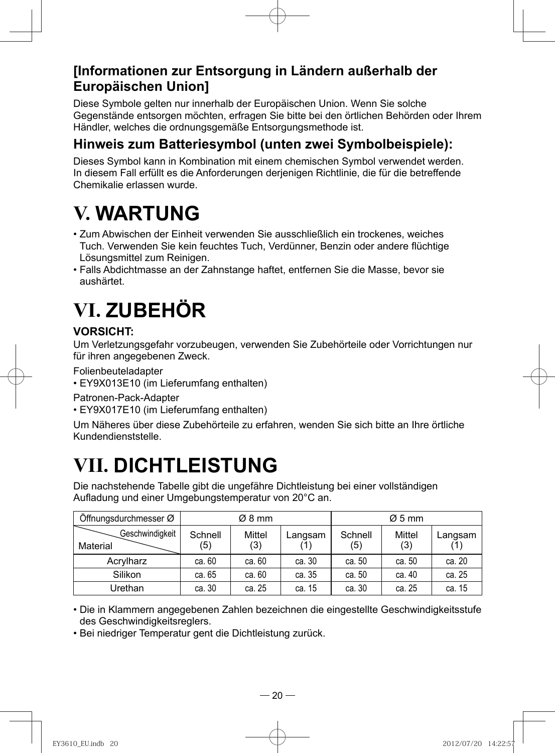### [Informationen zur Entsorgung in Ländern außerhalb der Europäischen Union]

Diese Symbole gelten nur innerhalb der Europäischen Union. Wenn Sie solche Gegenstände entsorgen möchten, erfragen Sie bitte bei den örtlichen Behörden oder Ihrem Händler, welches die ordnungsgemäße Entsorgungsmethode ist.

### Hinweis zum Batteriesymbol (unten zwei Symbolbeispiele):

Dieses Symbol kann in Kombination mit einem chemischen Symbol verwendet werden. In diesem Fall erfüllt es die Anforderungen derjenigen Richtlinie, die für die betreffende Chemikalie erlassen wurde.

# V. WARTUNG

- Zum Abwischen der Einheit verwenden Sie ausschließlich ein trockenes, weiches Tuch. Verwenden Sie kein feuchtes Tuch, Verdünner, Benzin oder andere flüchtige Lösungsmittel zum Reinigen.
- Falls Abdichtmasse an der Zahnstange haftet, entfernen Sie die Masse, bevor sie aushärtet.

# VI. ZUBEHÖR

**VORSICHT:**
Um Verletzungsgefahr vorzubeugen, verwenden Sie Zubehörteile oder Vorrichtungen nur für ihren angegebenen Zweck.

Folienbeuteladapter
- EY9X013E10 (im Lieferumfang enthalten)

Patronen-Pack-Adapter
- EY9X017E10 (im Lieferumfang enthalten)

Um Näheres über diese Zubehörteile zu erfahren, wenden Sie sich bitte an Ihre örtliche Kundendienststelle.

# VII. DICHTLEISTUNG

Die nachstehende Tabelle gibt die ungefähre Dichtleistung bei einer vollständigen Aufladung und einer Umgebungstemperatur von 20°C an.

| Öffnungsdurchmesser Ø | Ø 8 mm | | | Ø 5 mm | | |
|---|---|---|---|---|---|---|
| Geschwindigkeit / Material | Schnell (5) | Mittel (3) | Langsam (1) | Schnell (5) | Mittel (3) | Langsam (1) |
| Acrylharz | ca. 60 | ca. 60 | ca. 30 | ca. 50 | ca. 50 | ca. 20 |
| Silikon | ca. 65 | ca. 60 | ca. 35 | ca. 50 | ca. 40 | ca. 25 |
| Urethan | ca. 30 | ca. 25 | ca. 15 | ca. 30 | ca. 25 | ca. 15 |

- Die in Klammern angegebenen Zahlen bezeichnen die eingestellte Geschwindigkeitsstufe des Geschwindigkeitsreglers.
- Bei niedriger Temperatur gent die Dichtleistung zurück.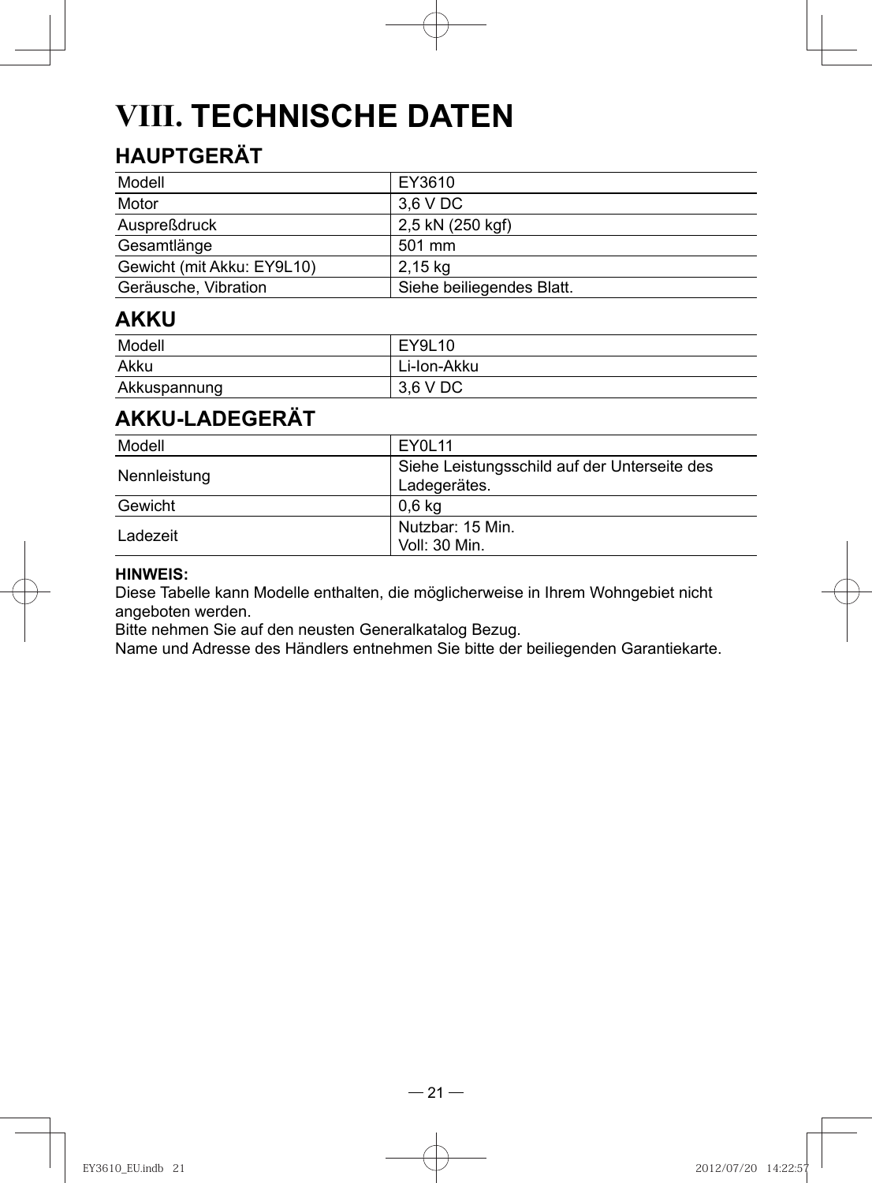# VIII. TECHNISCHE DATEN

## HAUPTGERÄT

| Modell | EY3610 |
|---|---|
| Motor | 3,6 V DC |
| Auspreßdruck | 2,5 kN (250 kgf) |
| Gesamtlänge | 501 mm |
| Gewicht (mit Akku: EY9L10) | 2,15 kg |
| Geräusche, Vibration | Siehe beiliegendes Blatt. |

## AKKU

| Modell | EY9L10 |
|---|---|
| Akku | Li-Ion-Akku |
| Akkuspannung | 3,6 V DC |

## AKKU-LADEGERÄT

| Modell | EY0L11 |
|---|---|
| Nennleistung | Siehe Leistungsschild auf der Unterseite des Ladegerätes. |
| Gewicht | 0,6 kg |
| Ladezeit | Nutzbar: 15 Min.<br>Voll: 30 Min. |

**HINWEIS:**
Diese Tabelle kann Modelle enthalten, die möglicherweise in Ihrem Wohngebiet nicht angeboten werden.
Bitte nehmen Sie auf den neusten Generalkatalog Bezug.
Name und Adresse des Händlers entnehmen Sie bitte der beiliegenden Garantiekarte.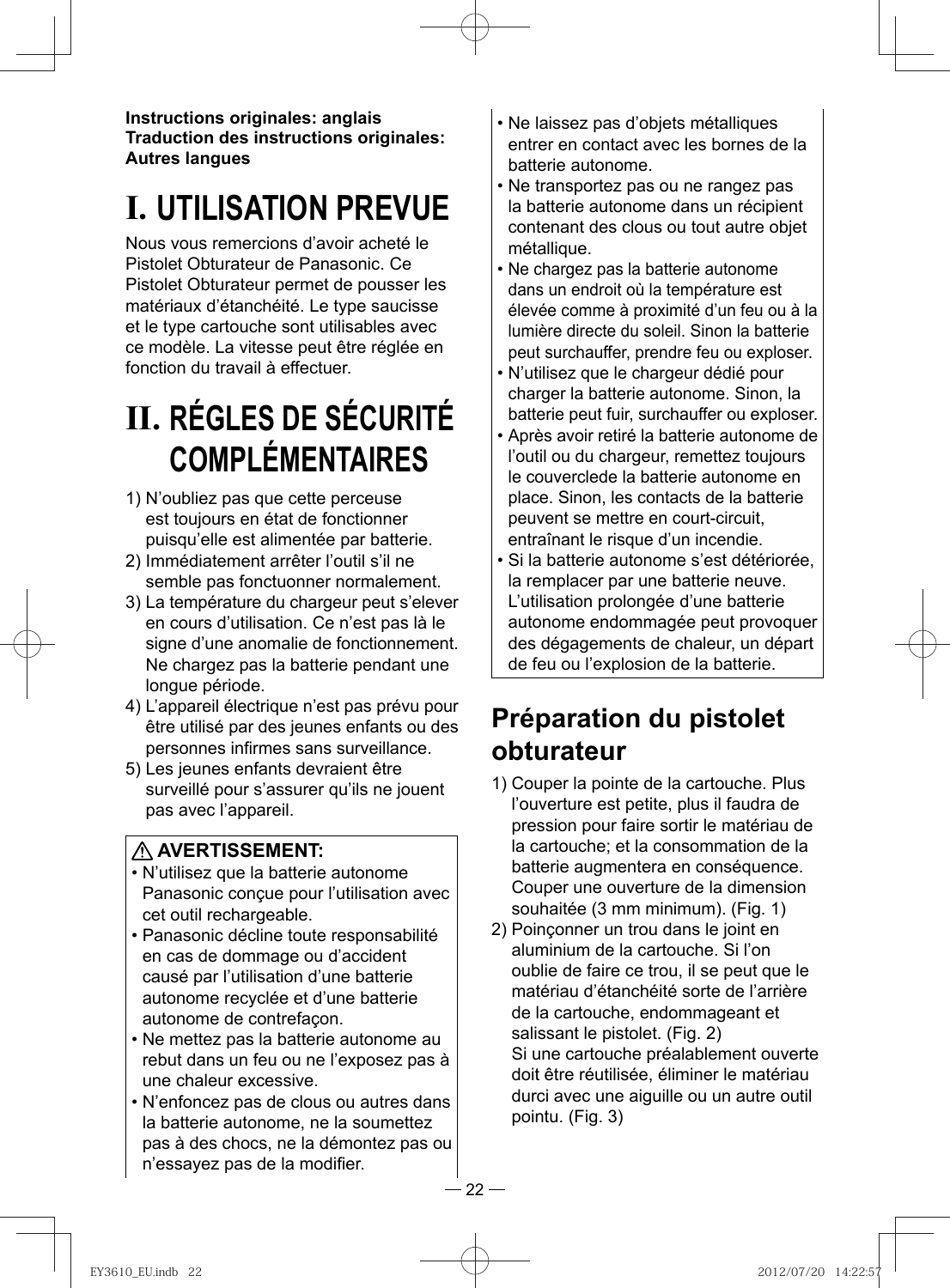**Instructions originales: anglais**
**Traduction des instructions originales: Autres langues**

# I. UTILISATION PREVUE

Nous vous remercions d’avoir acheté le Pistolet Obturateur de Panasonic. Ce Pistolet Obturateur permet de pousser les matériaux d’étanchéité. Le type saucisse et le type cartouche sont utilisables avec ce modèle. La vitesse peut être réglée en fonction du travail à effectuer.

# II. RÉGLES DE SÉCURITÉ COMPLÉMENTAIRES

1) N’oubliez pas que cette perceuse est toujours en état de fonctionner puisqu’elle est alimentée par batterie.
2) Immédiatement arrêter l’outil s’il ne semble pas fonctuonner normalement.
3) La température du chargeur peut s’elever en cours d’utilisation. Ce n’est pas là le signe d’une anomalie de fonctionnement. Ne chargez pas la batterie pendant une longue période.
4) L’appareil électrique n’est pas prévu pour être utilisé par des jeunes enfants ou des personnes infirmes sans surveillance.
5) Les jeunes enfants devraient être surveillé pour s’assurer qu’ils ne jouent pas avec l’appareil.

**⚠ AVERTISSEMENT:**

- N’utilisez que la batterie autonome Panasonic conçue pour l’utilisation avec cet outil rechargeable.
- Panasonic décline toute responsabilité en cas de dommage ou d’accident causé par l’utilisation d’une batterie autonome recyclée et d’une batterie autonome de contrefaçon.
- Ne mettez pas la batterie autonome au rebut dans un feu ou ne l’exposez pas à une chaleur excessive.
- N’enfoncez pas de clous ou autres dans la batterie autonome, ne la soumettez pas à des chocs, ne la démontez pas ou n’essayez pas de la modifier.
- Ne laissez pas d’objets métalliques entrer en contact avec les bornes de la batterie autonome.
- Ne transportez pas ou ne rangez pas la batterie autonome dans un récipient contenant des clous ou tout autre objet métallique.
- Ne chargez pas la batterie autonome dans un endroit où la température est élevée comme à proximité d’un feu ou à la lumière directe du soleil. Sinon la batterie peut surchauffer, prendre feu ou exploser.
- N’utilisez que le chargeur dédié pour charger la batterie autonome. Sinon, la batterie peut fuir, surchauffer ou exploser.
- Après avoir retiré la batterie autonome de l’outil ou du chargeur, remettez toujours le couverclede la batterie autonome en place. Sinon, les contacts de la batterie peuvent se mettre en court-circuit, entraînant le risque d’un incendie.
- Si la batterie autonome s’est détériorée, la remplacer par une batterie neuve. L’utilisation prolongée d’une batterie autonome endommagée peut provoquer des dégagements de chaleur, un départ de feu ou l’explosion de la batterie.

## Préparation du pistolet obturateur

1) Couper la pointe de la cartouche. Plus l’ouverture est petite, plus il faudra de pression pour faire sortir le matériau de la cartouche; et la consommation de la batterie augmentera en conséquence. Couper une ouverture de la dimension souhaitée (3 mm minimum). (Fig. 1)
2) Poinçonner un trou dans le joint en aluminium de la cartouche. Si l’on oublie de faire ce trou, il se peut que le matériau d’étanchéité sorte de l’arrière de la cartouche, endommageant et salissant le pistolet. (Fig. 2)
   Si une cartouche préalablement ouverte doit être réutilisée, éliminer le matériau durci avec une aiguille ou un autre outil pointu. (Fig. 3)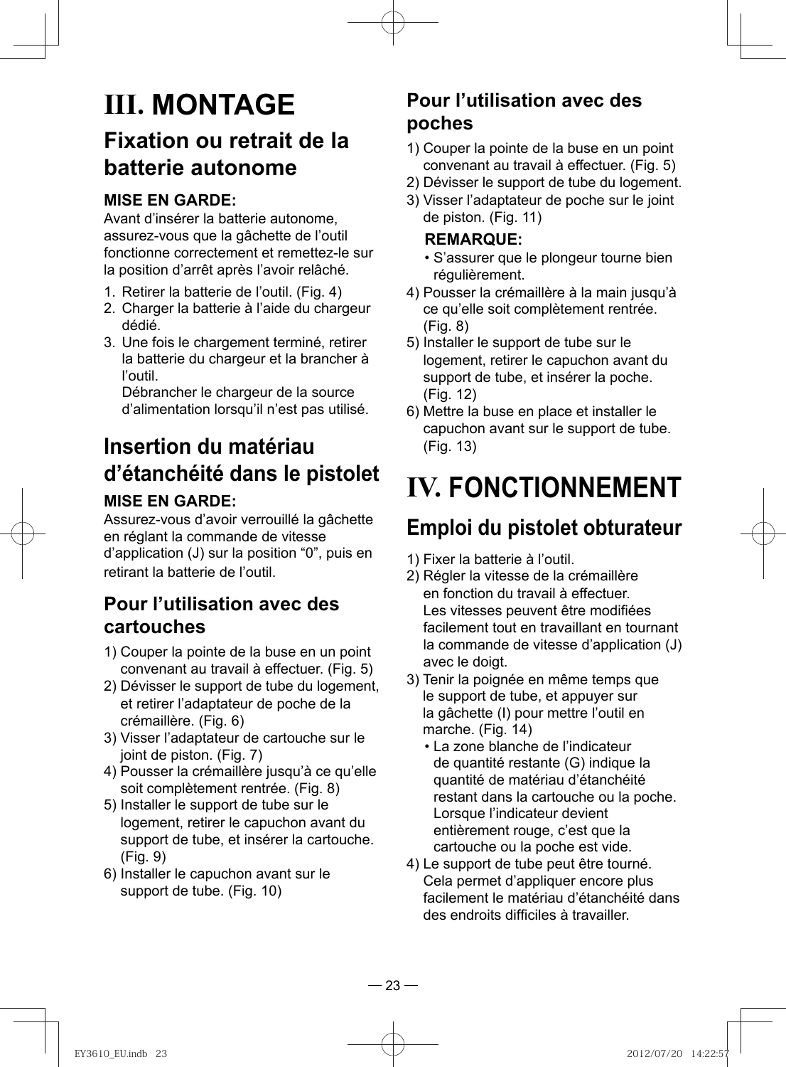# III. MONTAGE

## Fixation ou retrait de la batterie autonome

**MISE EN GARDE:**
Avant d'insérer la batterie autonome, assurez-vous que la gâchette de l'outil fonctionne correctement et remettez-le sur la position d'arrêt après l'avoir relâché.

1. Retirer la batterie de l'outil. (Fig. 4)
2. Charger la batterie à l'aide du chargeur dédié.
3. Une fois le chargement terminé, retirer la batterie du chargeur et la brancher à l'outil.
   Débrancher le chargeur de la source d'alimentation lorsqu'il n'est pas utilisé.

## Insertion du matériau d'étanchéité dans le pistolet

**MISE EN GARDE:**
Assurez-vous d'avoir verrouillé la gâchette en réglant la commande de vitesse d'application (J) sur la position "0", puis en retirant la batterie de l'outil.

### Pour l'utilisation avec des cartouches

1) Couper la pointe de la buse en un point convenant au travail à effectuer. (Fig. 5)
2) Dévisser le support de tube du logement, et retirer l'adaptateur de poche de la crémaillère. (Fig. 6)
3) Visser l'adaptateur de cartouche sur le joint de piston. (Fig. 7)
4) Pousser la crémaillère jusqu'à ce qu'elle soit complètement rentrée. (Fig. 8)
5) Installer le support de tube sur le logement, retirer le capuchon avant du support de tube, et insérer la cartouche. (Fig. 9)
6) Installer le capuchon avant sur le support de tube. (Fig. 10)

### Pour l'utilisation avec des poches

1) Couper la pointe de la buse en un point convenant au travail à effectuer. (Fig. 5)
2) Dévisser le support de tube du logement.
3) Visser l'adaptateur de poche sur le joint de piston. (Fig. 11)

   **REMARQUE:**
   - S'assurer que le plongeur tourne bien régulièrement.

4) Pousser la crémaillère à la main jusqu'à ce qu'elle soit complètement rentrée. (Fig. 8)
5) Installer le support de tube sur le logement, retirer le capuchon avant du support de tube, et insérer la poche. (Fig. 12)
6) Mettre la buse en place et installer le capuchon avant sur le support de tube. (Fig. 13)

# IV. FONCTIONNEMENT

## Emploi du pistolet obturateur

1) Fixer la batterie à l'outil.
2) Régler la vitesse de la crémaillère en fonction du travail à effectuer. Les vitesses peuvent être modifiées facilement tout en travaillant en tournant la commande de vitesse d'application (J) avec le doigt.
3) Tenir la poignée en même temps que le support de tube, et appuyer sur la gâchette (I) pour mettre l'outil en marche. (Fig. 14)
   - La zone blanche de l'indicateur de quantité restante (G) indique la quantité de matériau d'étanchéité restant dans la cartouche ou la poche. Lorsque l'indicateur devient entièrement rouge, c'est que la cartouche ou la poche est vide.
4) Le support de tube peut être tourné. Cela permet d'appliquer encore plus facilement le matériau d'étanchéité dans des endroits difficiles à travailler.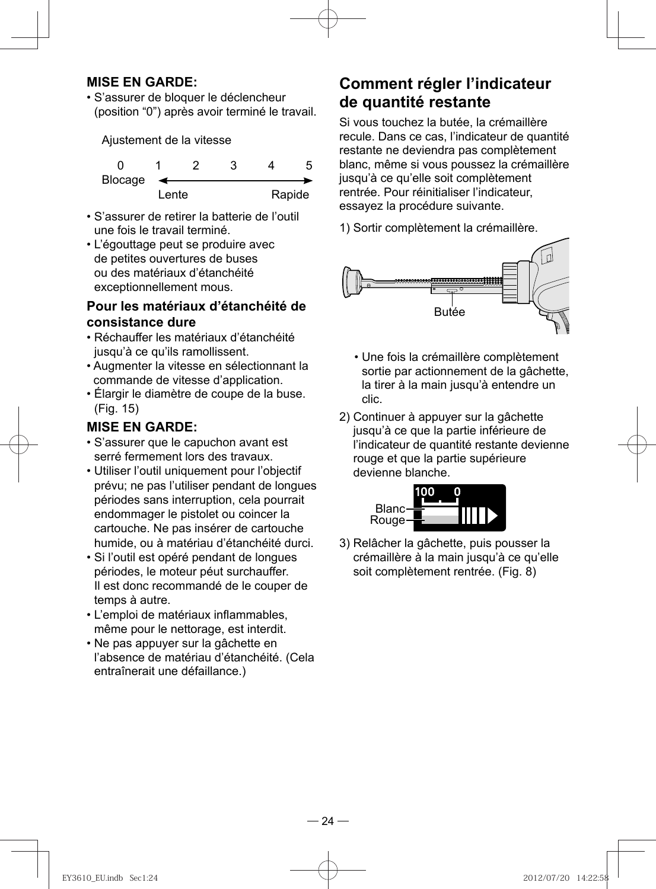**MISE EN GARDE:**

- S'assurer de bloquer le déclencheur (position “0”) après avoir terminé le travail.

Ajustement de la vitesse

| 0 | 1 | 2 | 3 | 4 | 5 |
|---|---|---|---|---|---|
| Blocage | Lente | | | | Rapide |

- S'assurer de retirer la batterie de l'outil une fois le travail terminé.
- L'égouttage peut se produire avec de petites ouvertures de buses ou des matériaux d'étanchéité exceptionnellement mous.

### Pour les matériaux d'étanchéité de consistance dure

- Réchauffer les matériaux d'étanchéité jusqu'à ce qu'ils ramollissent.
- Augmenter la vitesse en sélectionnant la commande de vitesse d'application.
- Élargir le diamètre de coupe de la buse. (Fig. 15)

**MISE EN GARDE:**

- S'assurer que le capuchon avant est serré fermement lors des travaux.
- Utiliser l'outil uniquement pour l'objectif prévu; ne pas l'utiliser pendant de longues périodes sans interruption, cela pourrait endommager le pistolet ou coincer la cartouche. Ne pas insérer de cartouche humide, ou à matériau d'étanchéité durci.
- Si l'outil est opéré pendant de longues périodes, le moteur péut surchauffer. Il est donc recommandé de le couper de temps à autre.
- L'emploi de matériaux inflammables, même pour le nettorage, est interdit.
- Ne pas appuyer sur la gâchette en l'absence de matériau d'étanchéité. (Cela entraînerait une défaillance.)

## Comment régler l'indicateur de quantité restante

Si vous touchez la butée, la crémaillère recule. Dans ce cas, l'indicateur de quantité restante ne deviendra pas complètement blanc, même si vous poussez la crémaillère jusqu'à ce qu'elle soit complètement rentrée. Pour réinitialiser l'indicateur, essayez la procédure suivante.

1) Sortir complètement la crémaillère.

Butée

- Une fois la crémaillère complètement sortie par actionnement de la gâchette, la tirer à la main jusqu'à entendre un clic.

2) Continuer à appuyer sur la gâchette jusqu'à ce que la partie inférieure de l'indicateur de quantité restante devienne rouge et que la partie supérieure devienne blanche.

100 0
Blanc
Rouge

3) Relâcher la gâchette, puis pousser la crémaillère à la main jusqu'à ce qu'elle soit complètement rentrée. (Fig. 8)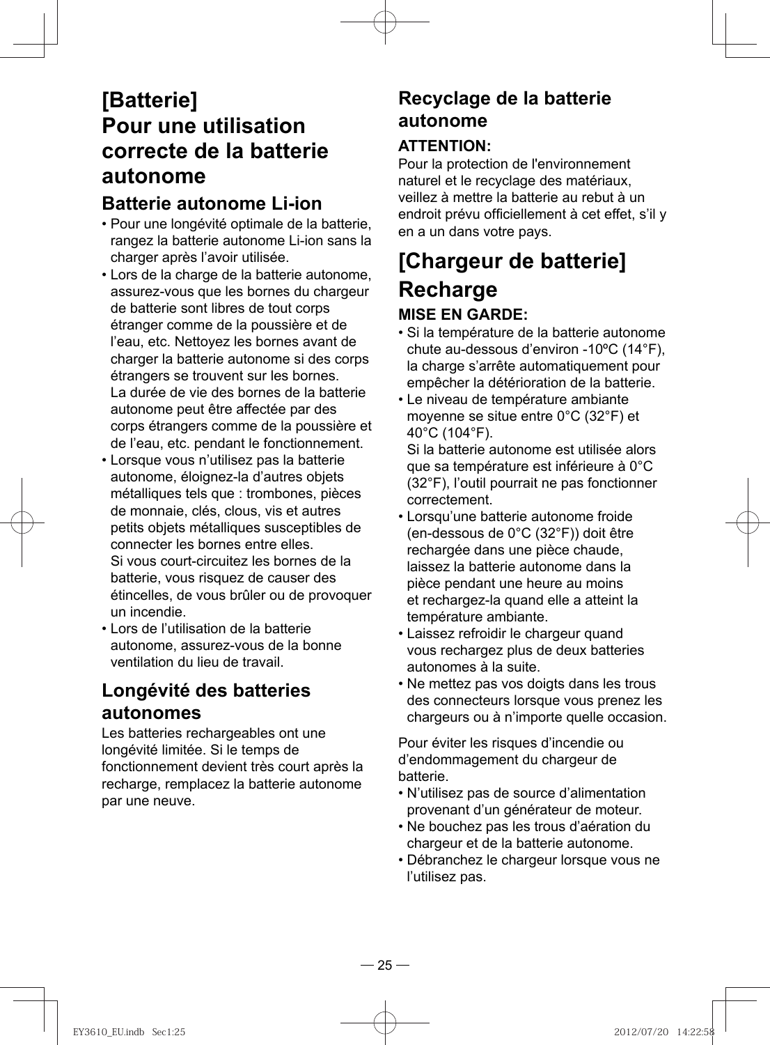# [Batterie]
# Pour une utilisation correcte de la batterie autonome

## Batterie autonome Li-ion

- Pour une longévité optimale de la batterie, rangez la batterie autonome Li-ion sans la charger après l'avoir utilisée.
- Lors de la charge de la batterie autonome, assurez-vous que les bornes du chargeur de batterie sont libres de tout corps étranger comme de la poussière et de l'eau, etc. Nettoyez les bornes avant de charger la batterie autonome si des corps étrangers se trouvent sur les bornes.
  La durée de vie des bornes de la batterie autonome peut être affectée par des corps étrangers comme de la poussière et de l'eau, etc. pendant le fonctionnement.
- Lorsque vous n'utilisez pas la batterie autonome, éloignez-la d'autres objets métalliques tels que : trombones, pièces de monnaie, clés, clous, vis et autres petits objets métalliques susceptibles de connecter les bornes entre elles.
  Si vous court-circuitez les bornes de la batterie, vous risquez de causer des étincelles, de vous brûler ou de provoquer un incendie.
- Lors de l'utilisation de la batterie autonome, assurez-vous de la bonne ventilation du lieu de travail.

## Longévité des batteries autonomes

Les batteries rechargeables ont une longévité limitée. Si le temps de fonctionnement devient très court après la recharge, remplacez la batterie autonome par une neuve.

## Recyclage de la batterie autonome

**ATTENTION:**

Pour la protection de l'environnement naturel et le recyclage des matériaux, veillez à mettre la batterie au rebut à un endroit prévu officiellement à cet effet, s'il y en a un dans votre pays.

# [Chargeur de batterie]
# Recharge

**MISE EN GARDE:**

- Si la température de la batterie autonome chute au-dessous d'environ -10ºC (14°F), la charge s'arrête automatiquement pour empêcher la détérioration de la batterie.
- Le niveau de température ambiante moyenne se situe entre 0°C (32°F) et 40°C (104°F).
  Si la batterie autonome est utilisée alors que sa température est inférieure à 0°C (32°F), l'outil pourrait ne pas fonctionner correctement.
- Lorsqu'une batterie autonome froide (en-dessous de 0°C (32°F)) doit être rechargée dans une pièce chaude, laissez la batterie autonome dans la pièce pendant une heure au moins et rechargez-la quand elle a atteint la température ambiante.
- Laissez refroidir le chargeur quand vous rechargez plus de deux batteries autonomes à la suite.
- Ne mettez pas vos doigts dans les trous des connecteurs lorsque vous prenez les chargeurs ou à n'importe quelle occasion.

Pour éviter les risques d'incendie ou d'endommagement du chargeur de batterie.

- N'utilisez pas de source d'alimentation provenant d'un générateur de moteur.
- Ne bouchez pas les trous d'aération du chargeur et de la batterie autonome.
- Débranchez le chargeur lorsque vous ne l'utilisez pas.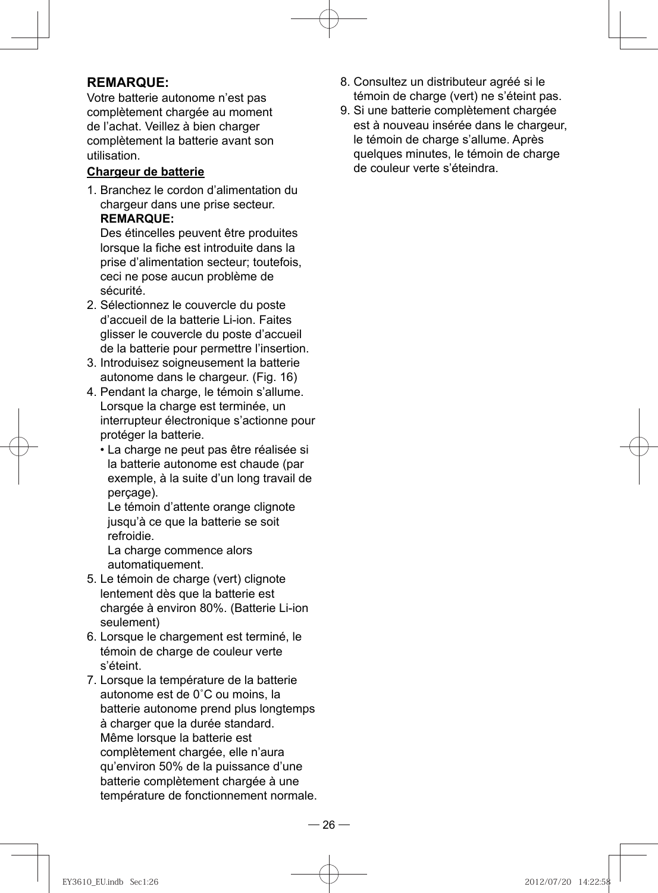**REMARQUE:**

Votre batterie autonome n'est pas complètement chargée au moment de l'achat. Veillez à bien charger complètement la batterie avant son utilisation.

**Chargeur de batterie**

1. Branchez le cordon d'alimentation du chargeur dans une prise secteur.
   **REMARQUE:**
   Des étincelles peuvent être produites lorsque la fiche est introduite dans la prise d'alimentation secteur; toutefois, ceci ne pose aucun problème de sécurité.
2. Sélectionnez le couvercle du poste d'accueil de la batterie Li-ion. Faites glisser le couvercle du poste d'accueil de la batterie pour permettre l'insertion.
3. Introduisez soigneusement la batterie autonome dans le chargeur. (Fig. 16)
4. Pendant la charge, le témoin s'allume. Lorsque la charge est terminée, un interrupteur électronique s'actionne pour protéger la batterie.
   - La charge ne peut pas être réalisée si la batterie autonome est chaude (par exemple, à la suite d'un long travail de perçage).
     Le témoin d'attente orange clignote jusqu'à ce que la batterie se soit refroidie.
     La charge commence alors automatiquement.
5. Le témoin de charge (vert) clignote lentement dès que la batterie est chargée à environ 80%. (Batterie Li-ion seulement)
6. Lorsque le chargement est terminé, le témoin de charge de couleur verte s'éteint.
7. Lorsque la température de la batterie autonome est de 0˚C ou moins, la batterie autonome prend plus longtemps à charger que la durée standard.
   Même lorsque la batterie est complètement chargée, elle n'aura qu'environ 50% de la puissance d'une batterie complètement chargée à une température de fonctionnement normale.
8. Consultez un distributeur agréé si le témoin de charge (vert) ne s'éteint pas.
9. Si une batterie complètement chargée est à nouveau insérée dans le chargeur, le témoin de charge s'allume. Après quelques minutes, le témoin de charge de couleur verte s'éteindra.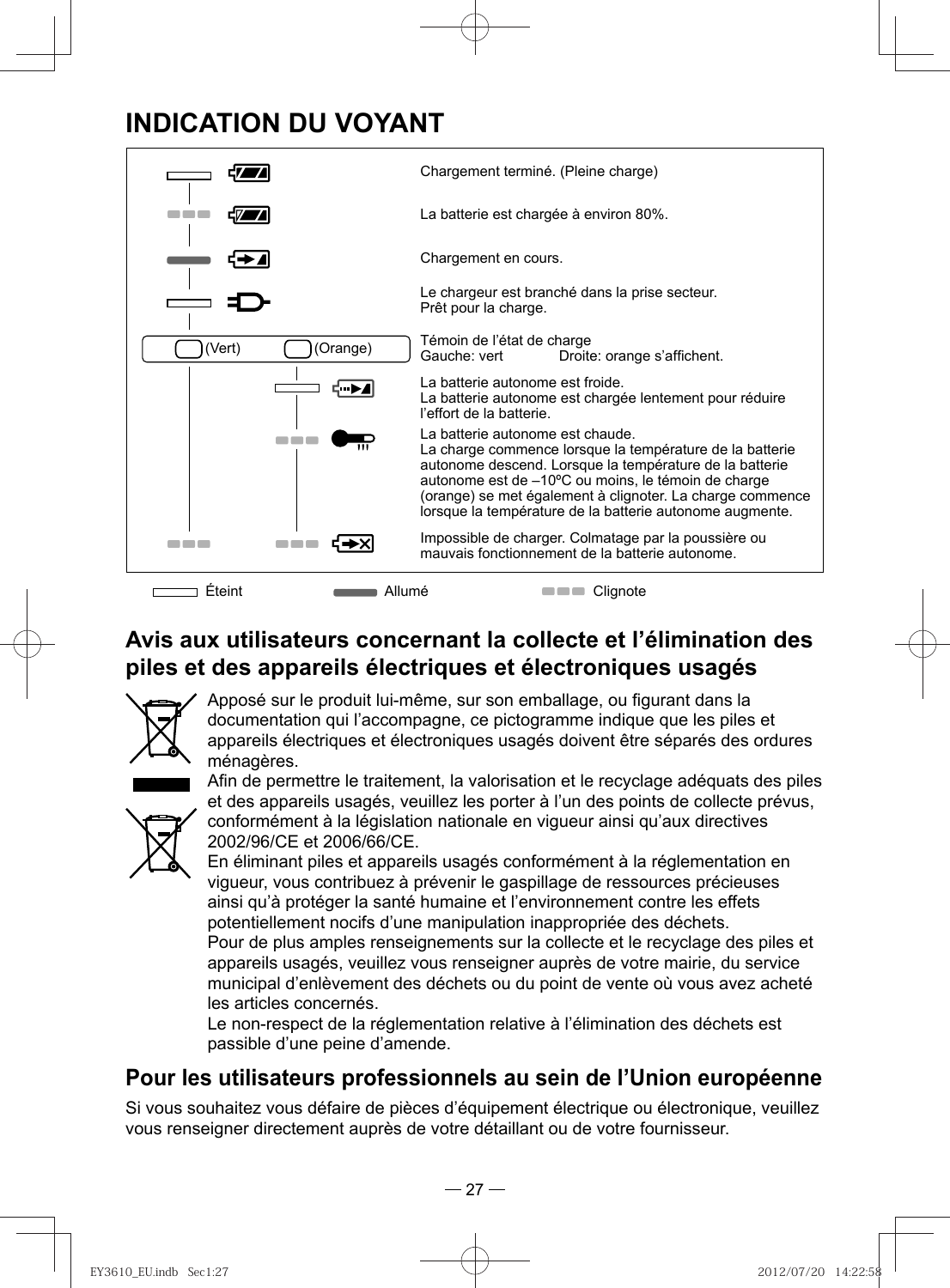# INDICATION DU VOYANT

| Voyant | Description |
| --- | --- |
| Éteint | Chargement terminé. (Pleine charge) |
| Clignote | La batterie est chargée à environ 80%. |
| Allumé | Chargement en cours. |
| Éteint | Le chargeur est branché dans la prise secteur. Prêt pour la charge. |
| (Vert) (Orange) | Témoin de l'état de charge<br>Gauche: vert Droite: orange s'affichent. |
| Orange: Éteint | La batterie autonome est froide.<br>La batterie autonome est chargée lentement pour réduire l'effort de la batterie. |
| Orange: Clignote | La batterie autonome est chaude.<br>La charge commence lorsque la température de la batterie autonome descend. Lorsque la température de la batterie autonome est de –10ºC ou moins, le témoin de charge (orange) se met également à clignoter. La charge commence lorsque la température de la batterie autonome augmente. |
| Vert: Clignote, Orange: Clignote | Impossible de charger. Colmatage par la poussière ou mauvais fonctionnement de la batterie autonome. |

Éteint    Allumé    Clignote

## Avis aux utilisateurs concernant la collecte et l'élimination des piles et des appareils électriques et électroniques usagés

Apposé sur le produit lui-même, sur son emballage, ou figurant dans la documentation qui l'accompagne, ce pictogramme indique que les piles et appareils électriques et électroniques usagés doivent être séparés des ordures ménagères.
Afin de permettre le traitement, la valorisation et le recyclage adéquats des piles et des appareils usagés, veuillez les porter à l'un des points de collecte prévus, conformément à la législation nationale en vigueur ainsi qu'aux directives 2002/96/CE et 2006/66/CE.
En éliminant piles et appareils usagés conformément à la réglementation en vigueur, vous contribuez à prévenir le gaspillage de ressources précieuses ainsi qu'à protéger la santé humaine et l'environnement contre les effets potentiellement nocifs d'une manipulation inappropriée des déchets.
Pour de plus amples renseignements sur la collecte et le recyclage des piles et appareils usagés, veuillez vous renseigner auprès de votre mairie, du service municipal d'enlèvement des déchets ou du point de vente où vous avez acheté les articles concernés.
Le non-respect de la réglementation relative à l'élimination des déchets est passible d'une peine d'amende.

## Pour les utilisateurs professionnels au sein de l'Union européenne

Si vous souhaitez vous défaire de pièces d'équipement électrique ou électronique, veuillez vous renseigner directement auprès de votre détaillant ou de votre fournisseur.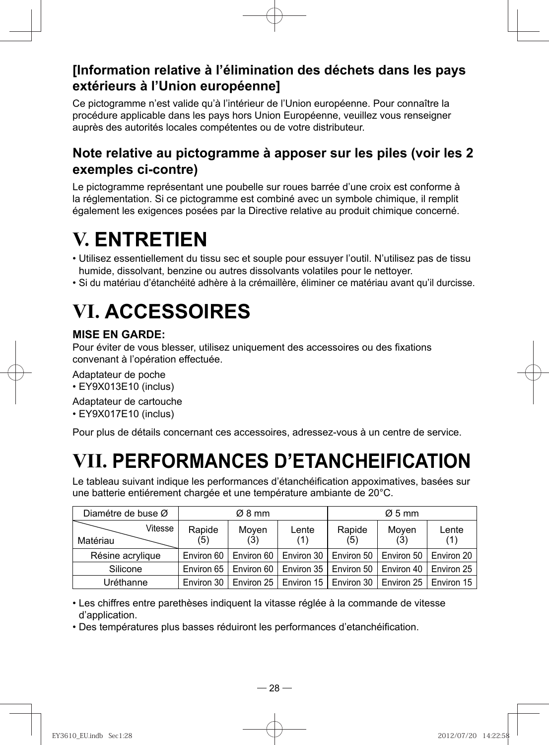### [Information relative à l’élimination des déchets dans les pays extérieurs à l’Union européenne]

Ce pictogramme n’est valide qu’à l’intérieur de l’Union européenne. Pour connaître la procédure applicable dans les pays hors Union Européenne, veuillez vous renseigner auprès des autorités locales compétentes ou de votre distributeur.

### Note relative au pictogramme à apposer sur les piles (voir les 2 exemples ci-contre)

Le pictogramme représentant une poubelle sur roues barrée d’une croix est conforme à la réglementation. Si ce pictogramme est combiné avec un symbole chimique, il remplit également les exigences posées par la Directive relative au produit chimique concerné.

# V. ENTRETIEN

- Utilisez essentiellement du tissu sec et souple pour essuyer l’outil. N’utilisez pas de tissu humide, dissolvant, benzine ou autres dissolvants volatiles pour le nettoyer.
- Si du matériau d’étanchéité adhère à la crémaillère, éliminer ce matériau avant qu’il durcisse.

# VI. ACCESSOIRES

**MISE EN GARDE:**
Pour éviter de vous blesser, utilisez uniquement des accessoires ou des fixations convenant à l’opération effectuée.

Adaptateur de poche
- EY9X013E10 (inclus)

Adaptateur de cartouche
- EY9X017E10 (inclus)

Pour plus de détails concernant ces accessoires, adressez-vous à un centre de service.

# VII. PERFORMANCES D’ETANCHEIFICATION

Le tableau suivant indique les performances d’étanchéification appoximatives, basées sur une batterie entiérement chargée et une température ambiante de 20°C.

| Diamétre de buse Ø | Ø 8 mm | | | Ø 5 mm | | |
|---|---|---|---|---|---|---|
| Vitesse / Matériau | Rapide (5) | Moyen (3) | Lente (1) | Rapide (5) | Moyen (3) | Lente (1) |
| Résine acrylique | Environ 60 | Environ 60 | Environ 30 | Environ 50 | Environ 50 | Environ 20 |
| Silicone | Environ 65 | Environ 60 | Environ 35 | Environ 50 | Environ 40 | Environ 25 |
| Uréthanne | Environ 30 | Environ 25 | Environ 15 | Environ 30 | Environ 25 | Environ 15 |

- Les chiffres entre parethèses indiquent la vitasse réglée à la commande de vitesse d’application.
- Des températures plus basses réduiront les performances d’etanchéification.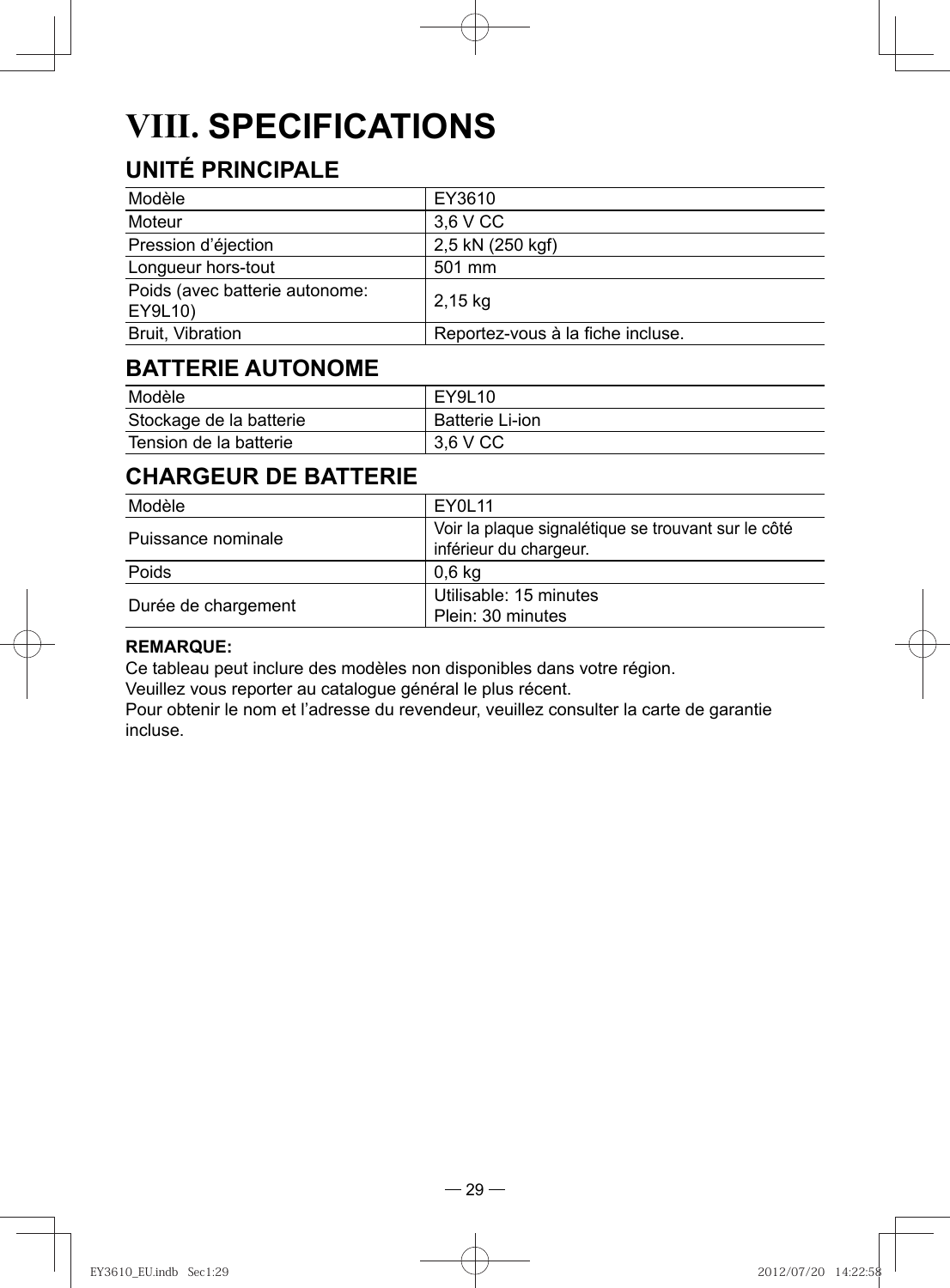# VIII. SPECIFICATIONS

## UNITÉ PRINCIPALE

| Modèle | EY3610 |
|---|---|
| Moteur | 3,6 V CC |
| Pression d'éjection | 2,5 kN (250 kgf) |
| Longueur hors-tout | 501 mm |
| Poids (avec batterie autonome: EY9L10) | 2,15 kg |
| Bruit, Vibration | Reportez-vous à la fiche incluse. |

## BATTERIE AUTONOME

| Modèle | EY9L10 |
|---|---|
| Stockage de la batterie | Batterie Li-ion |
| Tension de la batterie | 3,6 V CC |

## CHARGEUR DE BATTERIE

| Modèle | EY0L11 |
|---|---|
| Puissance nominale | Voir la plaque signalétique se trouvant sur le côté inférieur du chargeur. |
| Poids | 0,6 kg |
| Durée de chargement | Utilisable: 15 minutes<br>Plein: 30 minutes |

**REMARQUE:**
Ce tableau peut inclure des modèles non disponibles dans votre région.
Veuillez vous reporter au catalogue général le plus récent.
Pour obtenir le nom et l'adresse du revendeur, veuillez consulter la carte de garantie incluse.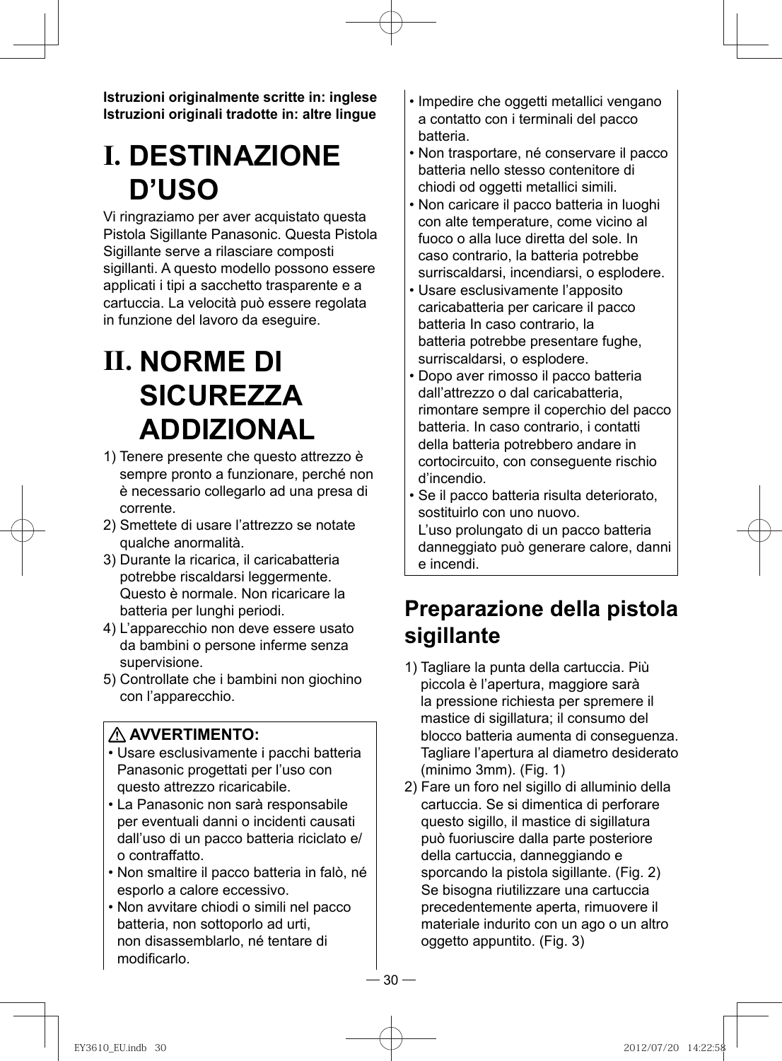**Istruzioni originalmente scritte in: inglese**
**Istruzioni originali tradotte in: altre lingue**

# I. DESTINAZIONE D'USO

Vi ringraziamo per aver acquistato questa Pistola Sigillante Panasonic. Questa Pistola Sigillante serve a rilasciare composti sigillanti. A questo modello possono essere applicati i tipi a sacchetto trasparente e a cartuccia. La velocità può essere regolata in funzione del lavoro da eseguire.

# II. NORME DI SICUREZZA ADDIZIONAL

1) Tenere presente che questo attrezzo è sempre pronto a funzionare, perché non è necessario collegarlo ad una presa di corrente.
2) Smettete di usare l'attrezzo se notate qualche anormalità.
3) Durante la ricarica, il caricabatteria potrebbe riscaldarsi leggermente. Questo è normale. Non ricaricare la batteria per lunghi periodi.
4) L'apparecchio non deve essere usato da bambini o persone inferme senza supervisione.
5) Controllate che i bambini non giochino con l'apparecchio.

**⚠ AVVERTIMENTO:**

- Usare esclusivamente i pacchi batteria Panasonic progettati per l'uso con questo attrezzo ricaricabile.
- La Panasonic non sarà responsabile per eventuali danni o incidenti causati dall'uso di un pacco batteria riciclato e/o contraffatto.
- Non smaltire il pacco batteria in falò, né esporlo a calore eccessivo.
- Non avvitare chiodi o simili nel pacco batteria, non sottoporlo ad urti, non disassemblarlo, né tentare di modificarlo.
- Impedire che oggetti metallici vengano a contatto con i terminali del pacco batteria.
- Non trasportare, né conservare il pacco batteria nello stesso contenitore di chiodi od oggetti metallici simili.
- Non caricare il pacco batteria in luoghi con alte temperature, come vicino al fuoco o alla luce diretta del sole. In caso contrario, la batteria potrebbe surriscaldarsi, incendiarsi, o esplodere.
- Usare esclusivamente l'apposito caricabatteria per caricare il pacco batteria In caso contrario, la batteria potrebbe presentare fughe, surriscaldarsi, o esplodere.
- Dopo aver rimosso il pacco batteria dall'attrezzo o dal caricabatteria, rimontare sempre il coperchio del pacco batteria. In caso contrario, i contatti della batteria potrebbero andare in cortocircuito, con conseguente rischio d'incendio.
- Se il pacco batteria risulta deteriorato, sostituirlo con uno nuovo.
  L'uso prolungato di un pacco batteria danneggiato può generare calore, danni e incendi.

## Preparazione della pistola sigillante

1) Tagliare la punta della cartuccia. Più piccola è l'apertura, maggiore sarà la pressione richiesta per spremere il mastice di sigillatura; il consumo del blocco batteria aumenta di conseguenza. Tagliare l'apertura al diametro desiderato (minimo 3mm). (Fig. 1)
2) Fare un foro nel sigillo di alluminio della cartuccia. Se si dimentica di perforare questo sigillo, il mastice di sigillatura può fuoriuscire dalla parte posteriore della cartuccia, danneggiando e sporcando la pistola sigillante. (Fig. 2)
   Se bisogna riutilizzare una cartuccia precedentemente aperta, rimuovere il materiale indurito con un ago o un altro oggetto appuntito. (Fig. 3)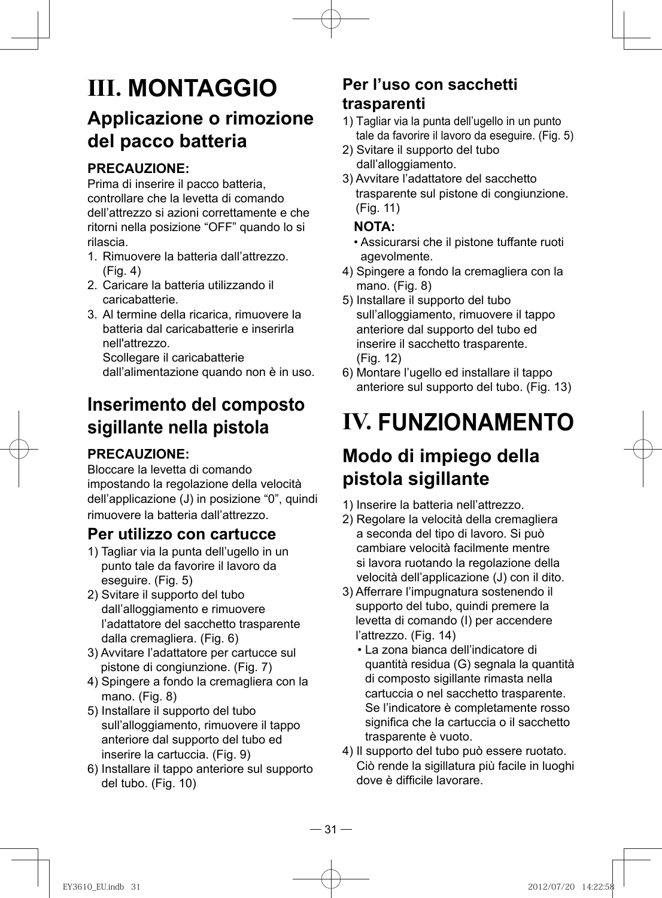# III. MONTAGGIO

## Applicazione o rimozione del pacco batteria

**PRECAUZIONE:**
Prima di inserire il pacco batteria, controllare che la levetta di comando dell’attrezzo si azioni correttamente e che ritorni nella posizione “OFF” quando lo si rilascia.

1. Rimuovere la batteria dall’attrezzo. (Fig. 4)
2. Caricare la batteria utilizzando il caricabatterie.
3. Al termine della ricarica, rimuovere la batteria dal caricabatterie e inserirla nell'attrezzo.
   Scollegare il caricabatterie dall’alimentazione quando non è in uso.

## Inserimento del composto sigillante nella pistola

**PRECAUZIONE:**
Bloccare la levetta di comando impostando la regolazione della velocità dell’applicazione (J) in posizione “0”, quindi rimuovere la batteria dall’attrezzo.

### Per utilizzo con cartucce

1) Tagliar via la punta dell’ugello in un punto tale da favorire il lavoro da eseguire. (Fig. 5)
2) Svitare il supporto del tubo dall’alloggiamento e rimuovere l’adattatore del sacchetto trasparente dalla cremagliera. (Fig. 6)
3) Avvitare l’adattatore per cartucce sul pistone di congiunzione. (Fig. 7)
4) Spingere a fondo la cremagliera con la mano. (Fig. 8)
5) Installare il supporto del tubo sull’alloggiamento, rimuovere il tappo anteriore dal supporto del tubo ed inserire la cartuccia. (Fig. 9)
6) Installare il tappo anteriore sul supporto del tubo. (Fig. 10)

### Per l’uso con sacchetti trasparenti

1) Tagliar via la punta dell’ugello in un punto tale da favorire il lavoro da eseguire. (Fig. 5)
2) Svitare il supporto del tubo dall’alloggiamento.
3) Avvitare l’adattatore del sacchetto trasparente sul pistone di congiunzione. (Fig. 11)

   **NOTA:**
   - Assicurarsi che il pistone tuffante ruoti agevolmente.

4) Spingere a fondo la cremagliera con la mano. (Fig. 8)
5) Installare il supporto del tubo sull’alloggiamento, rimuovere il tappo anteriore dal supporto del tubo ed inserire il sacchetto trasparente. (Fig. 12)
6) Montare l’ugello ed installare il tappo anteriore sul supporto del tubo. (Fig. 13)

# IV. FUNZIONAMENTO

## Modo di impiego della pistola sigillante

1) Inserire la batteria nell’attrezzo.
2) Regolare la velocità della cremagliera a seconda del tipo di lavoro. Si può cambiare velocità facilmente mentre si lavora ruotando la regolazione della velocità dell’applicazione (J) con il dito.
3) Afferrare l’impugnatura sostenendo il supporto del tubo, quindi premere la levetta di comando (I) per accendere l’attrezzo. (Fig. 14)
   - La zona bianca dell’indicatore di quantità residua (G) segnala la quantità di composto sigillante rimasta nella cartuccia o nel sacchetto trasparente. Se l’indicatore è completamente rosso significa che la cartuccia o il sacchetto trasparente è vuoto.
4) Il supporto del tubo può essere ruotato. Ciò rende la sigillatura più facile in luoghi dove è difficile lavorare.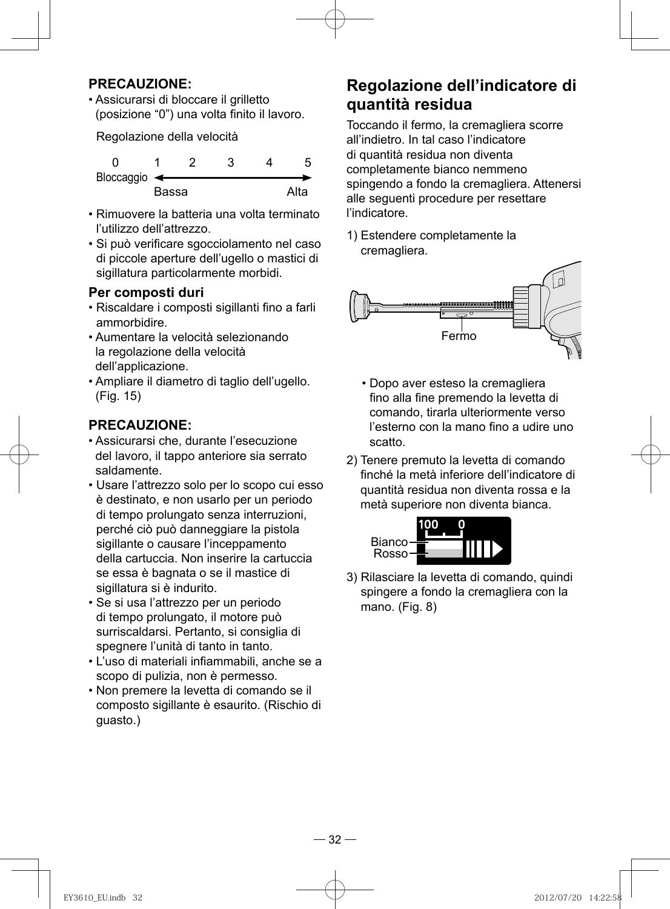**PRECAUZIONE:**

- Assicurarsi di bloccare il grilletto (posizione “0”) una volta finito il lavoro.

Regolazione della velocità

| 0 | 1 | 2 | 3 | 4 | 5 |
|---|---|---|---|---|---|
| Bloccaggio | Bassa | | | | Alta |

- Rimuovere la batteria una volta terminato l’utilizzo dell’attrezzo.
- Si può verificare sgocciolamento nel caso di piccole aperture dell’ugello o mastici di sigillatura particolarmente morbidi.

### Per composti duri

- Riscaldare i composti sigillanti fino a farli ammorbidire.
- Aumentare la velocità selezionando la regolazione della velocità dell’applicazione.
- Ampliare il diametro di taglio dell’ugello. (Fig. 15)

**PRECAUZIONE:**

- Assicurarsi che, durante l’esecuzione del lavoro, il tappo anteriore sia serrato saldamente.
- Usare l’attrezzo solo per lo scopo cui esso è destinato, e non usarlo per un periodo di tempo prolungato senza interruzioni, perché ciò può danneggiare la pistola sigillante o causare l’inceppamento della cartuccia. Non inserire la cartuccia se essa è bagnata o se il mastice di sigillatura si è indurito.
- Se si usa l’attrezzo per un periodo di tempo prolungato, il motore può surriscaldarsi. Pertanto, si consiglia di spegnere l’unità di tanto in tanto.
- L’uso di materiali infiammabili, anche se a scopo di pulizia, non è permesso.
- Non premere la levetta di comando se il composto sigillante è esaurito. (Rischio di guasto.)

## Regolazione dell’indicatore di quantità residua

Toccando il fermo, la cremagliera scorre all’indietro. In tal caso l’indicatore di quantità residua non diventa completamente bianco nemmeno spingendo a fondo la cremagliera. Attenersi alle seguenti procedure per resettare l’indicatore.

1) Estendere completamente la cremagliera.

Fermo

- Dopo aver esteso la cremagliera fino alla fine premendo la levetta di comando, tirarla ulteriormente verso l’esterno con la mano fino a udire uno scatto.

2) Tenere premuto la levetta di comando finché la metà inferiore dell’indicatore di quantità residua non diventa rossa e la metà superiore non diventa bianca.

100 0

Bianco

Rosso

3) Rilasciare la levetta di comando, quindi spingere a fondo la cremagliera con la mano. (Fig. 8)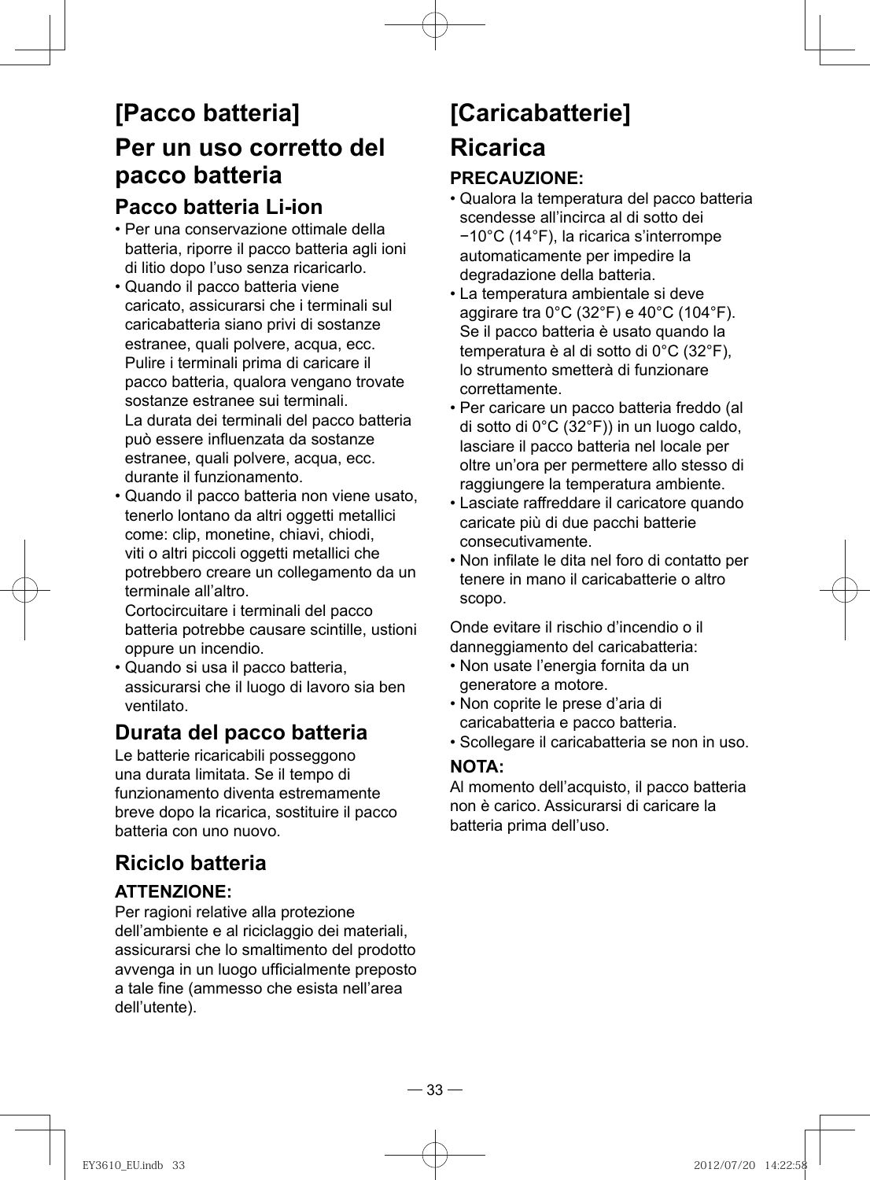# [Pacco batteria]

## Per un uso corretto del pacco batteria

### Pacco batteria Li-ion

- Per una conservazione ottimale della batteria, riporre il pacco batteria agli ioni di litio dopo l’uso senza ricaricarlo.
- Quando il pacco batteria viene caricato, assicurarsi che i terminali sul caricabatteria siano privi di sostanze estranee, quali polvere, acqua, ecc. Pulire i terminali prima di caricare il pacco batteria, qualora vengano trovate sostanze estranee sui terminali.
  La durata dei terminali del pacco batteria può essere influenzata da sostanze estranee, quali polvere, acqua, ecc. durante il funzionamento.
- Quando il pacco batteria non viene usato, tenerlo lontano da altri oggetti metallici come: clip, monetine, chiavi, chiodi, viti o altri piccoli oggetti metallici che potrebbero creare un collegamento da un terminale all’altro.
  Cortocircuitare i terminali del pacco batteria potrebbe causare scintille, ustioni oppure un incendio.
- Quando si usa il pacco batteria, assicurarsi che il luogo di lavoro sia ben ventilato.

### Durata del pacco batteria

Le batterie ricaricabili posseggono una durata limitata. Se il tempo di funzionamento diventa estremamente breve dopo la ricarica, sostituire il pacco batteria con uno nuovo.

### Riciclo batteria

**ATTENZIONE:**

Per ragioni relative alla protezione dell’ambiente e al riciclaggio dei materiali, assicurarsi che lo smaltimento del prodotto avvenga in un luogo ufficialmente preposto a tale fine (ammesso che esista nell’area dell’utente).

# [Caricabatterie]

## Ricarica

**PRECAUZIONE:**

- Qualora la temperatura del pacco batteria scendesse all’incirca al di sotto dei −10°C (14°F), la ricarica s’interrompe automaticamente per impedire la degradazione della batteria.
- La temperatura ambientale si deve aggirare tra 0°C (32°F) e 40°C (104°F). Se il pacco batteria è usato quando la temperatura è al di sotto di 0°C (32°F), lo strumento smetterà di funzionare correttamente.
- Per caricare un pacco batteria freddo (al di sotto di 0°C (32°F)) in un luogo caldo, lasciare il pacco batteria nel locale per oltre un’ora per permettere allo stesso di raggiungere la temperatura ambiente.
- Lasciate raffreddare il caricatore quando caricate più di due pacchi batterie consecutivamente.
- Non infilate le dita nel foro di contatto per tenere in mano il caricabatterie o altro scopo.

Onde evitare il rischio d’incendio o il danneggiamento del caricabatteria:

- Non usate l’energia fornita da un generatore a motore.
- Non coprite le prese d’aria di caricabatteria e pacco batteria.
- Scollegare il caricabatteria se non in uso.

**NOTA:**

Al momento dell’acquisto, il pacco batteria non è carico. Assicurarsi di caricare la batteria prima dell’uso.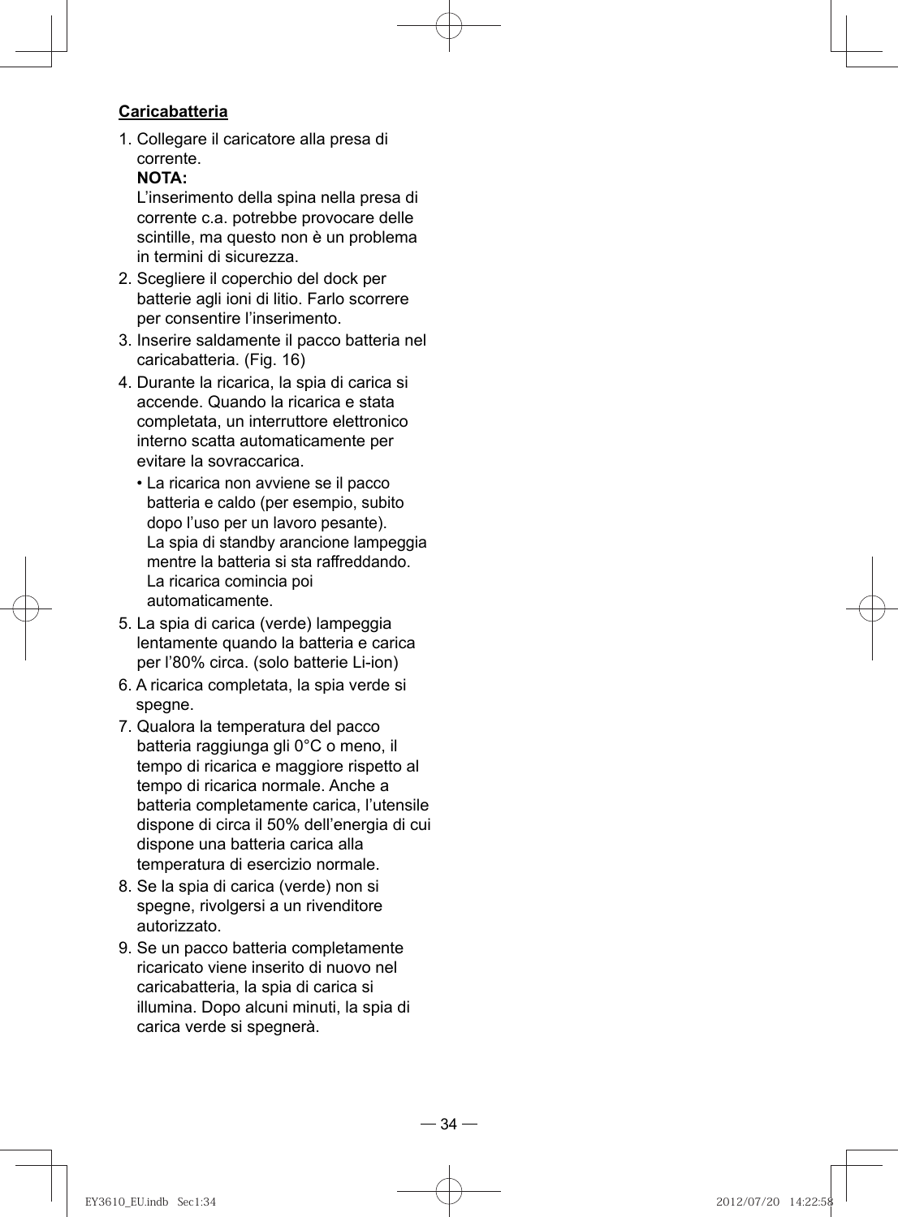**Caricabatteria**

1. Collegare il caricatore alla presa di corrente.
   **NOTA:**
   L'inserimento della spina nella presa di corrente c.a. potrebbe provocare delle scintille, ma questo non è un problema in termini di sicurezza.
2. Scegliere il coperchio del dock per batterie agli ioni di litio. Farlo scorrere per consentire l'inserimento.
3. Inserire saldamente il pacco batteria nel caricabatteria. (Fig. 16)
4. Durante la ricarica, la spia di carica si accende. Quando la ricarica e stata completata, un interruttore elettronico interno scatta automaticamente per evitare la sovraccarica.
   - La ricarica non avviene se il pacco batteria e caldo (per esempio, subito dopo l'uso per un lavoro pesante). La spia di standby arancione lampeggia mentre la batteria si sta raffreddando. La ricarica comincia poi automaticamente.
5. La spia di carica (verde) lampeggia lentamente quando la batteria e carica per l'80% circa. (solo batterie Li-ion)
6. A ricarica completata, la spia verde si spegne.
7. Qualora la temperatura del pacco batteria raggiunga gli 0°C o meno, il tempo di ricarica e maggiore rispetto al tempo di ricarica normale. Anche a batteria completamente carica, l'utensile dispone di circa il 50% dell'energia di cui dispone una batteria carica alla temperatura di esercizio normale.
8. Se la spia di carica (verde) non si spegne, rivolgersi a un rivenditore autorizzato.
9. Se un pacco batteria completamente ricaricato viene inserito di nuovo nel caricabatteria, la spia di carica si illumina. Dopo alcuni minuti, la spia di carica verde si spegnerà.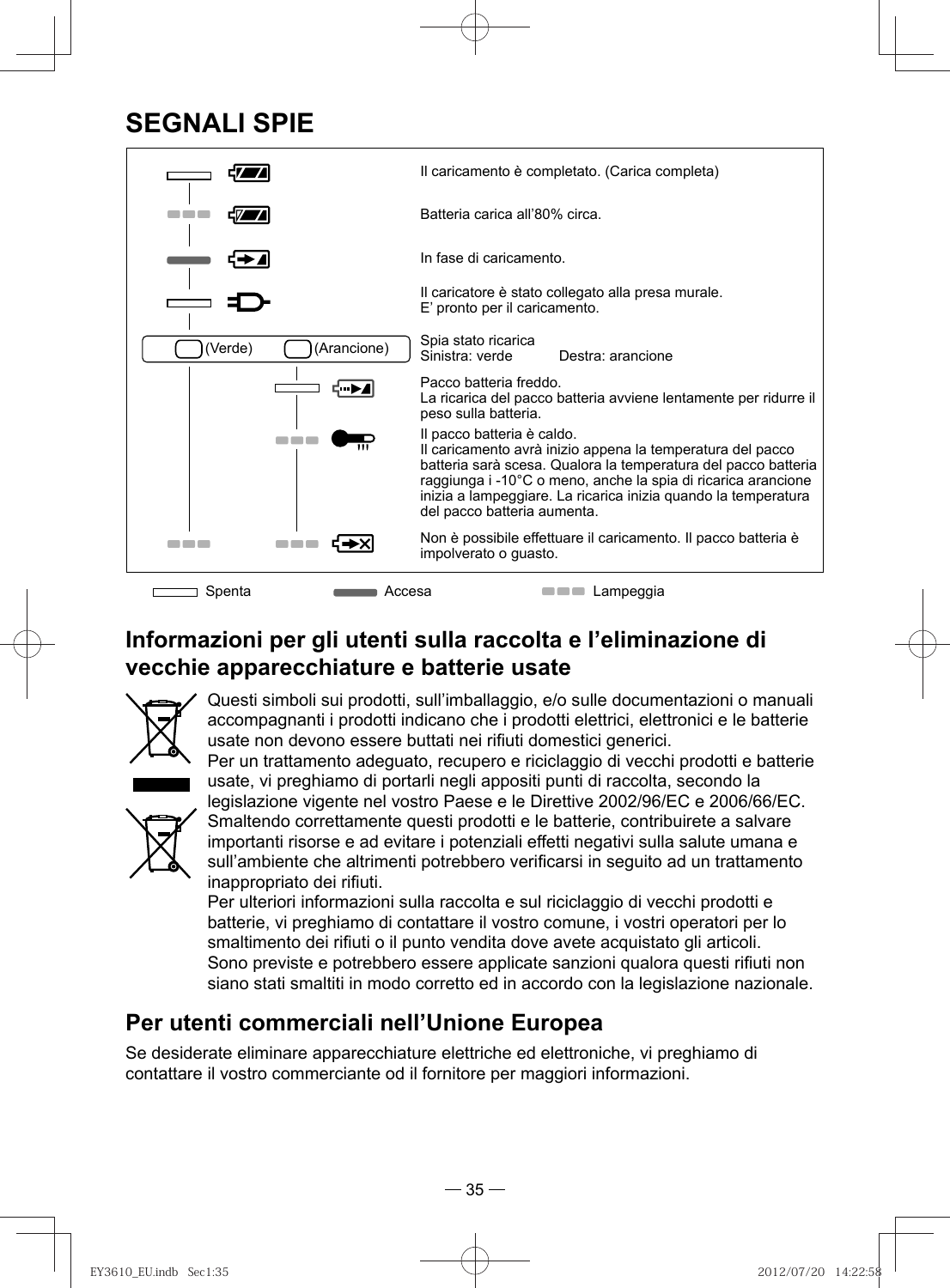# SEGNALI SPIE

| Spia | Significato |
| --- | --- |
| Spenta | Il caricamento è completato. (Carica completa) |
| Lampeggia | Batteria carica all'80% circa. |
| Accesa | In fase di caricamento. |
| Spenta | Il caricatore è stato collegato alla presa murale. E' pronto per il caricamento. |
| (Verde) / (Arancione) | Spia stato ricarica Sinistra: verde Destra: arancione |
| Arancione: Spenta | Pacco batteria freddo. La ricarica del pacco batteria avviene lentamente per ridurre il peso sulla batteria. |
| Arancione: Lampeggia | Il pacco batteria è caldo. Il caricamento avrà inizio appena la temperatura del pacco batteria sarà scesa. Qualora la temperatura del pacco batteria raggiunga i -10°C o meno, anche la spia di ricarica arancione inizia a lampeggiare. La ricarica inizia quando la temperatura del pacco batteria aumenta. |
| Verde: Lampeggia / Arancione: Lampeggia | Non è possibile effettuare il caricamento. Il pacco batteria è impolverato o guasto. |

Spenta — Accesa — Lampeggia

## Informazioni per gli utenti sulla raccolta e l'eliminazione di vecchie apparecchiature e batterie usate

Questi simboli sui prodotti, sull'imballaggio, e/o sulle documentazioni o manuali accompagnanti i prodotti indicano che i prodotti elettrici, elettronici e le batterie usate non devono essere buttati nei rifiuti domestici generici.

Per un trattamento adeguato, recupero e riciclaggio di vecchi prodotti e batterie usate, vi preghiamo di portarli negli appositi punti di raccolta, secondo la legislazione vigente nel vostro Paese e le Direttive 2002/96/EC e 2006/66/EC.

Smaltendo correttamente questi prodotti e le batterie, contribuirete a salvare importanti risorse e ad evitare i potenziali effetti negativi sulla salute umana e sull'ambiente che altrimenti potrebbero verificarsi in seguito ad un trattamento inappropriato dei rifiuti.

Per ulteriori informazioni sulla raccolta e sul riciclaggio di vecchi prodotti e batterie, vi preghiamo di contattare il vostro comune, i vostri operatori per lo smaltimento dei rifiuti o il punto vendita dove avete acquistato gli articoli.

Sono previste e potrebbero essere applicate sanzioni qualora questi rifiuti non siano stati smaltiti in modo corretto ed in accordo con la legislazione nazionale.

## Per utenti commerciali nell'Unione Europea

Se desiderate eliminare apparecchiature elettriche ed elettroniche, vi preghiamo di contattare il vostro commerciante od il fornitore per maggiori informazioni.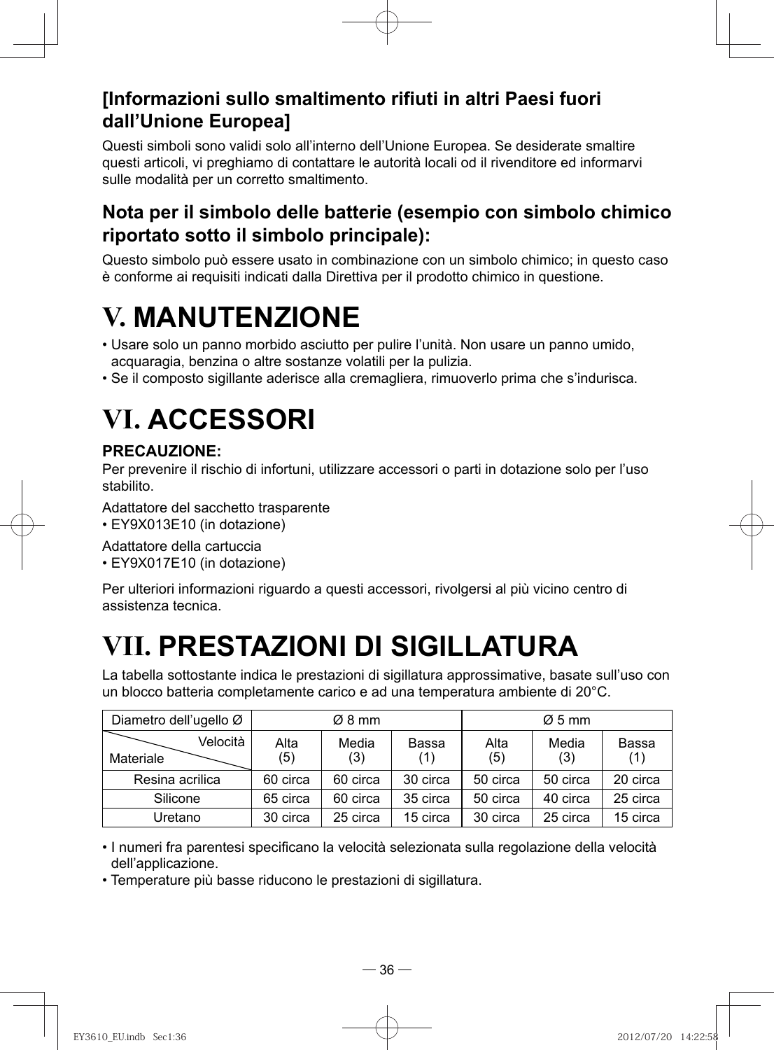### [Informazioni sullo smaltimento rifiuti in altri Paesi fuori dall’Unione Europea]

Questi simboli sono validi solo all’interno dell’Unione Europea. Se desiderate smaltire questi articoli, vi preghiamo di contattare le autorità locali od il rivenditore ed informarvi sulle modalità per un corretto smaltimento.

### Nota per il simbolo delle batterie (esempio con simbolo chimico riportato sotto il simbolo principale):

Questo simbolo può essere usato in combinazione con un simbolo chimico; in questo caso è conforme ai requisiti indicati dalla Direttiva per il prodotto chimico in questione.

# V. MANUTENZIONE

- Usare solo un panno morbido asciutto per pulire l’unità. Non usare un panno umido, acquaragia, benzina o altre sostanze volatili per la pulizia.
- Se il composto sigillante aderisce alla cremagliera, rimuoverlo prima che s’indurisca.

# VI. ACCESSORI

**PRECAUZIONE:**
Per prevenire il rischio di infortuni, utilizzare accessori o parti in dotazione solo per l’uso stabilito.

Adattatore del sacchetto trasparente
- EY9X013E10 (in dotazione)

Adattatore della cartuccia
- EY9X017E10 (in dotazione)

Per ulteriori informazioni riguardo a questi accessori, rivolgersi al più vicino centro di assistenza tecnica.

# VII. PRESTAZIONI DI SIGILLATURA

La tabella sottostante indica le prestazioni di sigillatura approssimative, basate sull’uso con un blocco batteria completamente carico e ad una temperatura ambiente di 20°C.

| Diametro dell’ugello Ø | Ø 8 mm | | | Ø 5 mm | | |
|---|---|---|---|---|---|---|
| Velocità / Materiale | Alta (5) | Media (3) | Bassa (1) | Alta (5) | Media (3) | Bassa (1) |
| Resina acrilica | 60 circa | 60 circa | 30 circa | 50 circa | 50 circa | 20 circa |
| Silicone | 65 circa | 60 circa | 35 circa | 50 circa | 40 circa | 25 circa |
| Uretano | 30 circa | 25 circa | 15 circa | 30 circa | 25 circa | 15 circa |

- I numeri fra parentesi specificano la velocità selezionata sulla regolazione della velocità dell’applicazione.
- Temperature più basse riducono le prestazioni di sigillatura.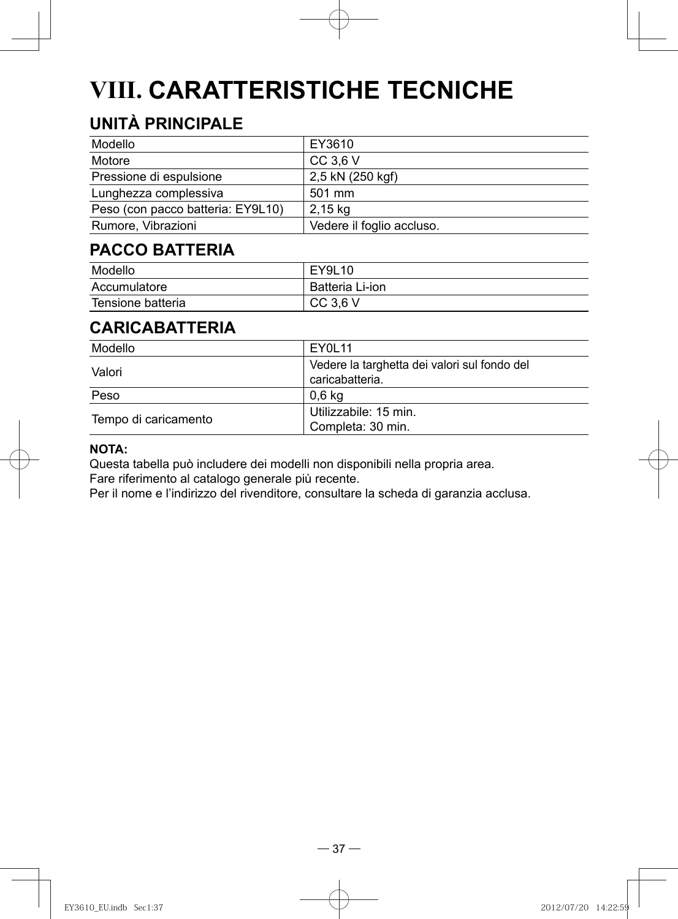# VIII. CARATTERISTICHE TECNICHE

## UNITÀ PRINCIPALE

| | |
|---|---|
| Modello | EY3610 |
| Motore | CC 3,6 V |
| Pressione di espulsione | 2,5 kN (250 kgf) |
| Lunghezza complessiva | 501 mm |
| Peso (con pacco batteria: EY9L10) | 2,15 kg |
| Rumore, Vibrazioni | Vedere il foglio accluso. |

## PACCO BATTERIA

| | |
|---|---|
| Modello | EY9L10 |
| Accumulatore | Batteria Li-ion |
| Tensione batteria | CC 3,6 V |

## CARICABATTERIA

| | |
|---|---|
| Modello | EY0L11 |
| Valori | Vedere la targhetta dei valori sul fondo del caricabatteria. |
| Peso | 0,6 kg |
| Tempo di caricamento | Utilizzabile: 15 min.<br>Completa: 30 min. |

**NOTA:**
Questa tabella può includere dei modelli non disponibili nella propria area.
Fare riferimento al catalogo generale più recente.
Per il nome e l'indirizzo del rivenditore, consultare la scheda di garanzia acclusa.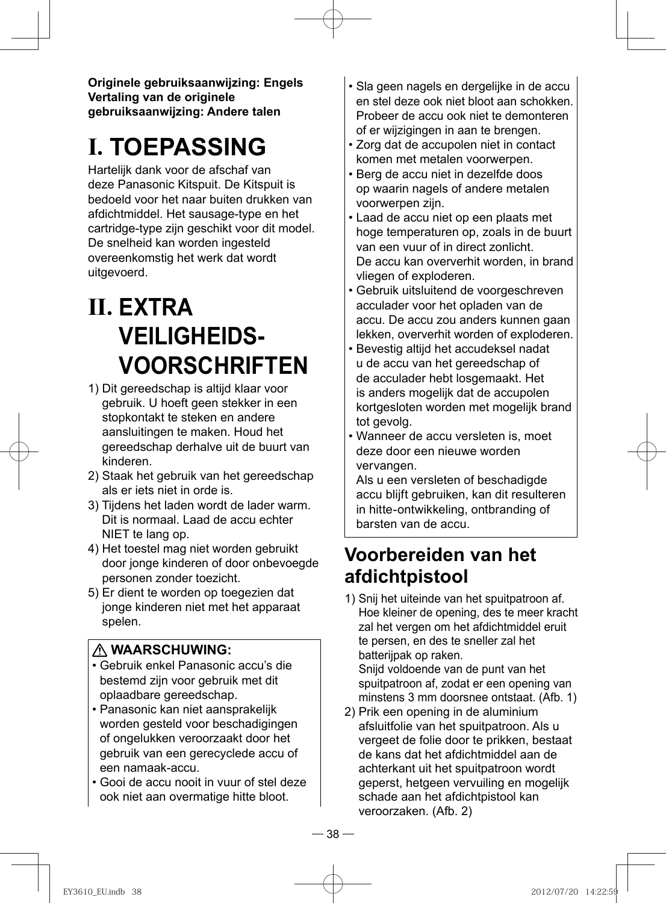**Originele gebruiksaanwijzing: Engels**
**Vertaling van de originele gebruiksaanwijzing: Andere talen**

# I. TOEPASSING

Hartelijk dank voor de afschaf van deze Panasonic Kitspuit. De Kitspuit is bedoeld voor het naar buiten drukken van afdichtmiddel. Het sausage-type en het cartridge-type zijn geschikt voor dit model. De snelheid kan worden ingesteld overeenkomstig het werk dat wordt uitgevoerd.

# II. EXTRA VEILIGHEIDS-VOORSCHRIFTEN

1) Dit gereedschap is altijd klaar voor gebruik. U hoeft geen stekker in een stopkontakt te steken en andere aansluitingen te maken. Houd het gereedschap derhalve uit de buurt van kinderen.
2) Staak het gebruik van het gereedschap als er iets niet in orde is.
3) Tijdens het laden wordt de lader warm. Dit is normaal. Laad de accu echter NIET te lang op.
4) Het toestel mag niet worden gebruikt door jonge kinderen of door onbevoegde personen zonder toezicht.
5) Er dient te worden op toegezien dat jonge kinderen niet met het apparaat spelen.

**⚠ WAARSCHUWING:**

- Gebruik enkel Panasonic accu's die bestemd zijn voor gebruik met dit oplaadbare gereedschap.
- Panasonic kan niet aansprakelijk worden gesteld voor beschadigingen of ongelukken veroorzaakt door het gebruik van een gerecyclede accu of een namaak-accu.
- Gooi de accu nooit in vuur of stel deze ook niet aan overmatige hitte bloot.
- Sla geen nagels en dergelijke in de accu en stel deze ook niet bloot aan schokken. Probeer de accu ook niet te demonteren of er wijzigingen in aan te brengen.
- Zorg dat de accupolen niet in contact komen met metalen voorwerpen.
- Berg de accu niet in dezelfde doos op waarin nagels of andere metalen voorwerpen zijn.
- Laad de accu niet op een plaats met hoge temperaturen op, zoals in de buurt van een vuur of in direct zonlicht. De accu kan oververhit worden, in brand vliegen of exploderen.
- Gebruik uitsluitend de voorgeschreven acculader voor het opladen van de accu. De accu zou anders kunnen gaan lekken, oververhit worden of exploderen.
- Bevestig altijd het accudeksel nadat u de accu van het gereedschap of de acculader hebt losgemaakt. Het is anders mogelijk dat de accupolen kortgesloten worden met mogelijk brand tot gevolg.
- Wanneer de accu versleten is, moet deze door een nieuwe worden vervangen.
  Als u een versleten of beschadigde accu blijft gebruiken, kan dit resulteren in hitte-ontwikkeling, ontbranding of barsten van de accu.

## Voorbereiden van het afdichtpistool

1) Snij het uiteinde van het spuitpatroon af. Hoe kleiner de opening, des te meer kracht zal het vergen om het afdichtmiddel eruit te persen, en des te sneller zal het batterijpak op raken.
   Snijd voldoende van de punt van het spuitpatroon af, zodat er een opening van minstens 3 mm doorsnee ontstaat. (Afb. 1)
2) Prik een opening in de aluminium afsluitfolie van het spuitpatroon. Als u vergeet de folie door te prikken, bestaat de kans dat het afdichtmiddel aan de achterkant uit het spuitpatroon wordt geperst, hetgeen vervuiling en mogelijk schade aan het afdichtpistool kan veroorzaken. (Afb. 2)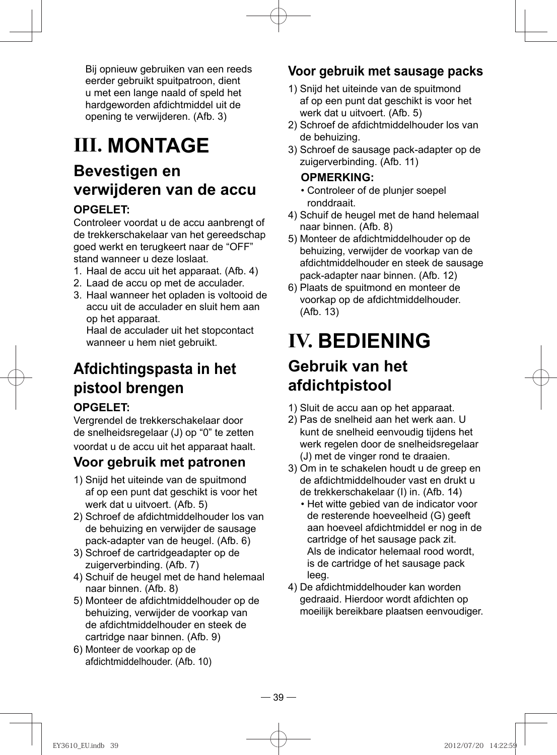Bij opnieuw gebruiken van een reeds eerder gebruikt spuitpatroon, dient u met een lange naald of speld het hardgeworden afdichtmiddel uit de opening te verwijderen. (Afb. 3)

# III. MONTAGE

## Bevestigen en verwijderen van de accu

**OPGELET:**

Controleer voordat u de accu aanbrengt of de trekkerschakelaar van het gereedschap goed werkt en terugkeert naar de “OFF” stand wanneer u deze loslaat.

1. Haal de accu uit het apparaat. (Afb. 4)
2. Laad de accu op met de acculader.
3. Haal wanneer het opladen is voltooid de accu uit de acculader en sluit hem aan op het apparaat.
   Haal de acculader uit het stopcontact wanneer u hem niet gebruikt.

## Afdichtingspasta in het pistool brengen

**OPGELET:**

Vergrendel de trekkerschakelaar door de snelheidsregelaar (J) op “0” te zetten voordat u de accu uit het apparaat haalt.

### Voor gebruik met patronen

1) Snijd het uiteinde van de spuitmond af op een punt dat geschikt is voor het werk dat u uitvoert. (Afb. 5)
2) Schroef de afdichtmiddelhouder los van de behuizing en verwijder de sausage pack-adapter van de heugel. (Afb. 6)
3) Schroef de cartridgeadapter op de zuigerverbinding. (Afb. 7)
4) Schuif de heugel met de hand helemaal naar binnen. (Afb. 8)
5) Monteer de afdichtmiddelhouder op de behuizing, verwijder de voorkap van de afdichtmiddelhouder en steek de cartridge naar binnen. (Afb. 9)
6) Monteer de voorkap op de afdichtmiddelhouder. (Afb. 10)

### Voor gebruik met sausage packs

1) Snijd het uiteinde van de spuitmond af op een punt dat geschikt is voor het werk dat u uitvoert. (Afb. 5)
2) Schroef de afdichtmiddelhouder los van de behuizing.
3) Schroef de sausage pack-adapter op de zuigerverbinding. (Afb. 11)

   **OPMERKING:**
   - Controleer of de plunjer soepel ronddraait.
4) Schuif de heugel met de hand helemaal naar binnen. (Afb. 8)
5) Monteer de afdichtmiddelhouder op de behuizing, verwijder de voorkap van de afdichtmiddelhouder en steek de sausage pack-adapter naar binnen. (Afb. 12)
6) Plaats de spuitmond en monteer de voorkap op de afdichtmiddelhouder. (Afb. 13)

# IV. BEDIENING

## Gebruik van het afdichtpistool

1) Sluit de accu aan op het apparaat.
2) Pas de snelheid aan het werk aan. U kunt de snelheid eenvoudig tijdens het werk regelen door de snelheidsregelaar (J) met de vinger rond te draaien.
3) Om in te schakelen houdt u de greep en de afdichtmiddelhouder vast en drukt u de trekkerschakelaar (I) in. (Afb. 14)
   - Het witte gebied van de indicator voor de resterende hoeveelheid (G) geeft aan hoeveel afdichtmiddel er nog in de cartridge of het sausage pack zit. Als de indicator helemaal rood wordt, is de cartridge of het sausage pack leeg.
4) De afdichtmiddelhouder kan worden gedraaid. Hierdoor wordt afdichten op moeilijk bereikbare plaatsen eenvoudiger.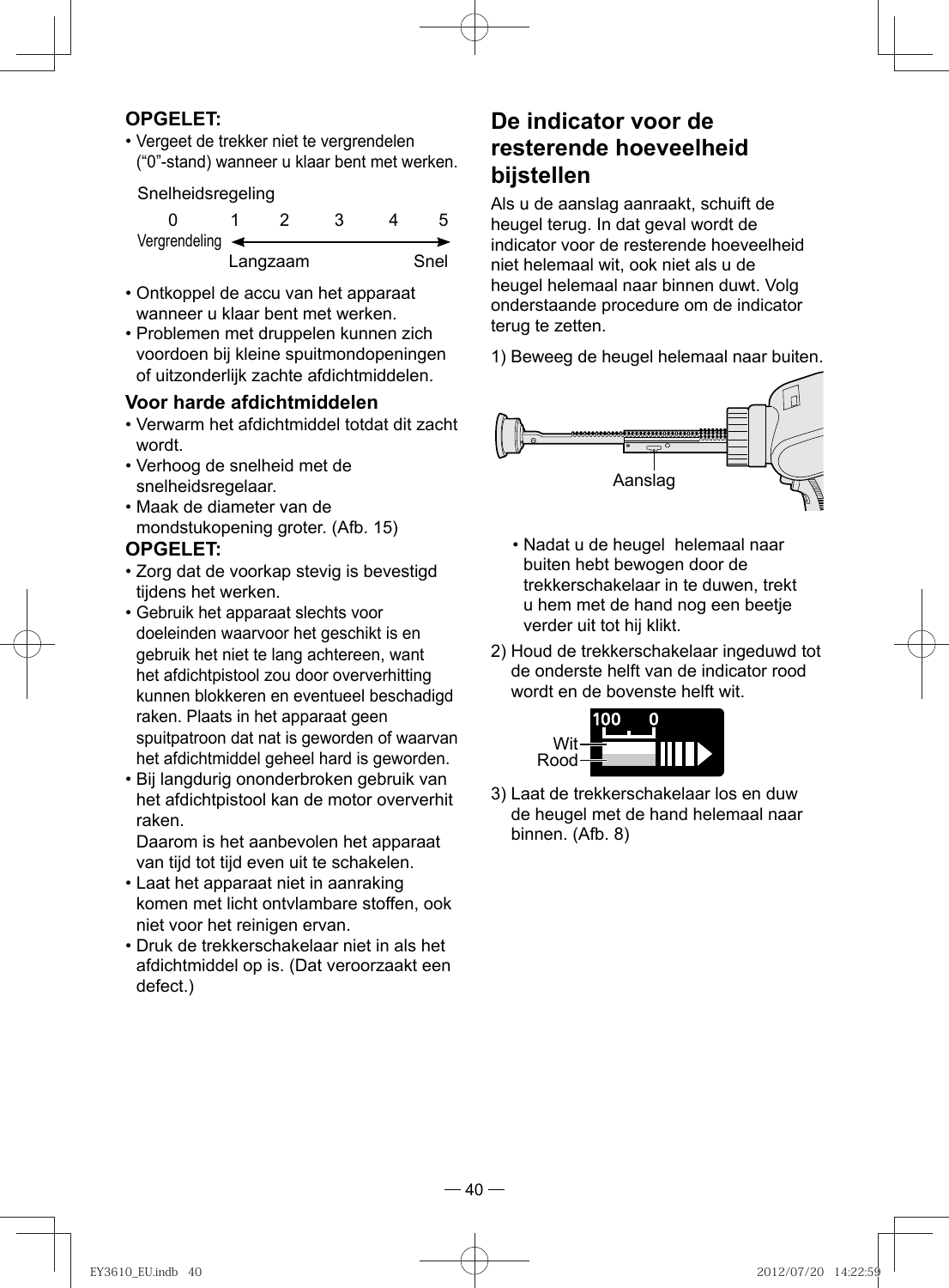**OPGELET:**

- Vergeet de trekker niet te vergrendelen ("0"-stand) wanneer u klaar bent met werken.

Snelheidsregeling

0 1 2 3 4 5

Vergrendeling ← → 

Langzaam Snel

- Ontkoppel de accu van het apparaat wanneer u klaar bent met werken.
- Problemen met druppelen kunnen zich voordoen bij kleine spuitmondopeningen of uitzonderlijk zachte afdichtmiddelen.

### Voor harde afdichtmiddelen

- Verwarm het afdichtmiddel totdat dit zacht wordt.
- Verhoog de snelheid met de snelheidsregelaar.
- Maak de diameter van de mondstukopening groter. (Afb. 15)

**OPGELET:**

- Zorg dat de voorkap stevig is bevestigd tijdens het werken.
- Gebruik het apparaat slechts voor doeleinden waarvoor het geschikt is en gebruik het niet te lang achtereen, want het afdichtpistool zou door oververhitting kunnen blokkeren en eventueel beschadigd raken. Plaats in het apparaat geen spuitpatroon dat nat is geworden of waarvan het afdichtmiddel geheel hard is geworden.
- Bij langdurig ononderbroken gebruik van het afdichtpistool kan de motor oververhit raken.
  Daarom is het aanbevolen het apparaat van tijd tot tijd even uit te schakelen.
- Laat het apparaat niet in aanraking komen met licht ontvlambare stoffen, ook niet voor het reinigen ervan.
- Druk de trekkerschakelaar niet in als het afdichtmiddel op is. (Dat veroorzaakt een defect.)

## De indicator voor de resterende hoeveelheid bijstellen

Als u de aanslag aanraakt, schuift de heugel terug. In dat geval wordt de indicator voor de resterende hoeveelheid niet helemaal wit, ook niet als u de heugel helemaal naar binnen duwt. Volg onderstaande procedure om de indicator terug te zetten.

1) Beweeg de heugel helemaal naar buiten.

Aanslag

- Nadat u de heugel helemaal naar buiten hebt bewogen door de trekkerschakelaar in te duwen, trekt u hem met de hand nog een beetje verder uit tot hij klikt.

2) Houd de trekkerschakelaar ingeduwd tot de onderste helft van de indicator rood wordt en de bovenste helft wit.

100 0

Wit

Rood

3) Laat de trekkerschakelaar los en duw de heugel met de hand helemaal naar binnen. (Afb. 8)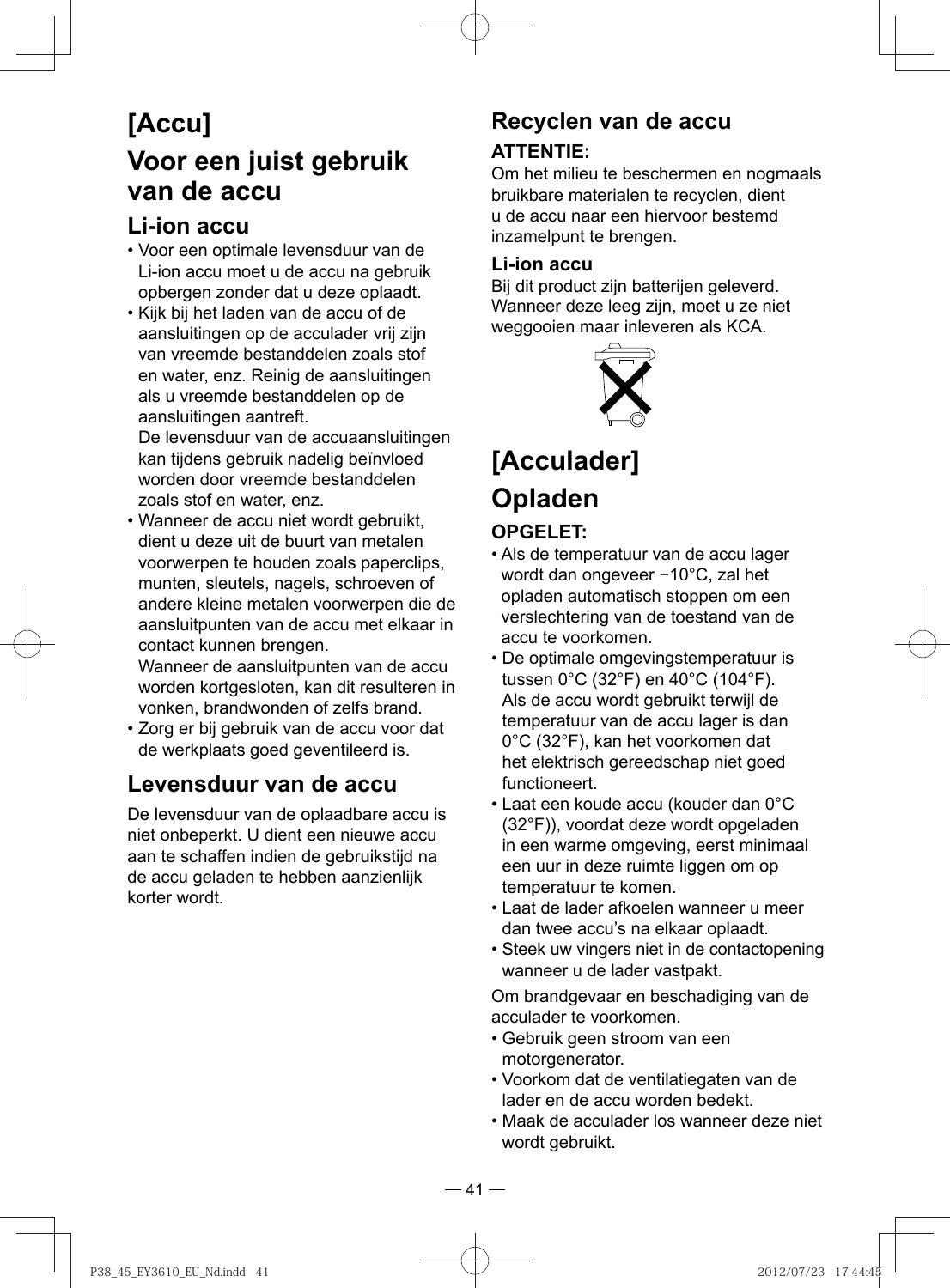# [Accu]

# Voor een juist gebruik van de accu

## Li-ion accu

- Voor een optimale levensduur van de Li-ion accu moet u de accu na gebruik opbergen zonder dat u deze oplaadt.
- Kijk bij het laden van de accu of de aansluitingen op de acculader vrij zijn van vreemde bestanddelen zoals stof en water, enz. Reinig de aansluitingen als u vreemde bestanddelen op de aansluitingen aantreft.
  De levensduur van de accuaansluitingen kan tijdens gebruik nadelig beïnvloed worden door vreemde bestanddelen zoals stof en water, enz.
- Wanneer de accu niet wordt gebruikt, dient u deze uit de buurt van metalen voorwerpen te houden zoals paperclips, munten, sleutels, nagels, schroeven of andere kleine metalen voorwerpen die de aansluitpunten van de accu met elkaar in contact kunnen brengen.
  Wanneer de aansluitpunten van de accu worden kortgesloten, kan dit resulteren in vonken, brandwonden of zelfs brand.
- Zorg er bij gebruik van de accu voor dat de werkplaats goed geventileerd is.

## Levensduur van de accu

De levensduur van de oplaadbare accu is niet onbeperkt. U dient een nieuwe accu aan te schaffen indien de gebruikstijd na de accu geladen te hebben aanzienlijk korter wordt.

## Recyclen van de accu

**ATTENTIE:**

Om het milieu te beschermen en nogmaals bruikbare materialen te recyclen, dient u de accu naar een hiervoor bestemd inzamelpunt te brengen.

### Li-ion accu

Bij dit product zijn batterijen geleverd. Wanneer deze leeg zijn, moet u ze niet weggooien maar inleveren als KCA.

# [Acculader]

# Opladen

**OPGELET:**

- Als de temperatuur van de accu lager wordt dan ongeveer −10°C, zal het opladen automatisch stoppen om een verslechtering van de toestand van de accu te voorkomen.
- De optimale omgevingstemperatuur is tussen 0°C (32°F) en 40°C (104°F).
  Als de accu wordt gebruikt terwijl de temperatuur van de accu lager is dan 0°C (32°F), kan het voorkomen dat het elektrisch gereedschap niet goed functioneert.
- Laat een koude accu (kouder dan 0°C (32°F)), voordat deze wordt opgeladen in een warme omgeving, eerst minimaal een uur in deze ruimte liggen om op temperatuur te komen.
- Laat de lader afkoelen wanneer u meer dan twee accu's na elkaar oplaadt.
- Steek uw vingers niet in de contactopening wanneer u de lader vastpakt.

Om brandgevaar en beschadiging van de acculader te voorkomen.

- Gebruik geen stroom van een motorgenerator.
- Voorkom dat de ventilatiegaten van de lader en de accu worden bedekt.
- Maak de acculader los wanneer deze niet wordt gebruikt.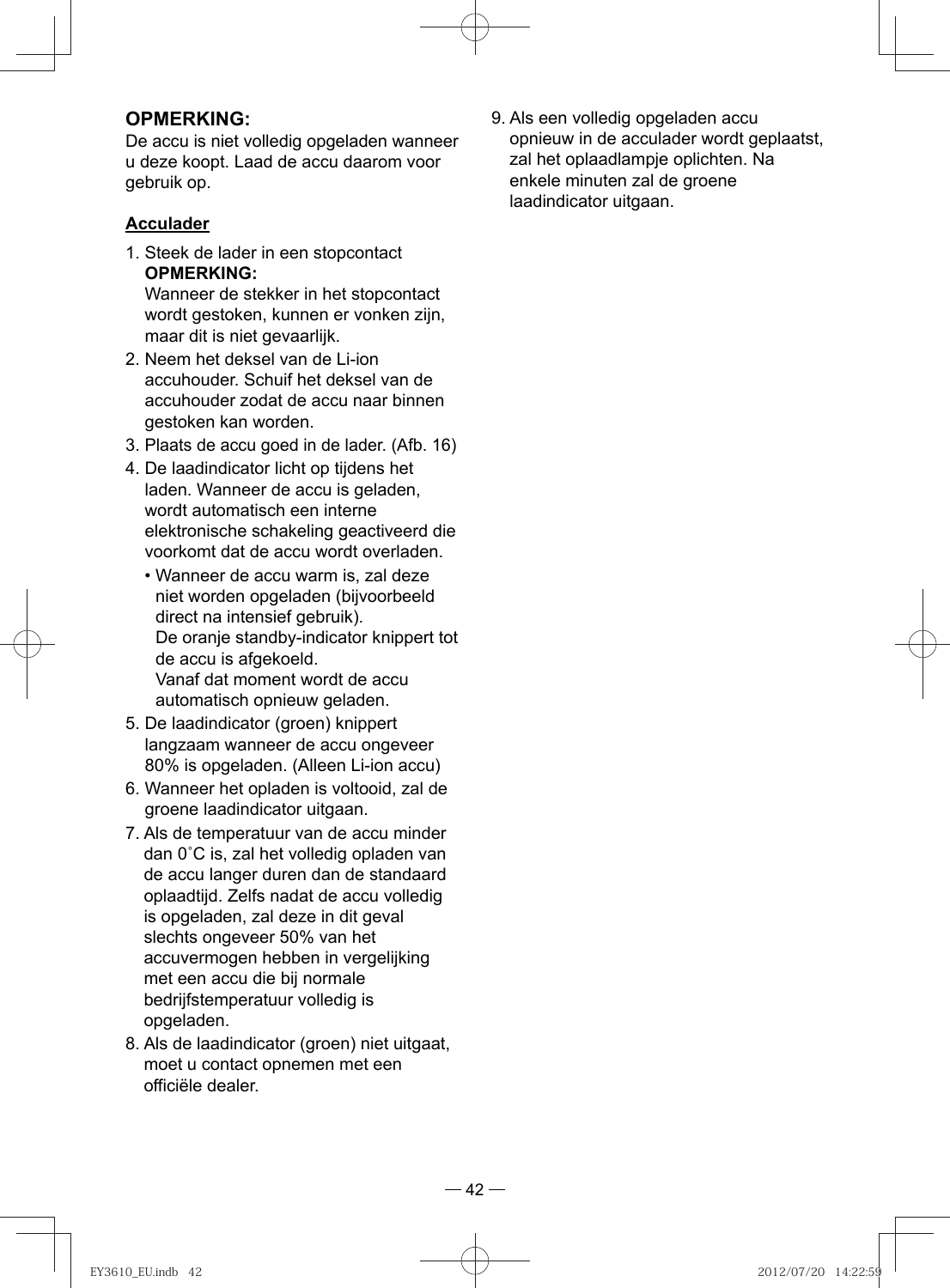**OPMERKING:**
De accu is niet volledig opgeladen wanneer u deze koopt. Laad de accu daarom voor gebruik op.

**Acculader**

1. Steek de lader in een stopcontact
   **OPMERKING:**
   Wanneer de stekker in het stopcontact wordt gestoken, kunnen er vonken zijn, maar dit is niet gevaarlijk.
2. Neem het deksel van de Li-ion accuhouder. Schuif het deksel van de accuhouder zodat de accu naar binnen gestoken kan worden.
3. Plaats de accu goed in de lader. (Afb. 16)
4. De laadindicator licht op tijdens het laden. Wanneer de accu is geladen, wordt automatisch een interne elektronische schakeling geactiveerd die voorkomt dat de accu wordt overladen.
   - Wanneer de accu warm is, zal deze niet worden opgeladen (bijvoorbeeld direct na intensief gebruik).
     De oranje standby-indicator knippert tot de accu is afgekoeld.
     Vanaf dat moment wordt de accu automatisch opnieuw geladen.
5. De laadindicator (groen) knippert langzaam wanneer de accu ongeveer 80% is opgeladen. (Alleen Li-ion accu)
6. Wanneer het opladen is voltooid, zal de groene laadindicator uitgaan.
7. Als de temperatuur van de accu minder dan 0˚C is, zal het volledig opladen van de accu langer duren dan de standaard oplaadtijd. Zelfs nadat de accu volledig is opgeladen, zal deze in dit geval slechts ongeveer 50% van het accuvermogen hebben in vergelijking met een accu die bij normale bedrijfstemperatuur volledig is opgeladen.
8. Als de laadindicator (groen) niet uitgaat, moet u contact opnemen met een officiële dealer.
9. Als een volledig opgeladen accu opnieuw in de acculader wordt geplaatst, zal het oplaadlampje oplichten. Na enkele minuten zal de groene laadindicator uitgaan.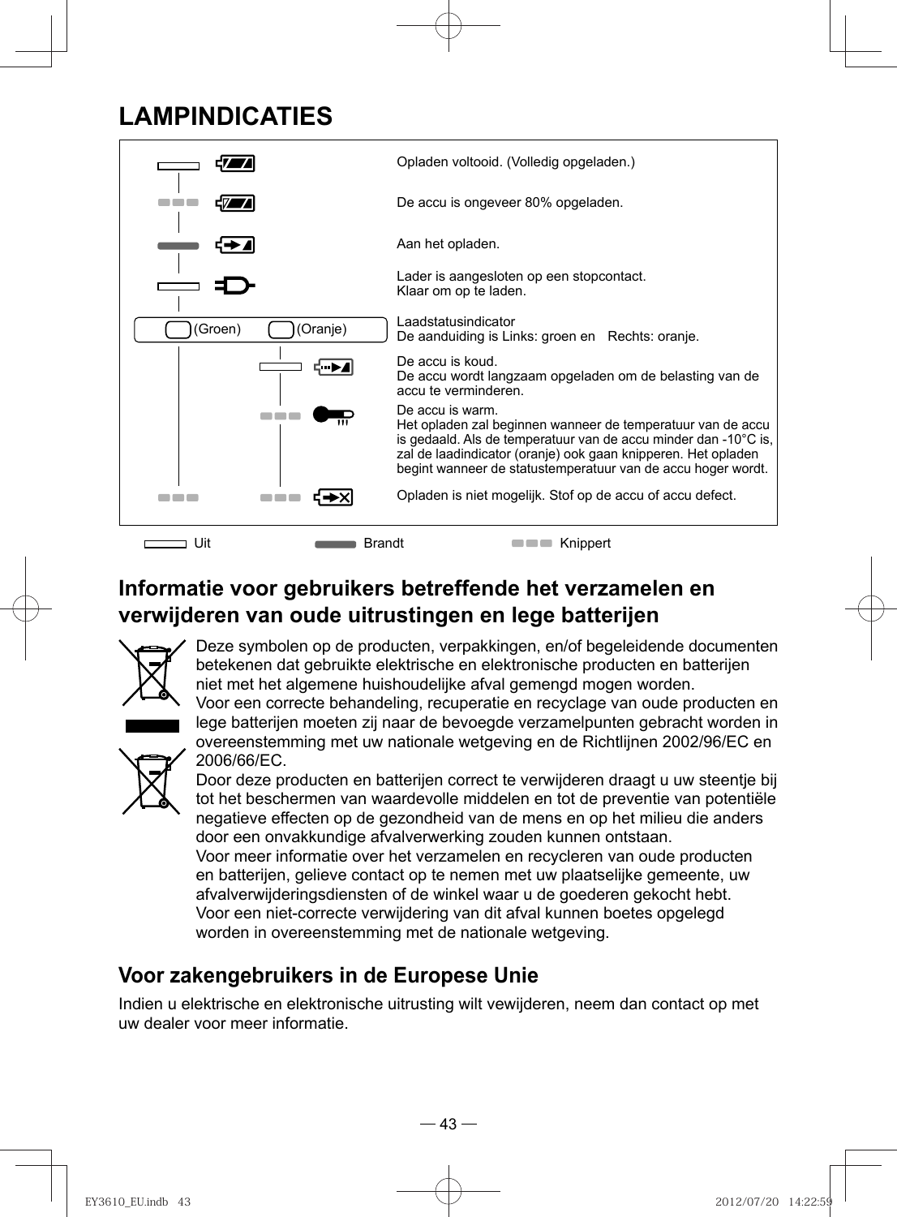# LAMPINDICATIES

| Lampindicatie | Beschrijving |
|---|---|
| Uit | Opladen voltooid. (Volledig opgeladen.) |
| Knippert | De accu is ongeveer 80% opgeladen. |
| Brandt | Aan het opladen. |
| Uit | Lader is aangesloten op een stopcontact. Klaar om op te laden. |
| (Groen) (Oranje) | Laadstatusindicator<br>De aanduiding is Links: groen en Rechts: oranje. |
| Oranje: Uit | De accu is koud.<br>De accu wordt langzaam opgeladen om de belasting van de accu te verminderen. |
| Oranje: Knippert | De accu is warm.<br>Het opladen zal beginnen wanneer de temperatuur van de accu is gedaald. Als de temperatuur van de accu minder dan -10°C is, zal de laadindicator (oranje) ook gaan knipperen. Het opladen begint wanneer de statustemperatuur van de accu hoger wordt. |
| Groen: Knippert, Oranje: Knippert | Opladen is niet mogelijk. Stof op de accu of accu defect. |

Uit  Brandt  Knippert

## Informatie voor gebruikers betreffende het verzamelen en verwijderen van oude uitrustingen en lege batterijen

Deze symbolen op de producten, verpakkingen, en/of begeleidende documenten betekenen dat gebruikte elektrische en elektronische producten en batterijen niet met het algemene huishoudelijke afval gemengd mogen worden.

Voor een correcte behandeling, recuperatie en recyclage van oude producten en lege batterijen moeten zij naar de bevoegde verzamelpunten gebracht worden in overeenstemming met uw nationale wetgeving en de Richtlijnen 2002/96/EC en 2006/66/EC.

Door deze producten en batterijen correct te verwijderen draagt u uw steentje bij tot het beschermen van waardevolle middelen en tot de preventie van potentiële negatieve effecten op de gezondheid van de mens en op het milieu die anders door een onvakkundige afvalverwerking zouden kunnen ontstaan.

Voor meer informatie over het verzamelen en recycleren van oude producten en batterijen, gelieve contact op te nemen met uw plaatselijke gemeente, uw afvalverwijderingsdiensten of de winkel waar u de goederen gekocht hebt.

Voor een niet-correcte verwijdering van dit afval kunnen boetes opgelegd worden in overeenstemming met de nationale wetgeving.

## Voor zakengebruikers in de Europese Unie

Indien u elektrische en elektronische uitrusting wilt vewijderen, neem dan contact op met uw dealer voor meer informatie.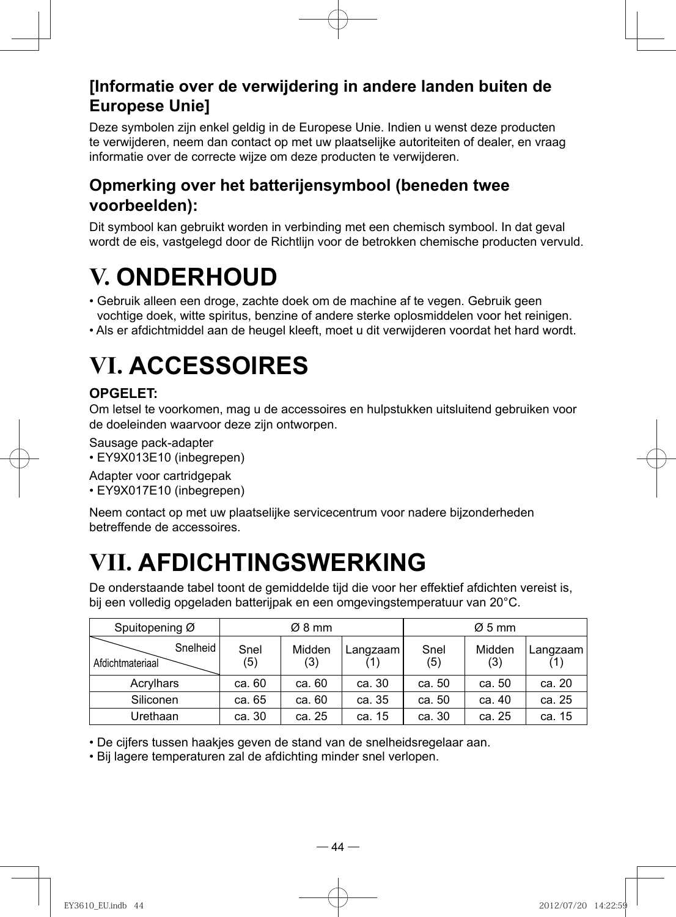## [Informatie over de verwijdering in andere landen buiten de Europese Unie]

Deze symbolen zijn enkel geldig in de Europese Unie. Indien u wenst deze producten te verwijderen, neem dan contact op met uw plaatselijke autoriteiten of dealer, en vraag informatie over de correcte wijze om deze producten te verwijderen.

## Opmerking over het batterijensymbool (beneden twee voorbeelden):

Dit symbool kan gebruikt worden in verbinding met een chemisch symbool. In dat geval wordt de eis, vastgelegd door de Richtlijn voor de betrokken chemische producten vervuld.

# V. ONDERHOUD

- Gebruik alleen een droge, zachte doek om de machine af te vegen. Gebruik geen vochtige doek, witte spiritus, benzine of andere sterke oplosmiddelen voor het reinigen.
- Als er afdichtmiddel aan de heugel kleeft, moet u dit verwijderen voordat het hard wordt.

# VI. ACCESSOIRES

**OPGELET:**
Om letsel te voorkomen, mag u de accessoires en hulpstukken uitsluitend gebruiken voor de doeleinden waarvoor deze zijn ontworpen.

Sausage pack-adapter
- EY9X013E10 (inbegrepen)

Adapter voor cartridgepak
- EY9X017E10 (inbegrepen)

Neem contact op met uw plaatselijke servicecentrum voor nadere bijzonderheden betreffende de accessoires.

# VII. AFDICHTINGSWERKING

De onderstaande tabel toont de gemiddelde tijd die voor her effektief afdichten vereist is, bij een volledig opgeladen batterijpak en een omgevingstemperatuur van 20°C.

| Spuitopening Ø | Ø 8 mm | | | Ø 5 mm | | |
|---|---|---|---|---|---|---|
| Snelheid / Afdichtmateriaal | Snel (5) | Midden (3) | Langzaam (1) | Snel (5) | Midden (3) | Langzaam (1) |
| Acrylhars | ca. 60 | ca. 60 | ca. 30 | ca. 50 | ca. 50 | ca. 20 |
| Siliconen | ca. 65 | ca. 60 | ca. 35 | ca. 50 | ca. 40 | ca. 25 |
| Urethaan | ca. 30 | ca. 25 | ca. 15 | ca. 30 | ca. 25 | ca. 15 |

- De cijfers tussen haakjes geven de stand van de snelheidsregelaar aan.
- Bij lagere temperaturen zal de afdichting minder snel verlopen.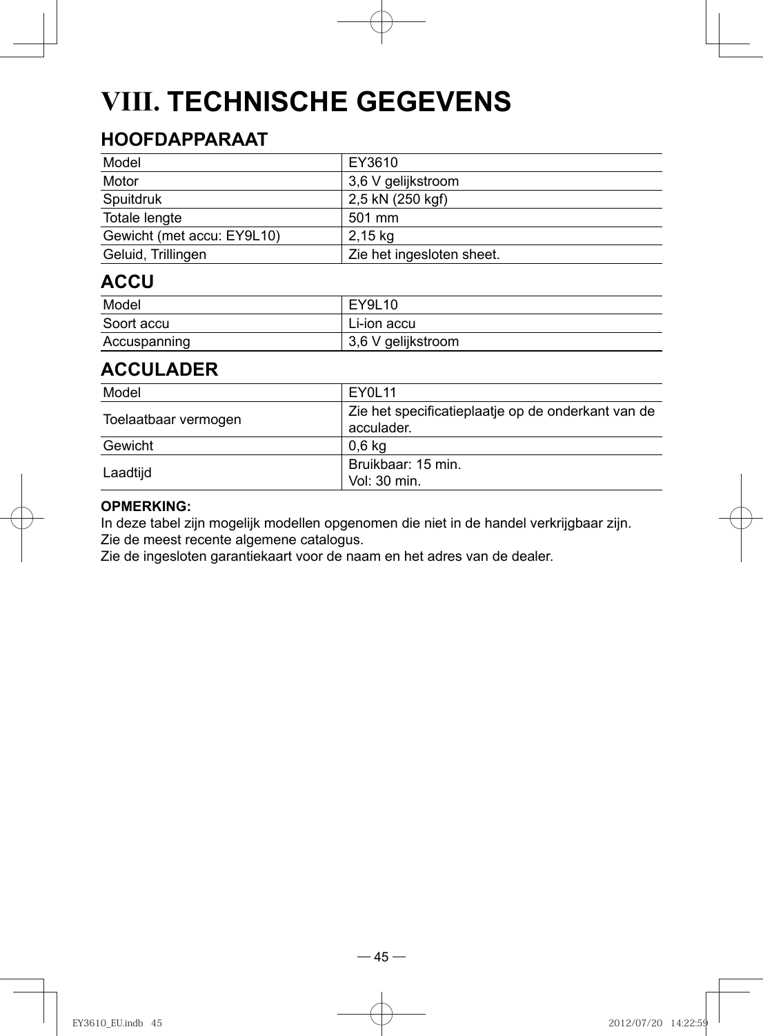# VIII. TECHNISCHE GEGEVENS

## HOOFDAPPARAAT

| Model | EY3610 |
|---|---|
| Motor | 3,6 V gelijkstroom |
| Spuitdruk | 2,5 kN (250 kgf) |
| Totale lengte | 501 mm |
| Gewicht (met accu: EY9L10) | 2,15 kg |
| Geluid, Trillingen | Zie het ingesloten sheet. |

## ACCU

| Model | EY9L10 |
|---|---|
| Soort accu | Li-ion accu |
| Accuspanning | 3,6 V gelijkstroom |

## ACCULADER

| Model | EY0L11 |
|---|---|
| Toelaatbaar vermogen | Zie het specificatieplaatje op de onderkant van de acculader. |
| Gewicht | 0,6 kg |
| Laadtijd | Bruikbaar: 15 min.<br>Vol: 30 min. |

**OPMERKING:**
In deze tabel zijn mogelijk modellen opgenomen die niet in de handel verkrijgbaar zijn.
Zie de meest recente algemene catalogus.
Zie de ingesloten garantiekaart voor de naam en het adres van de dealer.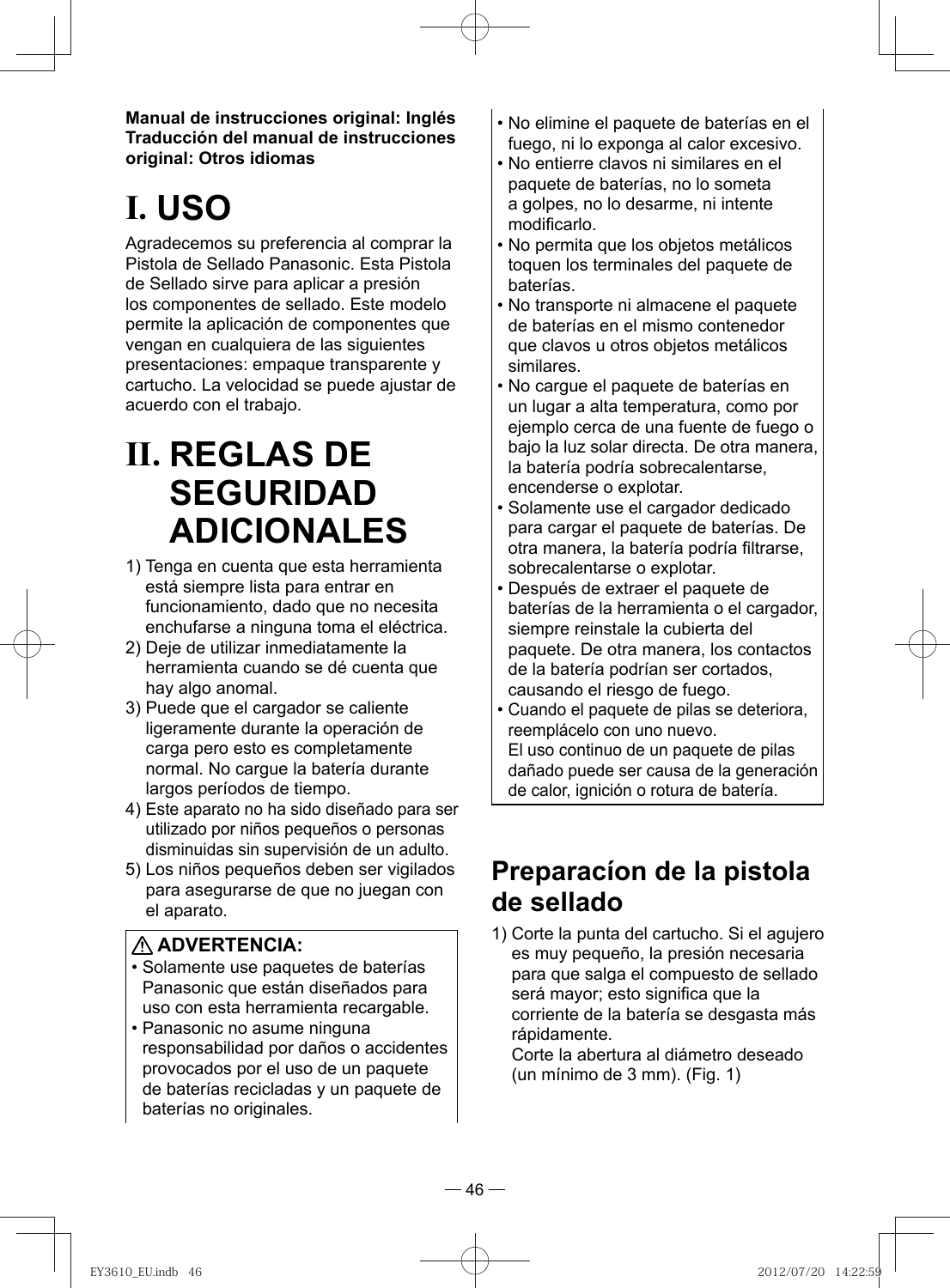**Manual de instrucciones original: Inglés**
**Traducción del manual de instrucciones original: Otros idiomas**

# I. USO

Agradecemos su preferencia al comprar la Pistola de Sellado Panasonic. Esta Pistola de Sellado sirve para aplicar a presión los componentes de sellado. Este modelo permite la aplicación de componentes que vengan en cualquiera de las siguientes presentaciones: empaque transparente y cartucho. La velocidad se puede ajustar de acuerdo con el trabajo.

# II. REGLAS DE SEGURIDAD ADICIONALES

1) Tenga en cuenta que esta herramienta está siempre lista para entrar en funcionamiento, dado que no necesita enchufarse a ninguna toma el eléctrica.
2) Deje de utilizar inmediatamente la herramienta cuando se dé cuenta que hay algo anomal.
3) Puede que el cargador se caliente ligeramente durante la operación de carga pero esto es completamente normal. No cargue la batería durante largos períodos de tiempo.
4) Este aparato no ha sido diseñado para ser utilizado por niños pequeños o personas disminuidas sin supervisión de un adulto.
5) Los niños pequeños deben ser vigilados para asegurarse de que no juegan con el aparato.

**⚠ ADVERTENCIA:**

- Solamente use paquetes de baterías Panasonic que están diseñados para uso con esta herramienta recargable.
- Panasonic no asume ninguna responsabilidad por daños o accidentes provocados por el uso de un paquete de baterías recicladas y un paquete de baterías no originales.
- No elimine el paquete de baterías en el fuego, ni lo exponga al calor excesivo.
- No entierre clavos ni similares en el paquete de baterías, no lo someta a golpes, no lo desarme, ni intente modificarlo.
- No permita que los objetos metálicos toquen los terminales del paquete de baterías.
- No transporte ni almacene el paquete de baterías en el mismo contenedor que clavos u otros objetos metálicos similares.
- No cargue el paquete de baterías en un lugar a alta temperatura, como por ejemplo cerca de una fuente de fuego o bajo la luz solar directa. De otra manera, la batería podría sobrecalentarse, encenderse o explotar.
- Solamente use el cargador dedicado para cargar el paquete de baterías. De otra manera, la batería podría filtrarse, sobrecalentarse o explotar.
- Después de extraer el paquete de baterías de la herramienta o el cargador, siempre reinstale la cubierta del paquete. De otra manera, los contactos de la batería podrían ser cortados, causando el riesgo de fuego.
- Cuando el paquete de pilas se deteriora, reemplácelo con uno nuevo.
  El uso continuo de un paquete de pilas dañado puede ser causa de la generación de calor, ignición o rotura de batería.

## Preparacíon de la pistola de sellado

1) Corte la punta del cartucho. Si el agujero es muy pequeño, la presión necesaria para que salga el compuesto de sellado será mayor; esto significa que la corriente de la batería se desgasta más rápidamente.
   Corte la abertura al diámetro deseado (un mínimo de 3 mm). (Fig. 1)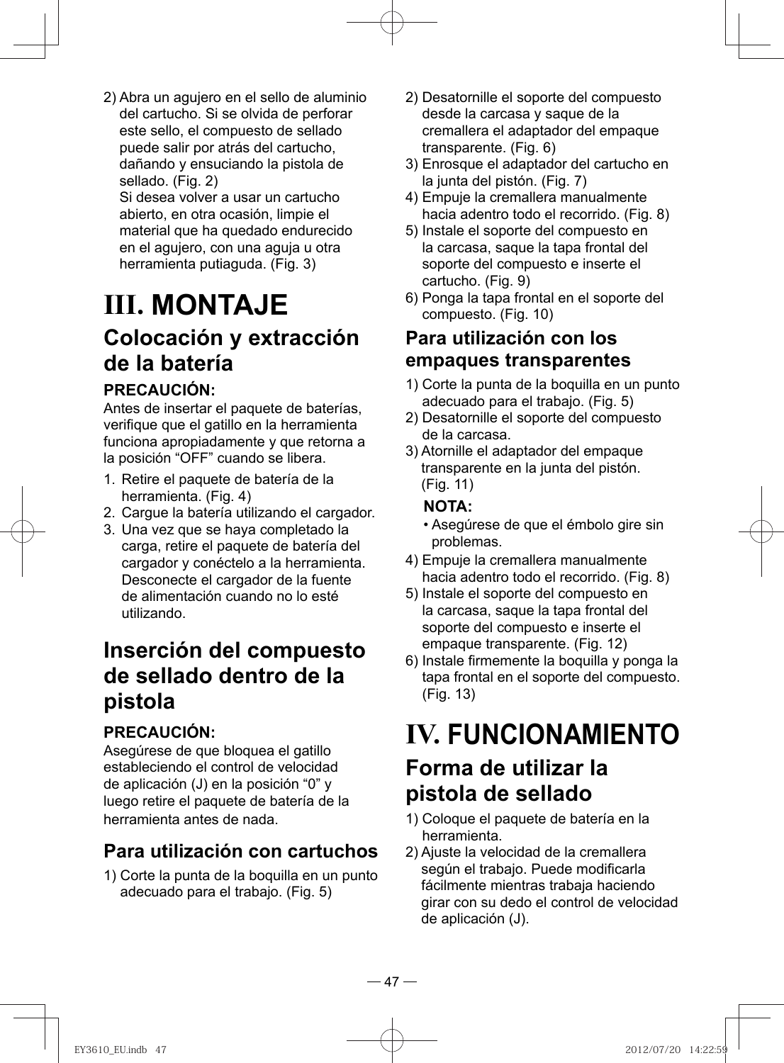2) Abra un agujero en el sello de aluminio del cartucho. Si se olvida de perforar este sello, el compuesto de sellado puede salir por atrás del cartucho, dañando y ensuciando la pistola de sellado. (Fig. 2)
Si desea volver a usar un cartucho abierto, en otra ocasión, limpie el material que ha quedado endurecido en el agujero, con una aguja u otra herramienta putiaguda. (Fig. 3)

# III. MONTAJE

## Colocación y extracción de la batería

**PRECAUCIÓN:**
Antes de insertar el paquete de baterías, verifique que el gatillo en la herramienta funciona apropiadamente y que retorna a la posición “OFF” cuando se libera.

1. Retire el paquete de batería de la herramienta. (Fig. 4)
2. Cargue la batería utilizando el cargador.
3. Una vez que se haya completado la carga, retire el paquete de batería del cargador y conéctelo a la herramienta. Desconecte el cargador de la fuente de alimentación cuando no lo esté utilizando.

## Inserción del compuesto de sellado dentro de la pistola

**PRECAUCIÓN:**
Asegúrese de que bloquea el gatillo estableciendo el control de velocidad de aplicación (J) en la posición “0” y luego retire el paquete de batería de la herramienta antes de nada.

### Para utilización con cartuchos

1) Corte la punta de la boquilla en un punto adecuado para el trabajo. (Fig. 5)
2) Desatornille el soporte del compuesto desde la carcasa y saque de la cremallera el adaptador del empaque transparente. (Fig. 6)
3) Enrosque el adaptador del cartucho en la junta del pistón. (Fig. 7)
4) Empuje la cremallera manualmente hacia adentro todo el recorrido. (Fig. 8)
5) Instale el soporte del compuesto en la carcasa, saque la tapa frontal del soporte del compuesto e inserte el cartucho. (Fig. 9)
6) Ponga la tapa frontal en el soporte del compuesto. (Fig. 10)

### Para utilización con los empaques transparentes

1) Corte la punta de la boquilla en un punto adecuado para el trabajo. (Fig. 5)
2) Desatornille el soporte del compuesto de la carcasa.
3) Atornille el adaptador del empaque transparente en la junta del pistón. (Fig. 11)

**NOTA:**
- Asegúrese de que el émbolo gire sin problemas.

4) Empuje la cremallera manualmente hacia adentro todo el recorrido. (Fig. 8)
5) Instale el soporte del compuesto en la carcasa, saque la tapa frontal del soporte del compuesto e inserte el empaque transparente. (Fig. 12)
6) Instale firmemente la boquilla y ponga la tapa frontal en el soporte del compuesto. (Fig. 13)

# IV. FUNCIONAMIENTO

## Forma de utilizar la pistola de sellado

1) Coloque el paquete de batería en la herramienta.
2) Ajuste la velocidad de la cremallera según el trabajo. Puede modificarla fácilmente mientras trabaja haciendo girar con su dedo el control de velocidad de aplicación (J).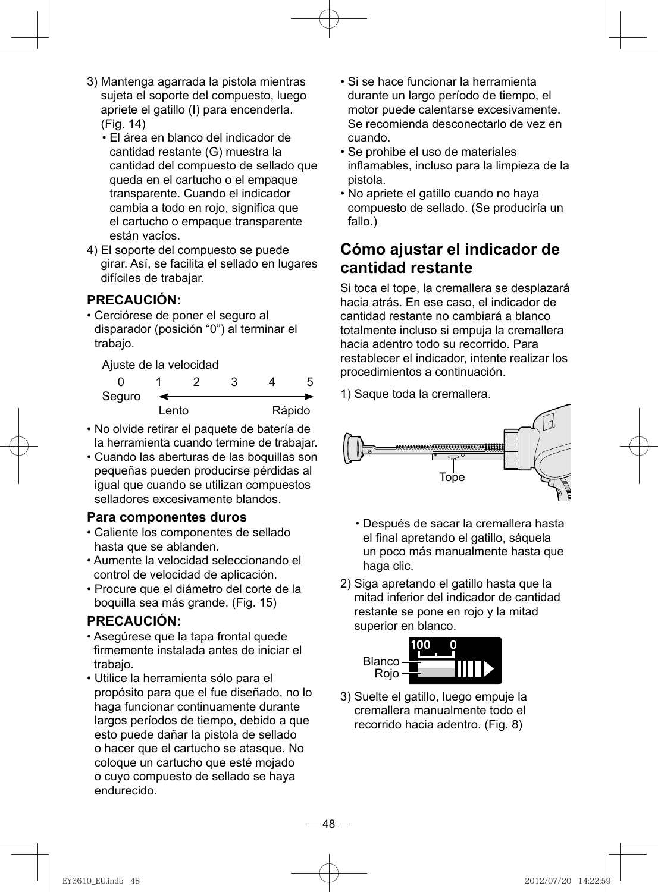3) Mantenga agarrada la pistola mientras sujeta el soporte del compuesto, luego apriete el gatillo (I) para encenderla. (Fig. 14)
   - El área en blanco del indicador de cantidad restante (G) muestra la cantidad del compuesto de sellado que queda en el cartucho o el empaque transparente. Cuando el indicador cambia a todo en rojo, significa que el cartucho o empaque transparente están vacíos.
4) El soporte del compuesto se puede girar. Así, se facilita el sellado en lugares difíciles de trabajar.

**PRECAUCIÓN:**

- Cerciórese de poner el seguro al disparador (posición “0”) al terminar el trabajo.

Ajuste de la velocidad

| 0 | 1 | 2 | 3 | 4 | 5 |
|---|---|---|---|---|---|
| Seguro | Lento | | | | Rápido |

- No olvide retirar el paquete de batería de la herramienta cuando termine de trabajar.
- Cuando las aberturas de las boquillas son pequeñas pueden producirse pérdidas al igual que cuando se utilizan compuestos selladores excesivamente blandos.

**Para componentes duros**

- Caliente los componentes de sellado hasta que se ablanden.
- Aumente la velocidad seleccionando el control de velocidad de aplicación.
- Procure que el diámetro del corte de la boquilla sea más grande. (Fig. 15)

**PRECAUCIÓN:**

- Asegúrese que la tapa frontal quede firmemente instalada antes de iniciar el trabajo.
- Utilice la herramienta sólo para el propósito para que el fue diseñado, no lo haga funcionar continuamente durante largos períodos de tiempo, debido a que esto puede dañar la pistola de sellado o hacer que el cartucho se atasque. No coloque un cartucho que esté mojado o cuyo compuesto de sellado se haya endurecido.
- Si se hace funcionar la herramienta durante un largo período de tiempo, el motor puede calentarse excesivamente. Se recomienda desconectarlo de vez en cuando.
- Se prohibe el uso de materiales inflamables, incluso para la limpieza de la pistola.
- No apriete el gatillo cuando no haya compuesto de sellado. (Se produciría un fallo.)

## Cómo ajustar el indicador de cantidad restante

Si toca el tope, la cremallera se desplazará hacia atrás. En ese caso, el indicador de cantidad restante no cambiará a blanco totalmente incluso si empuja la cremallera hacia adentro todo su recorrido. Para restablecer el indicador, intente realizar los procedimientos a continuación.

1) Saque toda la cremallera.

Tope

   - Después de sacar la cremallera hasta el final apretando el gatillo, sáquela un poco más manualmente hasta que haga clic.
2) Siga apretando el gatillo hasta que la mitad inferior del indicador de cantidad restante se pone en rojo y la mitad superior en blanco.

100 0
Blanco
Rojo

3) Suelte el gatillo, luego empuje la cremallera manualmente todo el recorrido hacia adentro. (Fig. 8)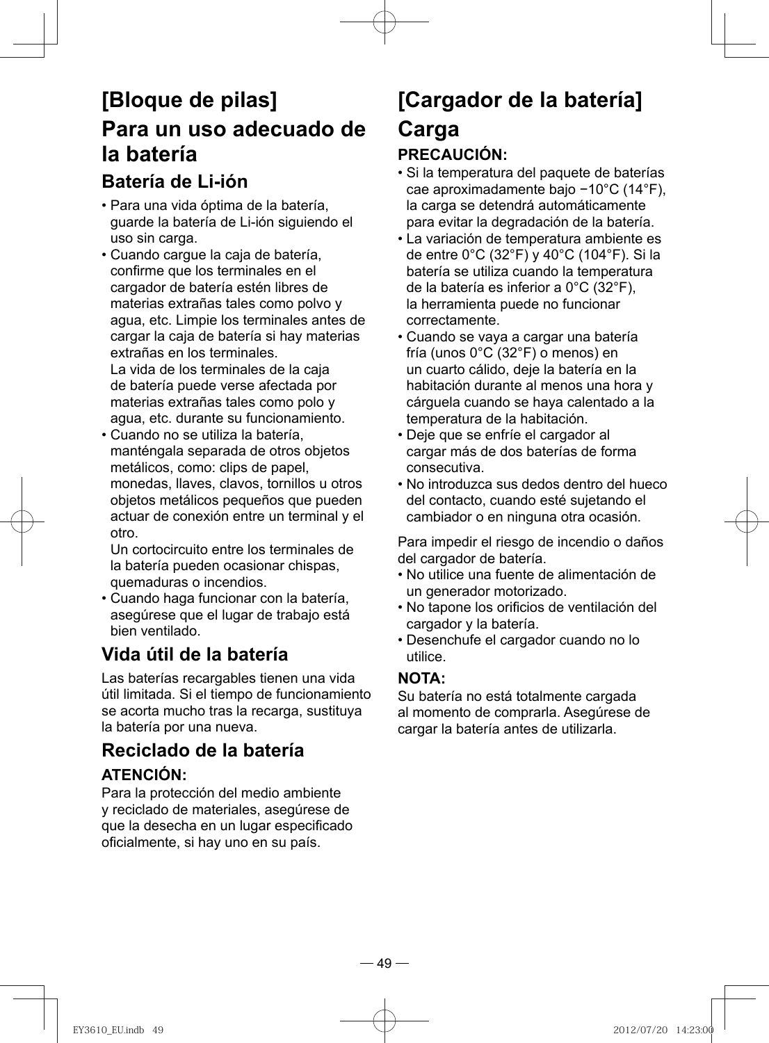# [Bloque de pilas]

# Para un uso adecuado de la batería

## Batería de Li-ión

- Para una vida óptima de la batería, guarde la batería de Li-ión siguiendo el uso sin carga.
- Cuando cargue la caja de batería, confirme que los terminales en el cargador de batería estén libres de materias extrañas tales como polvo y agua, etc. Limpie los terminales antes de cargar la caja de batería si hay materias extrañas en los terminales.
  La vida de los terminales de la caja de batería puede verse afectada por materias extrañas tales como polo y agua, etc. durante su funcionamiento.
- Cuando no se utiliza la batería, manténgala separada de otros objetos metálicos, como: clips de papel, monedas, llaves, clavos, tornillos u otros objetos metálicos pequeños que pueden actuar de conexión entre un terminal y el otro.
  Un cortocircuito entre los terminales de la batería pueden ocasionar chispas, quemaduras o incendios.
- Cuando haga funcionar con la batería, asegúrese que el lugar de trabajo está bien ventilado.

## Vida útil de la batería

Las baterías recargables tienen una vida útil limitada. Si el tiempo de funcionamiento se acorta mucho tras la recarga, sustituya la batería por una nueva.

## Reciclado de la batería

**ATENCIÓN:**

Para la protección del medio ambiente y reciclado de materiales, asegúrese de que la desecha en un lugar especificado oficialmente, si hay uno en su país.

# [Cargador de la batería]

# Carga

**PRECAUCIÓN:**

- Si la temperatura del paquete de baterías cae aproximadamente bajo −10°C (14°F), la carga se detendrá automáticamente para evitar la degradación de la batería.
- La variación de temperatura ambiente es de entre 0°C (32°F) y 40°C (104°F). Si la batería se utiliza cuando la temperatura de la batería es inferior a 0°C (32°F), la herramienta puede no funcionar correctamente.
- Cuando se vaya a cargar una batería fría (unos 0°C (32°F) o menos) en un cuarto cálido, deje la batería en la habitación durante al menos una hora y cárguela cuando se haya calentado a la temperatura de la habitación.
- Deje que se enfríe el cargador al cargar más de dos baterías de forma consecutiva.
- No introduzca sus dedos dentro del hueco del contacto, cuando esté sujetando el cambiador o en ninguna otra ocasión.

Para impedir el riesgo de incendio o daños del cargador de batería.

- No utilice una fuente de alimentación de un generador motorizado.
- No tapone los orificios de ventilación del cargador y la batería.
- Desenchufe el cargador cuando no lo utilice.

**NOTA:**

Su batería no está totalmente cargada al momento de comprarla. Asegúrese de cargar la batería antes de utilizarla.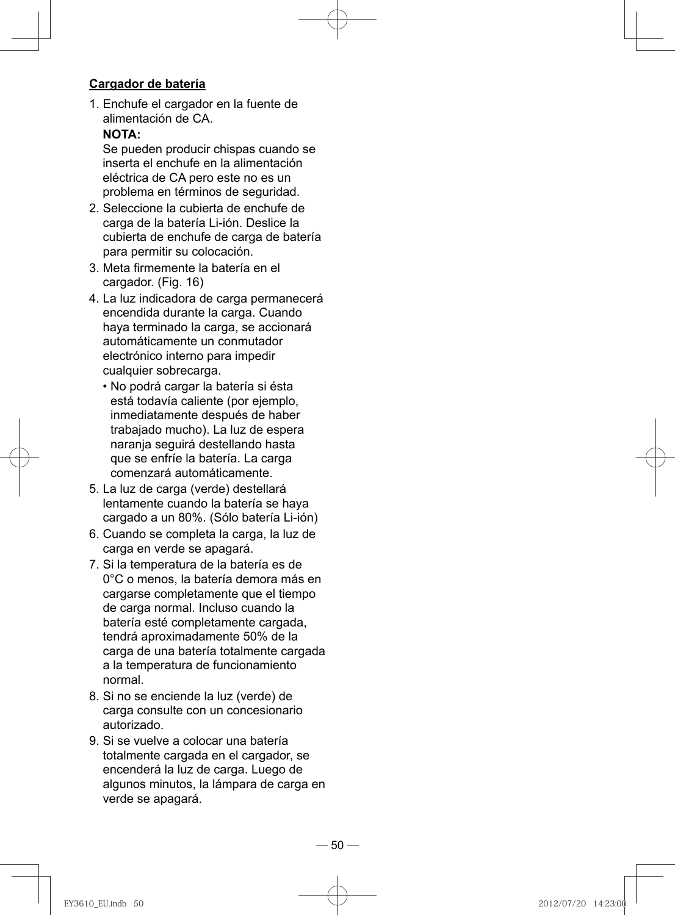**Cargador de batería**

1. Enchufe el cargador en la fuente de alimentación de CA.
   **NOTA:**
   Se pueden producir chispas cuando se inserta el enchufe en la alimentación eléctrica de CA pero este no es un problema en términos de seguridad.
2. Seleccione la cubierta de enchufe de carga de la batería Li-ión. Deslice la cubierta de enchufe de carga de batería para permitir su colocación.
3. Meta firmemente la batería en el cargador. (Fig. 16)
4. La luz indicadora de carga permanecerá encendida durante la carga. Cuando haya terminado la carga, se accionará automáticamente un conmutador electrónico interno para impedir cualquier sobrecarga.
   - No podrá cargar la batería si ésta está todavía caliente (por ejemplo, inmediatamente después de haber trabajado mucho). La luz de espera naranja seguirá destellando hasta que se enfríe la batería. La carga comenzará automáticamente.
5. La luz de carga (verde) destellará lentamente cuando la batería se haya cargado a un 80%. (Sólo batería Li-ión)
6. Cuando se completa la carga, la luz de carga en verde se apagará.
7. Si la temperatura de la batería es de 0°C o menos, la batería demora más en cargarse completamente que el tiempo de carga normal. Incluso cuando la batería esté completamente cargada, tendrá aproximadamente 50% de la carga de una batería totalmente cargada a la temperatura de funcionamiento normal.
8. Si no se enciende la luz (verde) de carga consulte con un concesionario autorizado.
9. Si se vuelve a colocar una batería totalmente cargada en el cargador, se encenderá la luz de carga. Luego de algunos minutos, la lámpara de carga en verde se apagará.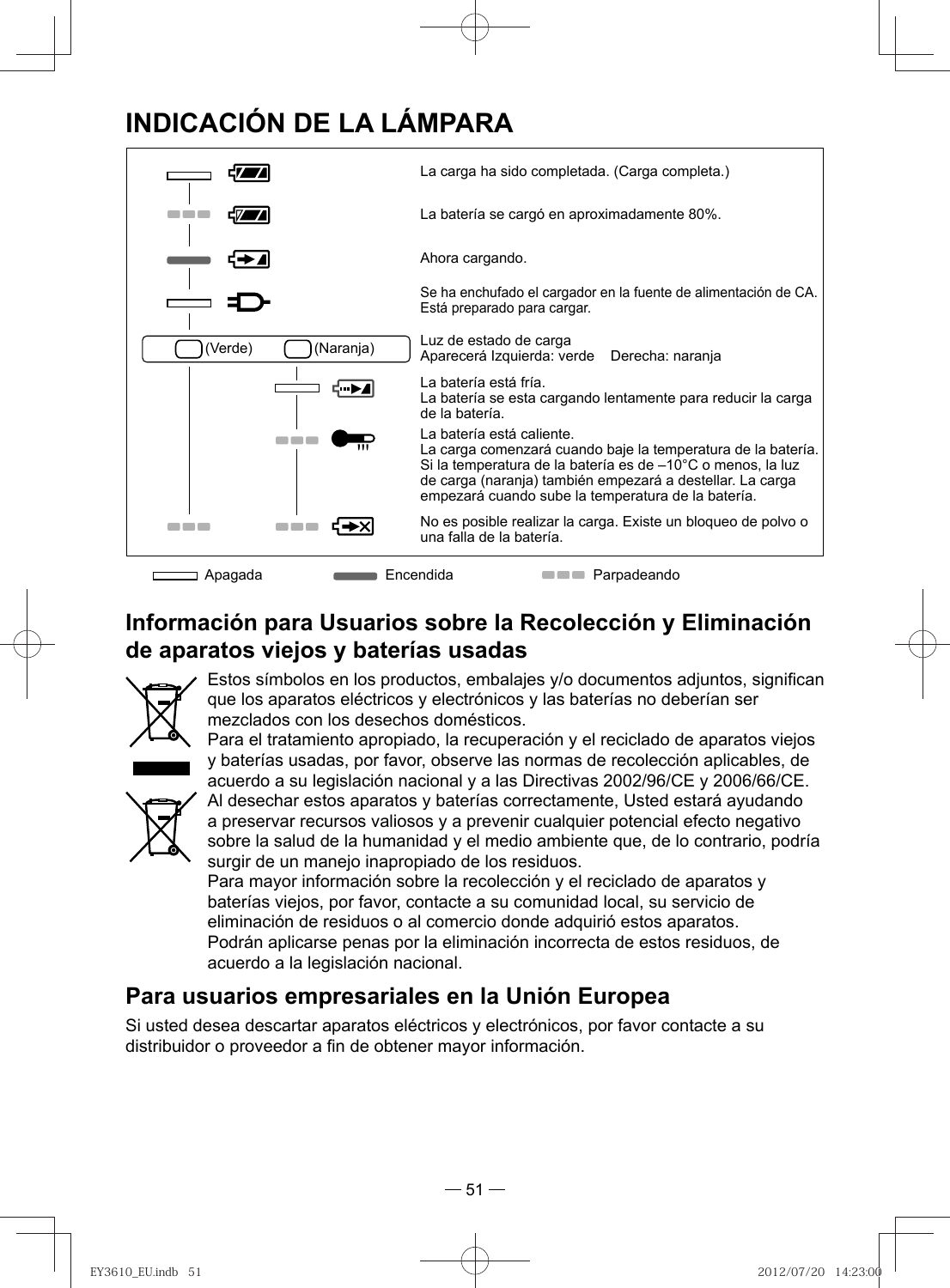# INDICACIÓN DE LA LÁMPARA

| Lámpara | Indicación |
|---|---|
| Apagada | La carga ha sido completada. (Carga completa.) |
| Parpadeando | La batería se cargó en aproximadamente 80%. |
| Encendida | Ahora cargando. |
| Apagada | Se ha enchufado el cargador en la fuente de alimentación de CA. Está preparado para cargar. |
| (Verde) (Naranja) | Luz de estado de carga<br>Aparecerá Izquierda: verde Derecha: naranja |
| Naranja: Apagada | La batería está fría.<br>La batería se esta cargando lentamente para reducir la carga de la batería. |
| Naranja: Parpadeando | La batería está caliente.<br>La carga comenzará cuando baje la temperatura de la batería. Si la temperatura de la batería es de –10°C o menos, la luz de carga (naranja) también empezará a destellar. La carga empezará cuando sube la temperatura de la batería. |
| Verde: Parpadeando / Naranja: Parpadeando | No es posible realizar la carga. Existe un bloqueo de polvo o una falla de la batería. |

Apagada Encendida Parpadeando

## Información para Usuarios sobre la Recolección y Eliminación de aparatos viejos y baterías usadas

Estos símbolos en los productos, embalajes y/o documentos adjuntos, significan que los aparatos eléctricos y electrónicos y las baterías no deberían ser mezclados con los desechos domésticos.

Para el tratamiento apropiado, la recuperación y el reciclado de aparatos viejos y baterías usadas, por favor, observe las normas de recolección aplicables, de acuerdo a su legislación nacional y a las Directivas 2002/96/CE y 2006/66/CE.

Al desechar estos aparatos y baterías correctamente, Usted estará ayudando a preservar recursos valiosos y a prevenir cualquier potencial efecto negativo sobre la salud de la humanidad y el medio ambiente que, de lo contrario, podría surgir de un manejo inapropiado de los residuos.

Para mayor información sobre la recolección y el reciclado de aparatos y baterías viejos, por favor, contacte a su comunidad local, su servicio de eliminación de residuos o al comercio donde adquirió estos aparatos.

Podrán aplicarse penas por la eliminación incorrecta de estos residuos, de acuerdo a la legislación nacional.

## Para usuarios empresariales en la Unión Europea

Si usted desea descartar aparatos eléctricos y electrónicos, por favor contacte a su distribuidor o proveedor a fin de obtener mayor información.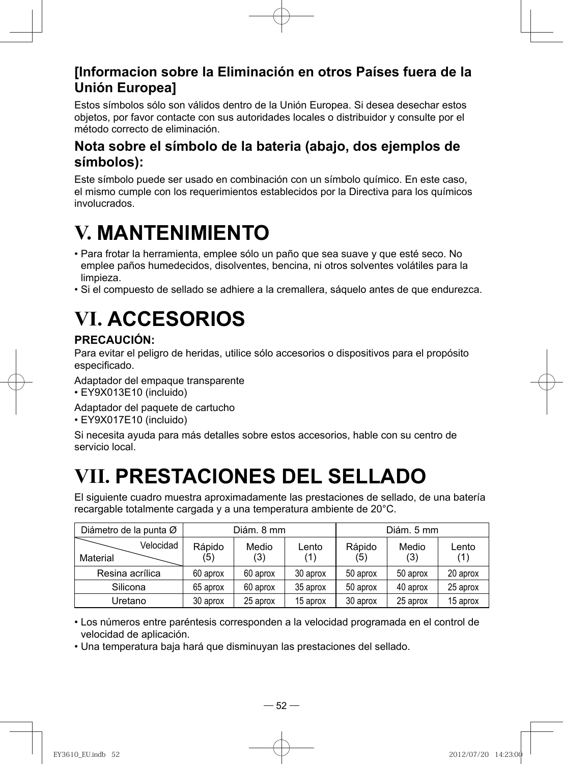### [Informacion sobre la Eliminación en otros Países fuera de la Unión Europea]

Estos símbolos sólo son válidos dentro de la Unión Europea. Si desea desechar estos objetos, por favor contacte con sus autoridades locales o distribuidor y consulte por el método correcto de eliminación.

### Nota sobre el símbolo de la bateria (abajo, dos ejemplos de símbolos):

Este símbolo puede ser usado en combinación con un símbolo químico. En este caso, el mismo cumple con los requerimientos establecidos por la Directiva para los químicos involucrados.

# V. MANTENIMIENTO

- Para frotar la herramienta, emplee sólo un paño que sea suave y que esté seco. No emplee paños humedecidos, disolventes, bencina, ni otros solventes volátiles para la limpieza.
- Si el compuesto de sellado se adhiere a la cremallera, sáquelo antes de que endurezca.

# VI. ACCESORIOS

**PRECAUCIÓN:**

Para evitar el peligro de heridas, utilice sólo accesorios o dispositivos para el propósito especificado.

Adaptador del empaque transparente
- EY9X013E10 (incluido)

Adaptador del paquete de cartucho
- EY9X017E10 (incluido)

Si necesita ayuda para más detalles sobre estos accesorios, hable con su centro de servicio local.

# VII. PRESTACIONES DEL SELLADO

El siguiente cuadro muestra aproximadamente las prestaciones de sellado, de una batería recargable totalmente cargada y a una temperatura ambiente de 20°C.

| Diámetro de la punta Ø | Diám. 8 mm | | | Diám. 5 mm | | |
|---|---|---|---|---|---|---|
| Velocidad / Material | Rápido (5) | Medio (3) | Lento (1) | Rápido (5) | Medio (3) | Lento (1) |
| Resina acrílica | 60 aprox | 60 aprox | 30 aprox | 50 aprox | 50 aprox | 20 aprox |
| Silicona | 65 aprox | 60 aprox | 35 aprox | 50 aprox | 40 aprox | 25 aprox |
| Uretano | 30 aprox | 25 aprox | 15 aprox | 30 aprox | 25 aprox | 15 aprox |

- Los números entre paréntesis corresponden a la velocidad programada en el control de velocidad de aplicación.
- Una temperatura baja hará que disminuyan las prestaciones del sellado.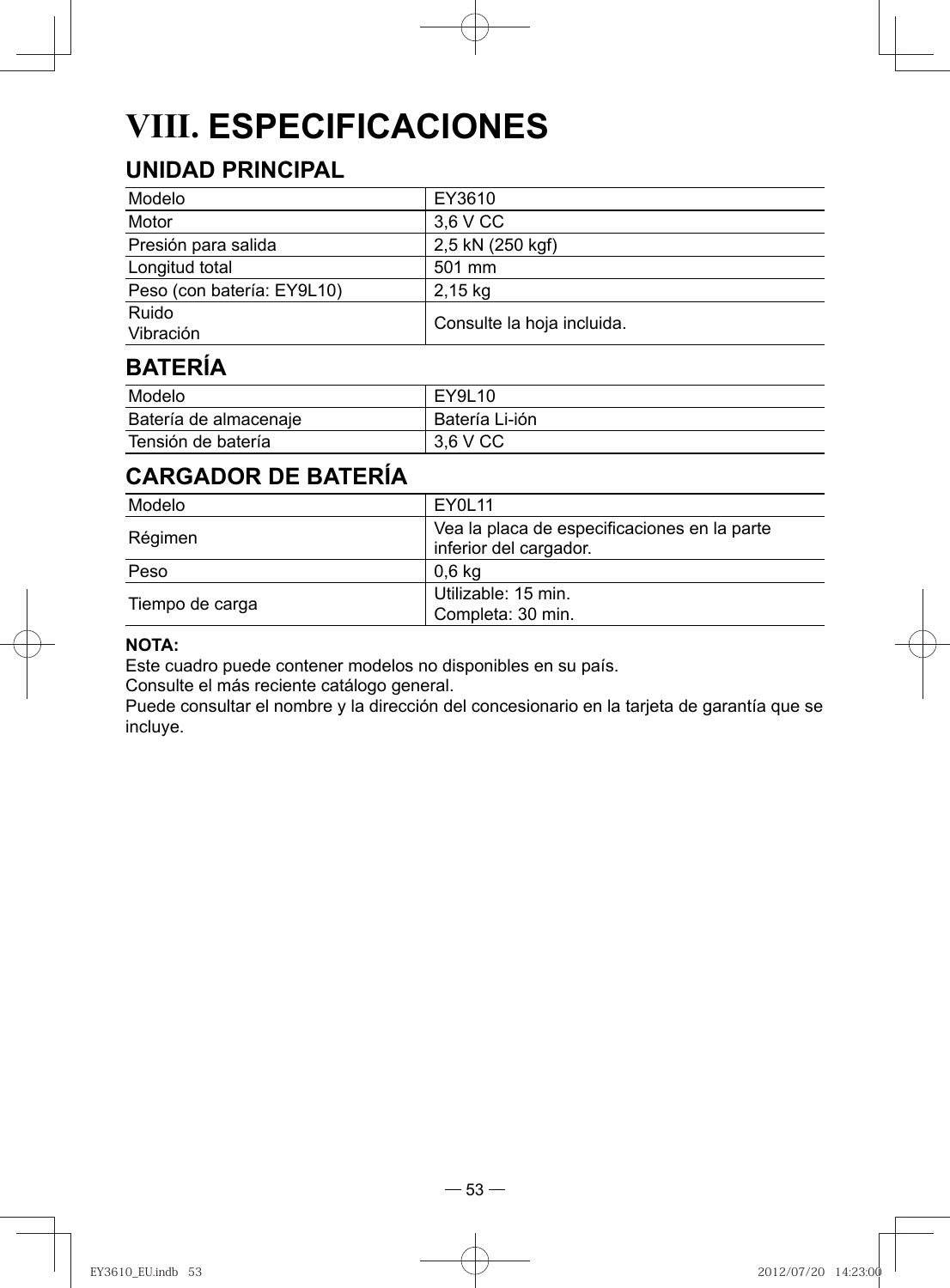# VIII. ESPECIFICACIONES

## UNIDAD PRINCIPAL

| Modelo | EY3610 |
| --- | --- |
| Motor | 3,6 V CC |
| Presión para salida | 2,5 kN (250 kgf) |
| Longitud total | 501 mm |
| Peso (con batería: EY9L10) | 2,15 kg |
| Ruido<br>Vibración | Consulte la hoja incluida. |

## BATERÍA

| Modelo | EY9L10 |
| --- | --- |
| Batería de almacenaje | Batería Li-ión |
| Tensión de batería | 3,6 V CC |

## CARGADOR DE BATERÍA

| Modelo | EY0L11 |
| --- | --- |
| Régimen | Vea la placa de especificaciones en la parte inferior del cargador. |
| Peso | 0,6 kg |
| Tiempo de carga | Utilizable: 15 min.<br>Completa: 30 min. |

**NOTA:**
Este cuadro puede contener modelos no disponibles en su país.
Consulte el más reciente catálogo general.
Puede consultar el nombre y la dirección del concesionario en la tarjeta de garantía que se incluye.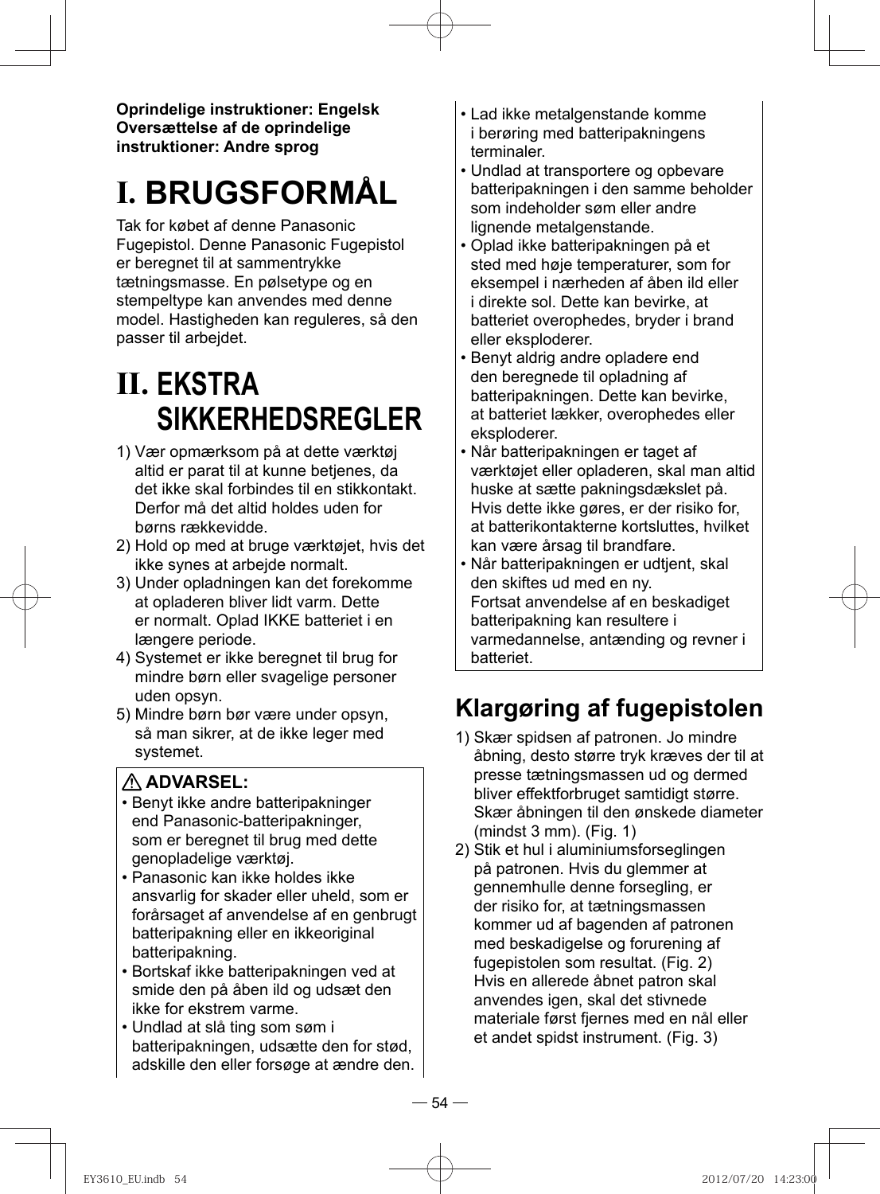**Oprindelige instruktioner: Engelsk**
**Oversættelse af de oprindelige instruktioner: Andre sprog**

# I. BRUGSFORMÅL

Tak for købet af denne Panasonic Fugepistol. Denne Panasonic Fugepistol er beregnet til at sammentrykke tætningsmasse. En pølsetype og en stempeltype kan anvendes med denne model. Hastigheden kan reguleres, så den passer til arbejdet.

# II. EKSTRA SIKKERHEDSREGLER

1) Vær opmærksom på at dette værktøj altid er parat til at kunne betjenes, da det ikke skal forbindes til en stikkontakt. Derfor må det altid holdes uden for børns rækkevidde.
2) Hold op med at bruge værktøjet, hvis det ikke synes at arbejde normalt.
3) Under opladningen kan det forekomme at opladeren bliver lidt varm. Dette er normalt. Oplad IKKE batteriet i en længere periode.
4) Systemet er ikke beregnet til brug for mindre børn eller svagelige personer uden opsyn.
5) Mindre børn bør være under opsyn, så man sikrer, at de ikke leger med systemet.

**⚠ ADVARSEL:**

- Benyt ikke andre batteripakninger end Panasonic-batteripakninger, som er beregnet til brug med dette genopladelige værktøj.
- Panasonic kan ikke holdes ikke ansvarlig for skader eller uheld, som er forårsaget af anvendelse af en genbrugt batteripakning eller en ikkeoriginal batteripakning.
- Bortskaf ikke batteripakningen ved at smide den på åben ild og udsæt den ikke for ekstrem varme.
- Undlad at slå ting som søm i batteripakningen, udsætte den for stød, adskille den eller forsøge at ændre den.
- Lad ikke metalgenstande komme i berøring med batteripakningens terminaler.
- Undlad at transportere og opbevare batteripakningen i den samme beholder som indeholder søm eller andre lignende metalgenstande.
- Oplad ikke batteripakningen på et sted med høje temperaturer, som for eksempel i nærheden af åben ild eller i direkte sol. Dette kan bevirke, at batteriet overophedes, bryder i brand eller eksploderer.
- Benyt aldrig andre opladere end den beregnede til opladning af batteripakningen. Dette kan bevirke, at batteriet lækker, overophedes eller eksploderer.
- Når batteripakningen er taget af værktøjet eller opladeren, skal man altid huske at sætte pakningsdækslet på. Hvis dette ikke gøres, er der risiko for, at batterikontakterne kortsluttes, hvilket kan være årsag til brandfare.
- Når batteripakningen er udtjent, skal den skiftes ud med en ny. Fortsat anvendelse af en beskadiget batteripakning kan resultere i varmedannelse, antænding og revner i batteriet.

## Klargøring af fugepistolen

1) Skær spidsen af patronen. Jo mindre åbning, desto større tryk kræves der til at presse tætningsmassen ud og dermed bliver effektforbruget samtidigt større. Skær åbningen til den ønskede diameter (mindst 3 mm). (Fig. 1)
2) Stik et hul i aluminiumsforseglingen på patronen. Hvis du glemmer at gennemhulle denne forsegling, er der risiko for, at tætningsmassen kommer ud af bagenden af patronen med beskadigelse og forurening af fugepistolen som resultat. (Fig. 2)
   Hvis en allerede åbnet patron skal anvendes igen, skal det stivnede materiale først fjernes med en nål eller et andet spidst instrument. (Fig. 3)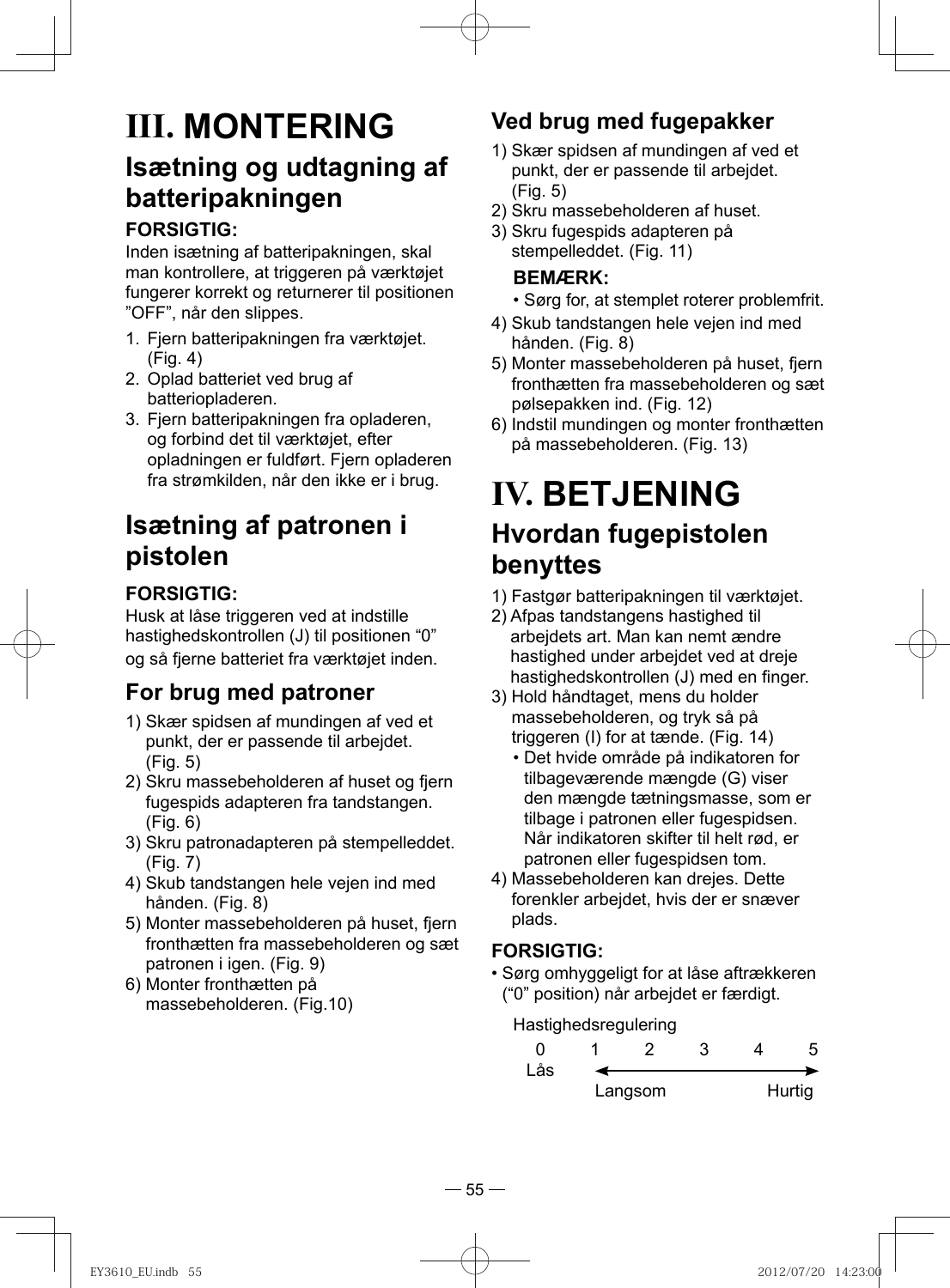# III. MONTERING

## Isætning og udtagning af batteripakningen

**FORSIGTIG:**

Inden isætning af batteripakningen, skal man kontrollere, at triggeren på værktøjet fungerer korrekt og returnerer til positionen "OFF", når den slippes.

1. Fjern batteripakningen fra værktøjet. (Fig. 4)
2. Oplad batteriet ved brug af batteriopladeren.
3. Fjern batteripakningen fra opladeren, og forbind det til værktøjet, efter opladningen er fuldført. Fjern opladeren fra strømkilden, når den ikke er i brug.

## Isætning af patronen i pistolen

**FORSIGTIG:**

Husk at låse triggeren ved at indstille hastighedskontrollen (J) til positionen "0" og så fjerne batteriet fra værktøjet inden.

### For brug med patroner

1) Skær spidsen af mundingen af ved et punkt, der er passende til arbejdet. (Fig. 5)
2) Skru massebeholderen af huset og fjern fugespids adapteren fra tandstangen. (Fig. 6)
3) Skru patronadapteren på stempelleddet. (Fig. 7)
4) Skub tandstangen hele vejen ind med hånden. (Fig. 8)
5) Monter massebeholderen på huset, fjern fronthætten fra massebeholderen og sæt patronen i igen. (Fig. 9)
6) Monter fronthætten på massebeholderen. (Fig.10)

### Ved brug med fugepakker

1) Skær spidsen af mundingen af ved et punkt, der er passende til arbejdet. (Fig. 5)
2) Skru massebeholderen af huset.
3) Skru fugespids adapteren på stempelleddet. (Fig. 11)

   **BEMÆRK:**
   - Sørg for, at stemplet roterer problemfrit.

4) Skub tandstangen hele vejen ind med hånden. (Fig. 8)
5) Monter massebeholderen på huset, fjern fronthætten fra massebeholderen og sæt pølsepakken ind. (Fig. 12)
6) Indstil mundingen og monter fronthætten på massebeholderen. (Fig. 13)

# IV. BETJENING

## Hvordan fugepistolen benyttes

1) Fastgør batteripakningen til værktøjet.
2) Afpas tandstangens hastighed til arbejdets art. Man kan nemt ændre hastighed under arbejdet ved at dreje hastighedskontrollen (J) med en finger.
3) Hold håndtaget, mens du holder massebeholderen, og tryk så på triggeren (I) for at tænde. (Fig. 14)
   - Det hvide område på indikatoren for tilbageværende mængde (G) viser den mængde tætningsmasse, som er tilbage i patronen eller fugespidsen. Når indikatoren skifter til helt rød, er patronen eller fugespidsen tom.
4) Massebeholderen kan drejes. Dette forenkler arbejdet, hvis der er snæver plads.

**FORSIGTIG:**

- Sørg omhyggeligt for at låse aftrækkeren ("0" position) når arbejdet er færdigt.

Hastighedsregulering

| 0 | 1 | 2 | 3 | 4 | 5 |
|---|---|---|---|---|---|
| Lås | Langsom ← | | | | → Hurtig |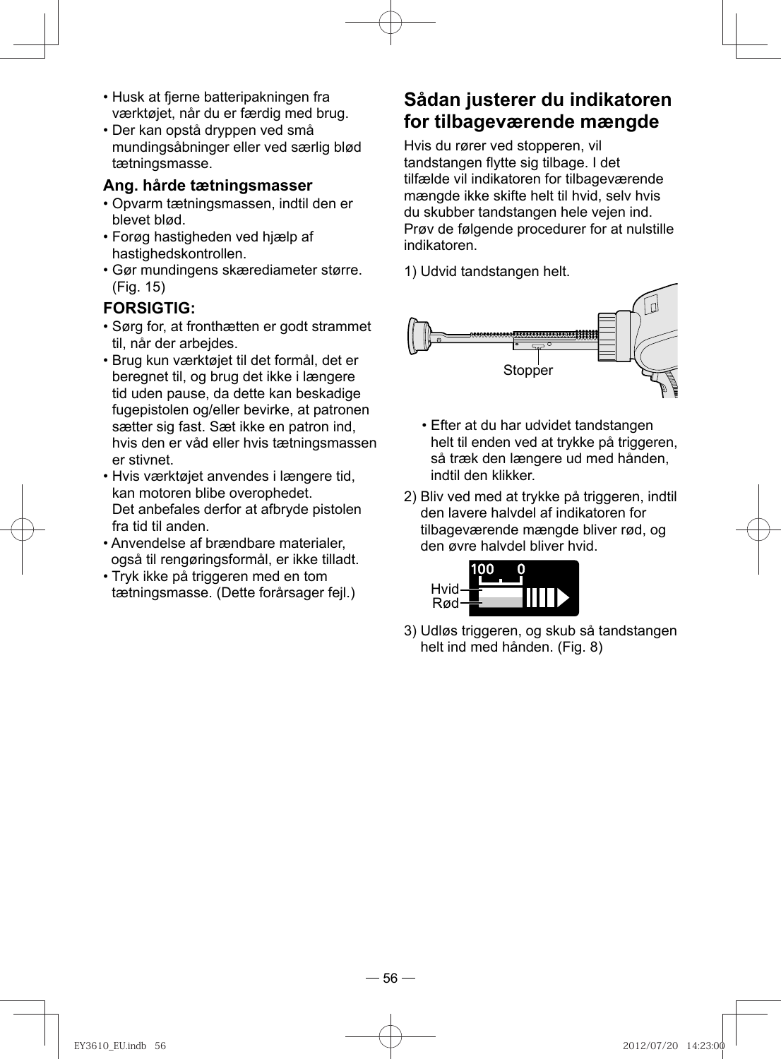- Husk at fjerne batteripakningen fra værktøjet, når du er færdig med brug.
- Der kan opstå dryppen ved små mundingsåbninger eller ved særlig blød tætningsmasse.

### Ang. hårde tætningsmasser

- Opvarm tætningsmassen, indtil den er blevet blød.
- Forøg hastigheden ved hjælp af hastighedskontrollen.
- Gør mundingens skærediameter større. (Fig. 15)

### FORSIGTIG:

- Sørg for, at fronthætten er godt strammet til, når der arbejdes.
- Brug kun værktøjet til det formål, det er beregnet til, og brug det ikke i længere tid uden pause, da dette kan beskadige fugepistolen og/eller bevirke, at patronen sætter sig fast. Sæt ikke en patron ind, hvis den er våd eller hvis tætningsmassen er stivnet.
- Hvis værktøjet anvendes i længere tid, kan motoren blibe overophedet. Det anbefales derfor at afbryde pistolen fra tid til anden.
- Anvendelse af brændbare materialer, også til rengøringsformål, er ikke tilladt.
- Tryk ikke på triggeren med en tom tætningsmasse. (Dette forårsager fejl.)

## Sådan justerer du indikatoren for tilbageværende mængde

Hvis du rører ved stopperen, vil tandstangen flytte sig tilbage. I det tilfælde vil indikatoren for tilbageværende mængde ikke skifte helt til hvid, selv hvis du skubber tandstangen hele vejen ind. Prøv de følgende procedurer for at nulstille indikatoren.

1) Udvid tandstangen helt.

Stopper

- Efter at du har udvidet tandstangen helt til enden ved at trykke på triggeren, så træk den længere ud med hånden, indtil den klikker.

2) Bliv ved med at trykke på triggeren, indtil den lavere halvdel af indikatoren for tilbageværende mængde bliver rød, og den øvre halvdel bliver hvid.

100 0

Hvid

Rød

3) Udløs triggeren, og skub så tandstangen helt ind med hånden. (Fig. 8)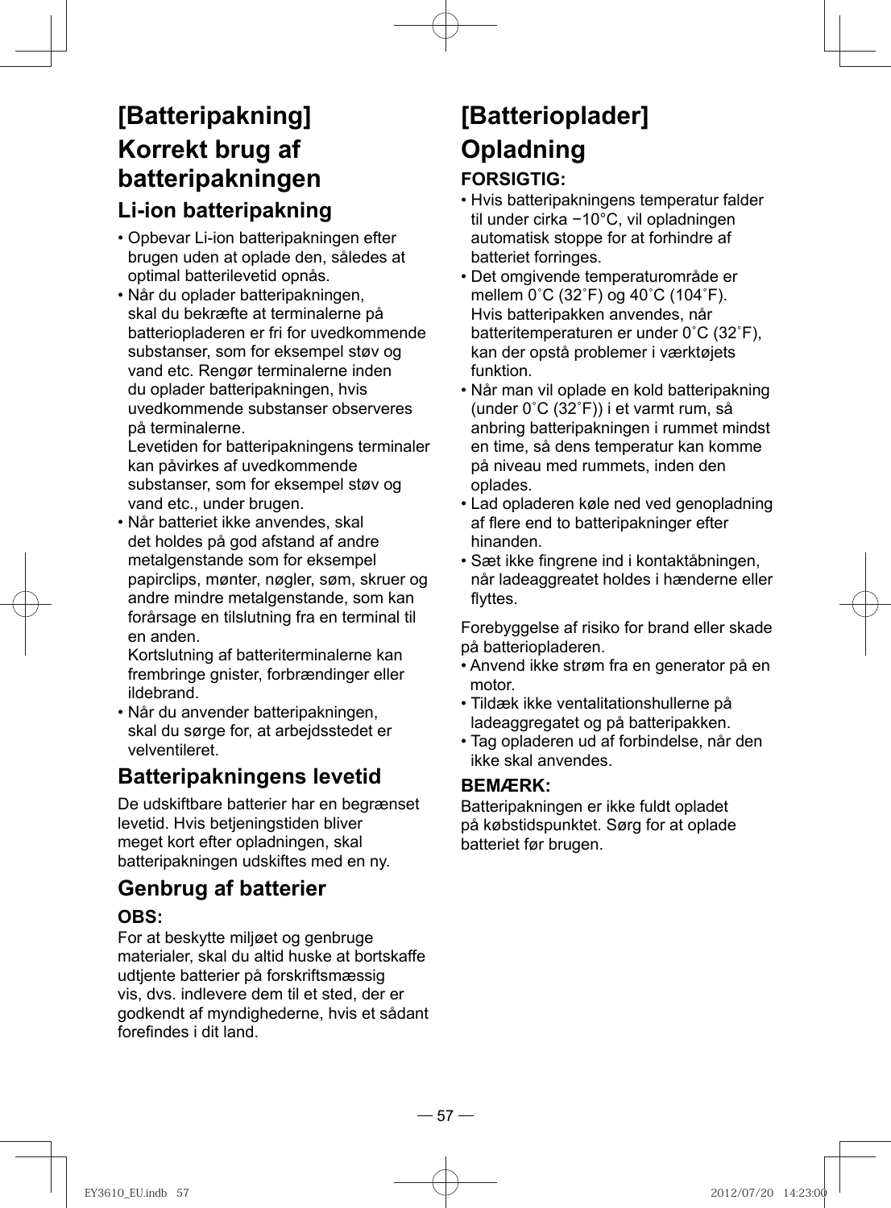# [Batteripakning]

# Korrekt brug af batteripakningen

## Li-ion batteripakning

- Opbevar Li-ion batteripakningen efter brugen uden at oplade den, således at optimal batterilevetid opnås.
- Når du oplader batteripakningen, skal du bekræfte at terminalerne på batteriopladeren er fri for uvedkommende substanser, som for eksempel støv og vand etc. Rengør terminalerne inden du oplader batteripakningen, hvis uvedkommende substanser observeres på terminalerne.
  Levetiden for batteripakningens terminaler kan påvirkes af uvedkommende substanser, som for eksempel støv og vand etc., under brugen.
- Når batteriet ikke anvendes, skal det holdes på god afstand af andre metalgenstande som for eksempel papirclips, mønter, nøgler, søm, skruer og andre mindre metalgenstande, som kan forårsage en tilslutning fra en terminal til en anden.
  Kortslutning af batteriterminalerne kan frembringe gnister, forbrændinger eller ildebrand.
- Når du anvender batteripakningen, skal du sørge for, at arbejdsstedet er velventileret.

## Batteripakningens levetid

De udskiftbare batterier har en begrænset levetid. Hvis betjeningstiden bliver meget kort efter opladningen, skal batteripakningen udskiftes med en ny.

## Genbrug af batterier

**OBS:**

For at beskytte miljøet og genbruge materialer, skal du altid huske at bortskaffe udtjente batterier på forskriftsmæssig vis, dvs. indlevere dem til et sted, der er godkendt af myndighederne, hvis et sådant forefindes i dit land.

# [Batterioplader]

# Opladning

**FORSIGTIG:**

- Hvis batteripakningens temperatur falder til under cirka −10°C, vil opladningen automatisk stoppe for at forhindre af batteriet forringes.
- Det omgivende temperaturområde er mellem 0˚C (32˚F) og 40˚C (104˚F).
  Hvis batteripakken anvendes, når batteritemperaturen er under 0˚C (32˚F), kan der opstå problemer i værktøjets funktion.
- Når man vil oplade en kold batteripakning (under 0˚C (32˚F)) i et varmt rum, så anbring batteripakningen i rummet mindst en time, så dens temperatur kan komme på niveau med rummets, inden den oplades.
- Lad opladeren køle ned ved genopladning af flere end to batteripakninger efter hinanden.
- Sæt ikke fingrene ind i kontaktåbningen, når ladeaggreatet holdes i hænderne eller flyttes.

Forebyggelse af risiko for brand eller skade på batteriopladeren.

- Anvend ikke strøm fra en generator på en motor.
- Tildæk ikke ventalitationshullerne på ladeaggregatet og på batteripakken.
- Tag opladeren ud af forbindelse, når den ikke skal anvendes.

**BEMÆRK:**

Batteripakningen er ikke fuldt opladet på købstidspunktet. Sørg for at oplade batteriet før brugen.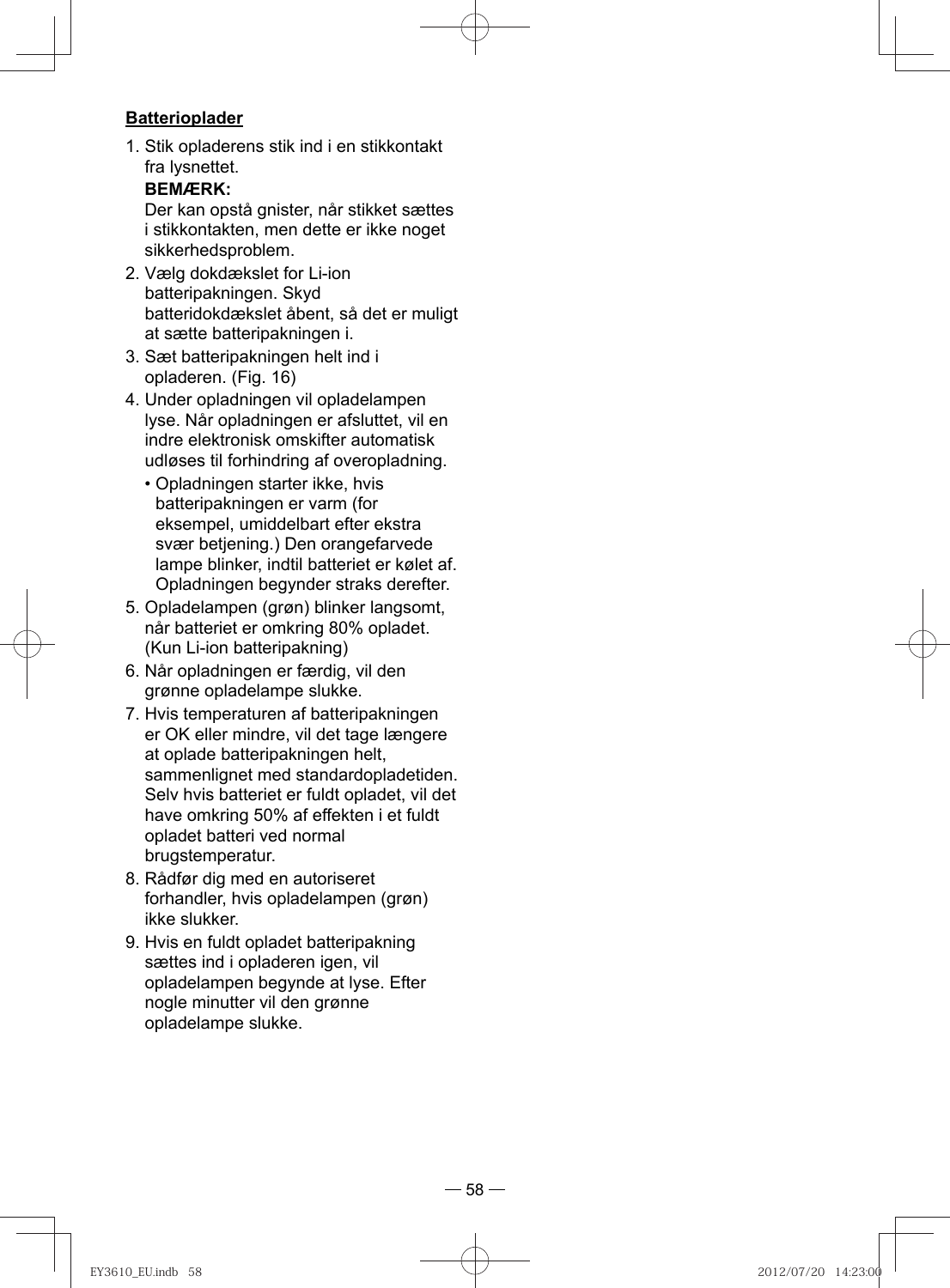**Batterioplader**

1. Stik opladerens stik ind i en stikkontakt fra lysnettet.

   **BEMÆRK:**

   Der kan opstå gnister, når stikket sættes i stikkontakten, men dette er ikke noget sikkerhedsproblem.

2. Vælg dokdækslet for Li-ion batteripakningen. Skyd batteridokdækslet åbent, så det er muligt at sætte batteripakningen i.
3. Sæt batteripakningen helt ind i opladeren. (Fig. 16)
4. Under opladningen vil opladelampen lyse. Når opladningen er afsluttet, vil en indre elektronisk omskifter automatisk udløses til forhindring af overopladning.
   - Opladningen starter ikke, hvis batteripakningen er varm (for eksempel, umiddelbart efter ekstra svær betjening.) Den orangefarvede lampe blinker, indtil batteriet er kølet af. Opladningen begynder straks derefter.
5. Opladelampen (grøn) blinker langsomt, når batteriet er omkring 80% opladet. (Kun Li-ion batteripakning)
6. Når opladningen er færdig, vil den grønne opladelampe slukke.
7. Hvis temperaturen af batteripakningen er OK eller mindre, vil det tage længere at oplade batteripakningen helt, sammenlignet med standardopladetiden. Selv hvis batteriet er fuldt opladet, vil det have omkring 50% af effekten i et fuldt opladet batteri ved normal brugstemperatur.
8. Rådfør dig med en autoriseret forhandler, hvis opladelampen (grøn) ikke slukker.
9. Hvis en fuldt opladet batteripakning sættes ind i opladeren igen, vil opladelampen begynde at lyse. Efter nogle minutter vil den grønne opladelampe slukke.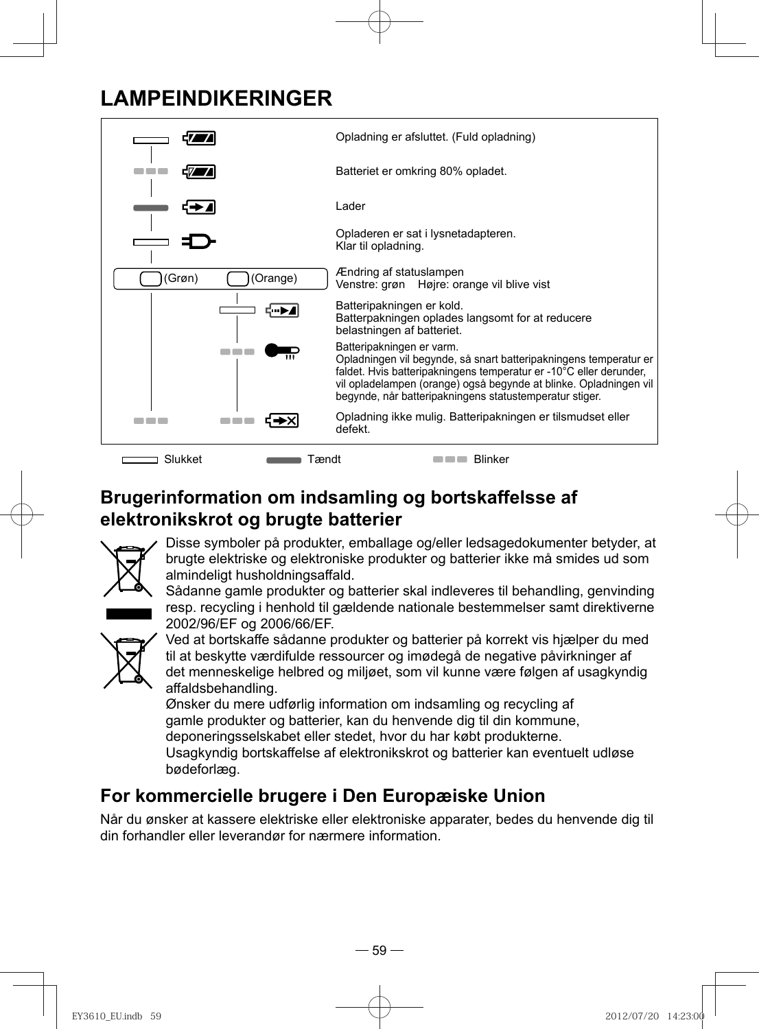# LAMPEINDIKERINGER

| Lampe | Betydning |
| --- | --- |
| Slukket | Opladning er afsluttet. (Fuld opladning) |
| Blinker | Batteriet er omkring 80% opladet. |
| Tændt | Lader |
| Slukket | Opladeren er sat i lysnetadapteren. Klar til opladning. |
| (Grøn) / (Orange) | Ændring af statuslampen Venstre: grøn Højre: orange vil blive vist |
| Orange: Slukket | Batteripakningen er kold. Batterpakningen oplades langsomt for at reducere belastningen af batteriet. |
| Orange: Blinker | Batteripakningen er varm. Opladningen vil begynde, så snart batteripakningens temperatur er faldet. Hvis batteripakningens temperatur er -10°C eller derunder, vil opladelampen (orange) også begynde at blinke. Opladningen vil begynde, når batteripakningens statustemperatur stiger. |
| Grøn: Blinker / Orange: Blinker | Opladning ikke mulig. Batteripakningen er tilsmudset eller defekt. |

Slukket Tændt Blinker

## Brugerinformation om indsamling og bortskaffelse af elektronikskrot og brugte batterier

Disse symboler på produkter, emballage og/eller ledsagedokumenter betyder, at brugte elektriske og elektroniske produkter og batterier ikke må smides ud som almindeligt husholdningsaffald.

Sådanne gamle produkter og batterier skal indleveres til behandling, genvinding resp. recycling i henhold til gældende nationale bestemmelser samt direktiverne 2002/96/EF og 2006/66/EF.

Ved at bortskaffe sådanne produkter og batterier på korrekt vis hjælper du med til at beskytte værdifulde ressourcer og imødegå de negative påvirkninger af det menneskelige helbred og miljøet, som vil kunne være følgen af usagkyndig affaldsbehandling.

Ønsker du mere udførlig information om indsamling og recycling af gamle produkter og batterier, kan du henvende dig til din kommune, deponeringsselskabet eller stedet, hvor du har købt produkterne.

Usagkyndig bortskaffelse af elektronikskrot og batterier kan eventuelt udløse bødeforlæg.

## For kommercielle brugere i Den Europæiske Union

Når du ønsker at kassere elektriske eller elektroniske apparater, bedes du henvende dig til din forhandler eller leverandør for nærmere information.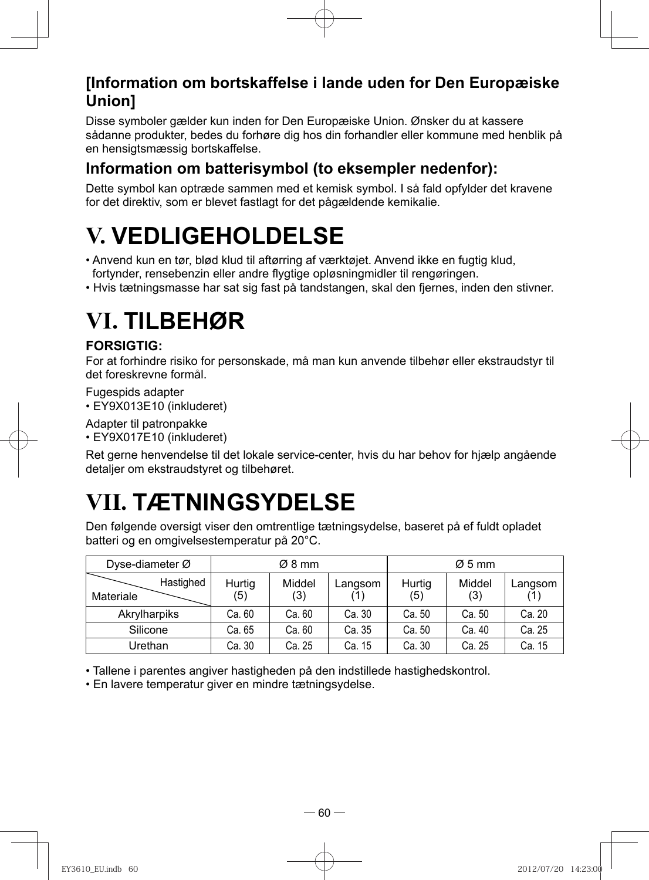## [Information om bortskaffelse i lande uden for Den Europæiske Union]

Disse symboler gælder kun inden for Den Europæiske Union. Ønsker du at kassere sådanne produkter, bedes du forhøre dig hos din forhandler eller kommune med henblik på en hensigtsmæssig bortskaffelse.

## Information om batterisymbol (to eksempler nedenfor):

Dette symbol kan optræde sammen med et kemisk symbol. I så fald opfylder det kravene for det direktiv, som er blevet fastlagt for det pågældende kemikalie.

# V. VEDLIGEHOLDELSE

- Anvend kun en tør, blød klud til aftørring af værktøjet. Anvend ikke en fugtig klud, fortynder, rensebenzin eller andre flygtige opløsningmidler til rengøringen.
- Hvis tætningsmasse har sat sig fast på tandstangen, skal den fjernes, inden den stivner.

# VI. TILBEHØR

**FORSIGTIG:**
For at forhindre risiko for personskade, må man kun anvende tilbehør eller ekstraudstyr til det foreskrevne formål.

Fugespids adapter
- EY9X013E10 (inkluderet)

Adapter til patronpakke
- EY9X017E10 (inkluderet)

Ret gerne henvendelse til det lokale service-center, hvis du har behov for hjælp angående detaljer om ekstraudstyret og tilbehøret.

# VII. TÆTNINGSYDELSE

Den følgende oversigt viser den omtrentlige tætningsydelse, baseret på ef fuldt opladet batteri og en omgivelsestemperatur på 20°C.

| Dyse-diameter Ø | Ø 8 mm | | | Ø 5 mm | | |
|---|---|---|---|---|---|---|
| Hastighed / Materiale | Hurtig (5) | Middel (3) | Langsom (1) | Hurtig (5) | Middel (3) | Langsom (1) |
| Akrylharpiks | Ca. 60 | Ca. 60 | Ca. 30 | Ca. 50 | Ca. 50 | Ca. 20 |
| Silicone | Ca. 65 | Ca. 60 | Ca. 35 | Ca. 50 | Ca. 40 | Ca. 25 |
| Urethan | Ca. 30 | Ca. 25 | Ca. 15 | Ca. 30 | Ca. 25 | Ca. 15 |

- Tallene i parentes angiver hastigheden på den indstillede hastighedskontrol.
- En lavere temperatur giver en mindre tætningsydelse.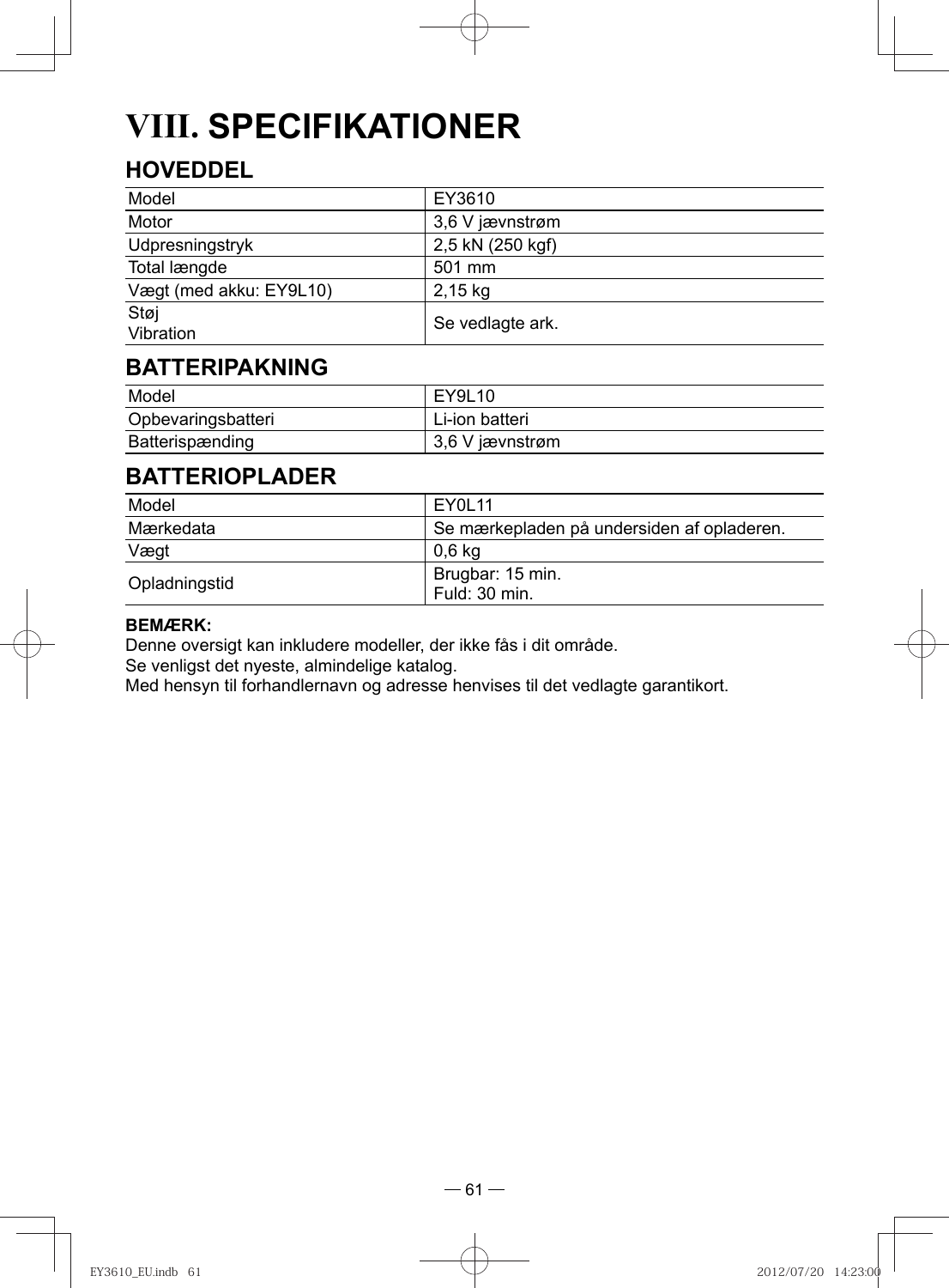# VIII. SPECIFIKATIONER

## HOVEDDEL

| Model | EY3610 |
|---|---|
| Motor | 3,6 V jævnstrøm |
| Udpresningstryk | 2,5 kN (250 kgf) |
| Total længde | 501 mm |
| Vægt (med akku: EY9L10) | 2,15 kg |
| Støj<br>Vibration | Se vedlagte ark. |

## BATTERIPAKNING

| Model | EY9L10 |
|---|---|
| Opbevaringsbatteri | Li-ion batteri |
| Batterispænding | 3,6 V jævnstrøm |

## BATTERIOPLADER

| Model | EY0L11 |
|---|---|
| Mærkedata | Se mærkepladen på undersiden af opladeren. |
| Vægt | 0,6 kg |
| Opladningstid | Brugbar: 15 min.<br>Fuld: 30 min. |

**BEMÆRK:**
Denne oversigt kan inkludere modeller, der ikke fås i dit område.
Se venligst det nyeste, almindelige katalog.
Med hensyn til forhandlernavn og adresse henvises til det vedlagte garantikort.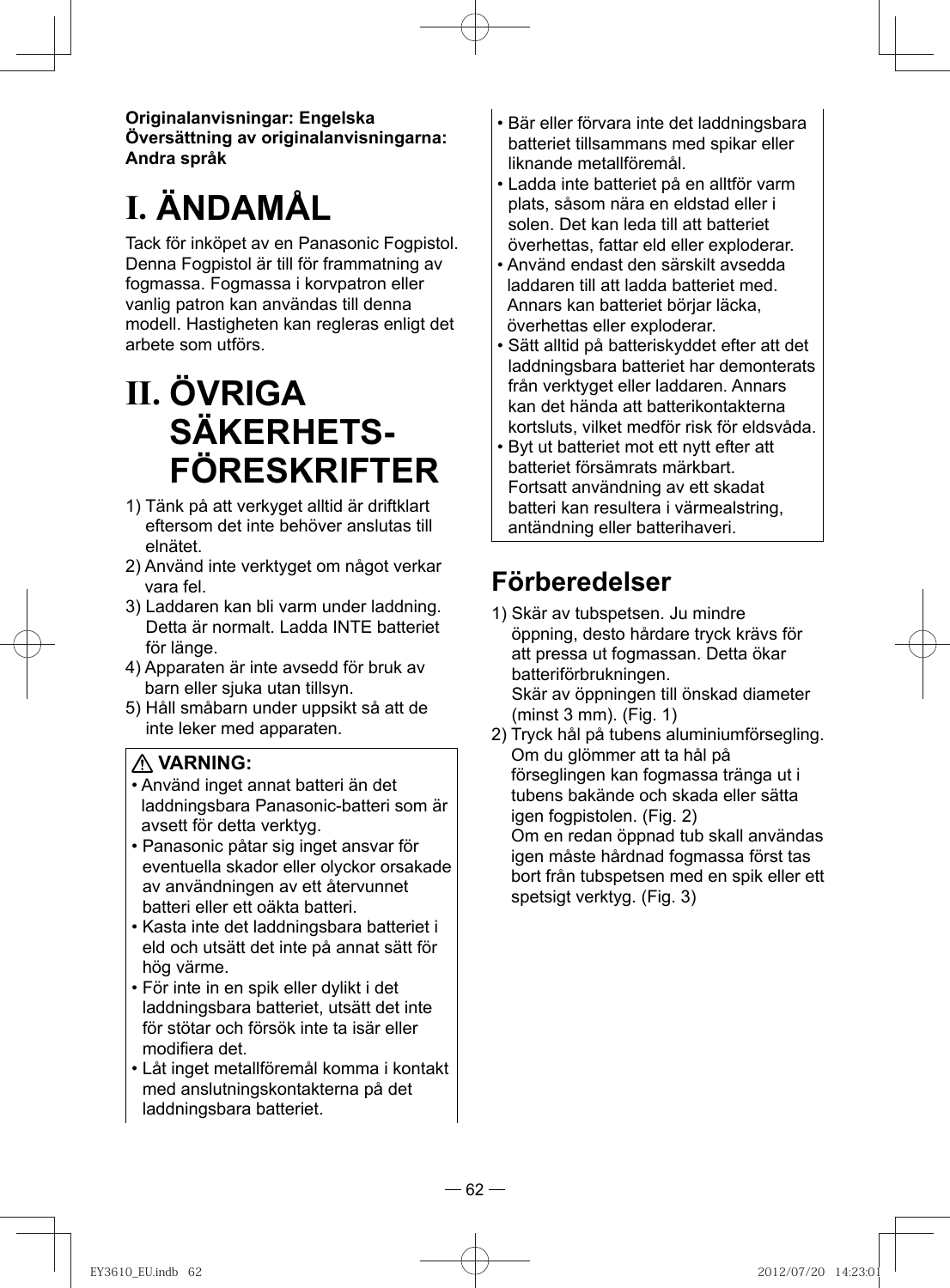**Originalanvisningar: Engelska**
**Översättning av originalanvisningarna: Andra språk**

# I. ÄNDAMÅL

Tack för inköpet av en Panasonic Fogpistol. Denna Fogpistol är till för frammatning av fogmassa. Fogmassa i korvpatron eller vanlig patron kan användas till denna modell. Hastigheten kan regleras enligt det arbete som utförs.

# II. ÖVRIGA SÄKERHETS-FÖRESKRIFTER

1) Tänk på att verkyget alltid är driftklart eftersom det inte behöver anslutas till elnätet.
2) Använd inte verktyget om något verkar vara fel.
3) Laddaren kan bli varm under laddning. Detta är normalt. Ladda INTE batteriet för länge.
4) Apparaten är inte avsedd för bruk av barn eller sjuka utan tillsyn.
5) Håll småbarn under uppsikt så att de inte leker med apparaten.

**⚠ VARNING:**

- Använd inget annat batteri än det laddningsbara Panasonic-batteri som är avsett för detta verktyg.
- Panasonic påtar sig inget ansvar för eventuella skador eller olyckor orsakade av användningen av ett återvunnet batteri eller ett oäkta batteri.
- Kasta inte det laddningsbara batteriet i eld och utsätt det inte på annat sätt för hög värme.
- För inte in en spik eller dylikt i det laddningsbara batteriet, utsätt det inte för stötar och försök inte ta isär eller modifiera det.
- Låt inget metallföremål komma i kontakt med anslutningskontakterna på det laddningsbara batteriet.
- Bär eller förvara inte det laddningsbara batteriet tillsammans med spikar eller liknande metallföremål.
- Ladda inte batteriet på en alltför varm plats, såsom nära en eldstad eller i solen. Det kan leda till att batteriet överhettas, fattar eld eller exploderar.
- Använd endast den särskilt avsedda laddaren till att ladda batteriet med. Annars kan batteriet börjar läcka, överhettas eller exploderar.
- Sätt alltid på batteriskyddet efter att det laddningsbara batteriet har demonterats från verktyget eller laddaren. Annars kan det hända att batterikontakterna kortsluts, vilket medför risk för eldsvåda.
- Byt ut batteriet mot ett nytt efter att batteriet försämrats märkbart. Fortsatt användning av ett skadat batteri kan resultera i värmealstring, antändning eller batterihaveri.

## Förberedelser

1) Skär av tubspetsen. Ju mindre öppning, desto hårdare tryck krävs för att pressa ut fogmassan. Detta ökar batteriförbrukningen.
   Skär av öppningen till önskad diameter (minst 3 mm). (Fig. 1)
2) Tryck hål på tubens aluminiumförsegling. Om du glömmer att ta hål på förseglingen kan fogmassa tränga ut i tubens bakände och skada eller sätta igen fogpistolen. (Fig. 2)
   Om en redan öppnad tub skall användas igen måste hårdnad fogmassa först tas bort från tubspetsen med en spik eller ett spetsigt verktyg. (Fig. 3)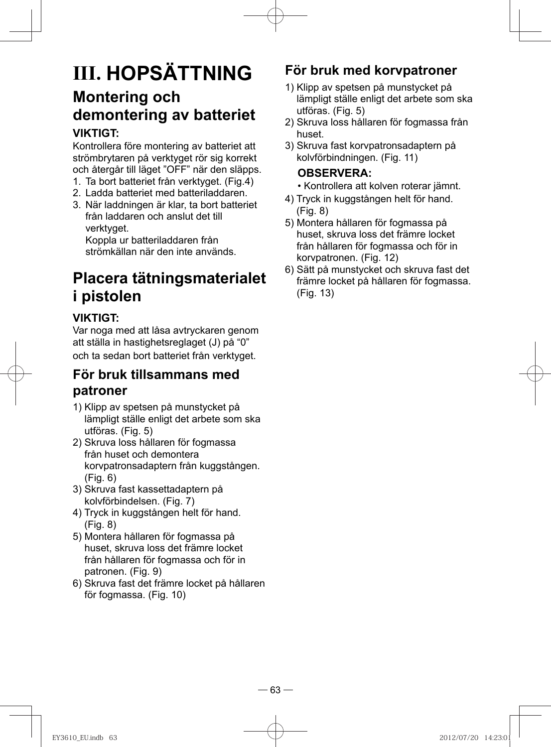# III. HOPSÄTTNING

## Montering och demontering av batteriet

**VIKTIGT:**

Kontrollera före montering av batteriet att strömbrytaren på verktyget rör sig korrekt och återgår till läget ”OFF” när den släpps.

1. Ta bort batteriet från verktyget. (Fig.4)
2. Ladda batteriet med batteriladdaren.
3. När laddningen är klar, ta bort batteriet från laddaren och anslut det till verktyget.
   Koppla ur batteriladdaren från strömkällan när den inte används.

## Placera tätningsmaterialet i pistolen

**VIKTIGT:**

Var noga med att låsa avtryckaren genom att ställa in hastighetsreglaget (J) på “0” och ta sedan bort batteriet från verktyget.

### För bruk tillsammans med patroner

1) Klipp av spetsen på munstycket på lämpligt ställe enligt det arbete som ska utföras. (Fig. 5)
2) Skruva loss hållaren för fogmassa från huset och demontera korvpatronsadaptern från kuggstången. (Fig. 6)
3) Skruva fast kassettadaptern på kolvförbindelsen. (Fig. 7)
4) Tryck in kuggstången helt för hand. (Fig. 8)
5) Montera hållaren för fogmassa på huset, skruva loss det främre locket från hållaren för fogmassa och för in patronen. (Fig. 9)
6) Skruva fast det främre locket på hållaren för fogmassa. (Fig. 10)

### För bruk med korvpatroner

1) Klipp av spetsen på munstycket på lämpligt ställe enligt det arbete som ska utföras. (Fig. 5)
2) Skruva loss hållaren för fogmassa från huset.
3) Skruva fast korvpatronsadaptern på kolvförbindningen. (Fig. 11)

   **OBSERVERA:**

   • Kontrollera att kolven roterar jämnt.
4) Tryck in kuggstången helt för hand. (Fig. 8)
5) Montera hållaren för fogmassa på huset, skruva loss det främre locket från hållaren för fogmassa och för in korvpatronen. (Fig. 12)
6) Sätt på munstycket och skruva fast det främre locket på hållaren för fogmassa. (Fig. 13)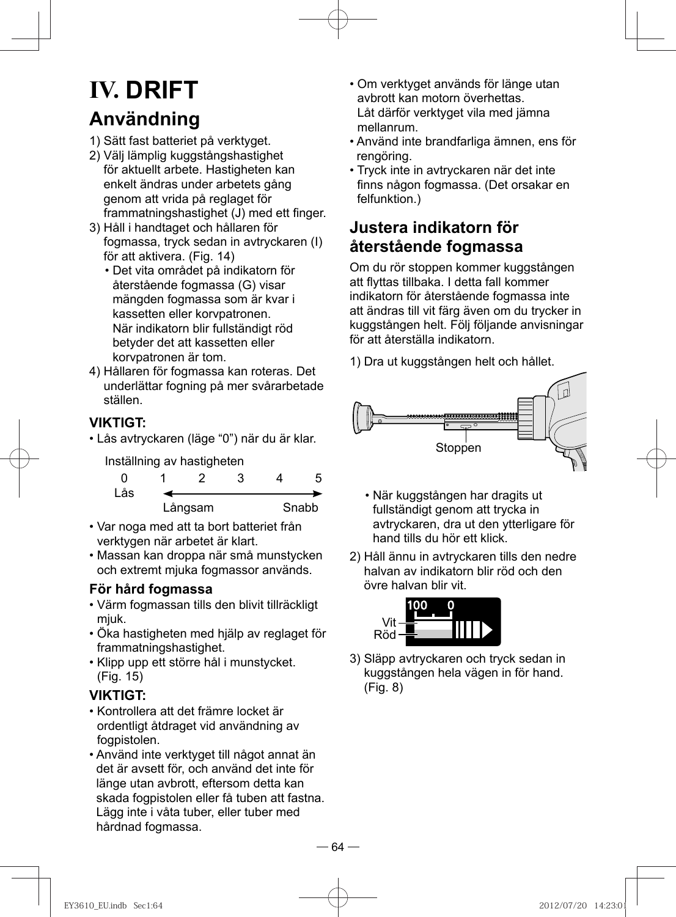# IV. DRIFT

## Användning

1) Sätt fast batteriet på verktyget.
2) Välj lämplig kuggstångshastighet för aktuellt arbete. Hastigheten kan enkelt ändras under arbetets gång genom att vrida på reglaget för frammatningshastighet (J) med ett finger.
3) Håll i handtaget och hållaren för fogmassa, tryck sedan in avtryckaren (I) för att aktivera. (Fig. 14)
   - Det vita området på indikatorn för återstående fogmassa (G) visar mängden fogmassa som är kvar i kassetten eller korvpatronen. När indikatorn blir fullständigt röd betyder det att kassetten eller korvpatronen är tom.
4) Hållaren för fogmassa kan roteras. Det underlättar fogning på mer svårarbetade ställen.

### VIKTIGT:

- Lås avtryckaren (läge "0") när du är klar.

Inställning av hastigheten

| 0 | 1 | 2 | 3 | 4 | 5 |
|---|---|---|---|---|---|
| Lås | Långsam ← | | | → | Snabb |

- Var noga med att ta bort batteriet från verktygen när arbetet är klart.
- Massan kan droppa när små munstycken och extremt mjuka fogmassor används.

### För hård fogmassa

- Värm fogmassan tills den blivit tillräckligt mjuk.
- Öka hastigheten med hjälp av reglaget för frammatningshastighet.
- Klipp upp ett större hål i munstycket. (Fig. 15)

### VIKTIGT:

- Kontrollera att det främre locket är ordentligt åtdraget vid användning av fogpistolen.
- Använd inte verktyget till något annat än det är avsett för, och använd det inte för länge utan avbrott, eftersom detta kan skada fogpistolen eller få tuben att fastna. Lägg inte i våta tuber, eller tuber med hårdnad fogmassa.
- Om verktyget används för länge utan avbrott kan motorn överhettas. Låt därför verktyget vila med jämna mellanrum.
- Använd inte brandfarliga ämnen, ens för rengöring.
- Tryck inte in avtryckaren när det inte finns någon fogmassa. (Det orsakar en felfunktion.)

## Justera indikatorn för återstående fogmassa

Om du rör stoppen kommer kuggstången att flyttas tillbaka. I detta fall kommer indikatorn för återstående fogmassa inte att ändras till vit färg även om du trycker in kuggstången helt. Följ följande anvisningar för att återställa indikatorn.

1) Dra ut kuggstången helt och hållet.

Stoppen

   - När kuggstången har dragits ut fullständigt genom att trycka in avtryckaren, dra ut den ytterligare för hand tills du hör ett klick.
2) Håll ännu in avtryckaren tills den nedre halvan av indikatorn blir röd och den övre halvan blir vit.

100 0
Vit
Röd

3) Släpp avtryckaren och tryck sedan in kuggstången hela vägen in för hand. (Fig. 8)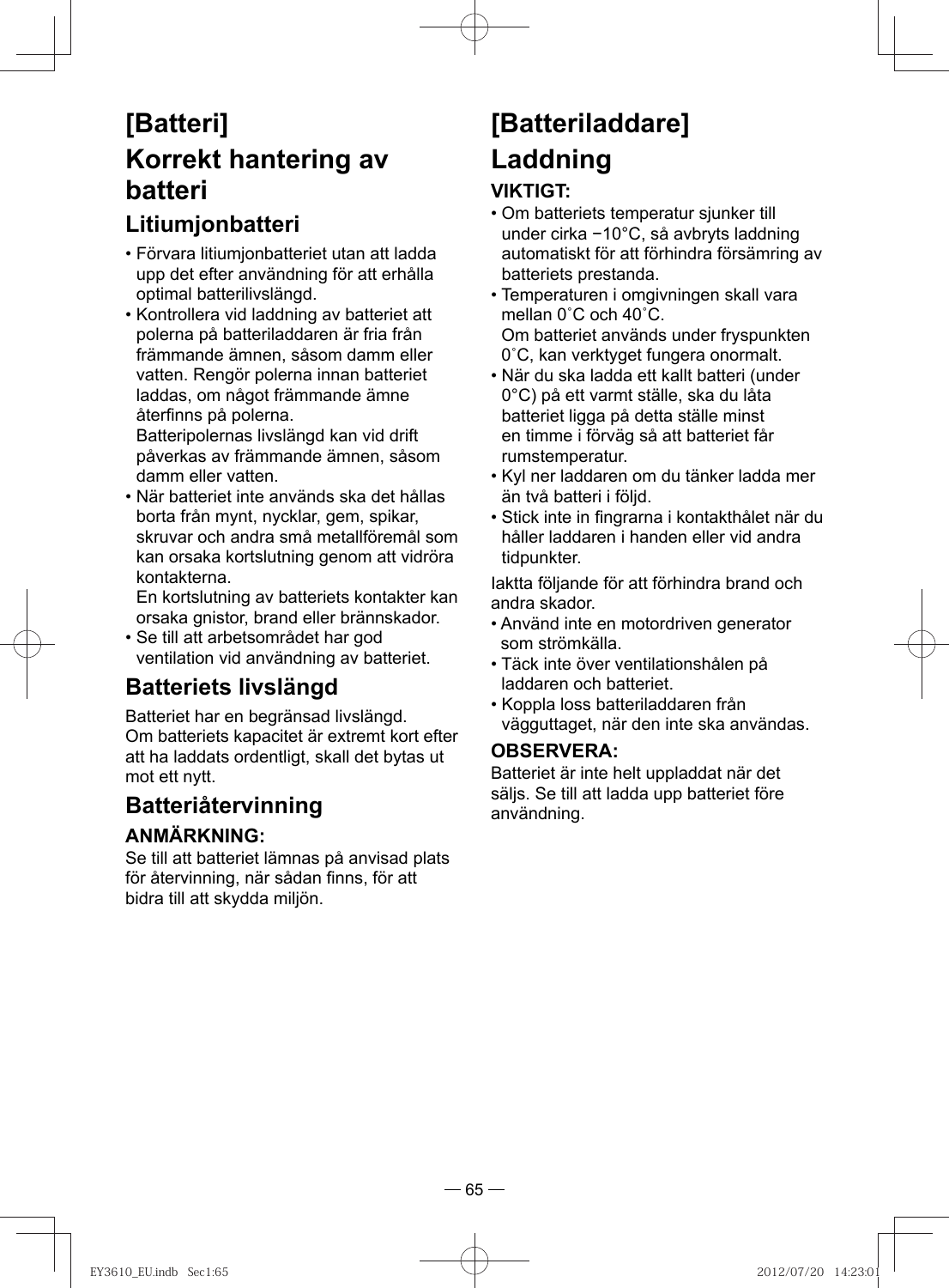# [Batteri]

# Korrekt hantering av batteri

## Litiumjonbatteri

- Förvara litiumjonbatteriet utan att ladda upp det efter användning för att erhålla optimal batterilivslängd.
- Kontrollera vid laddning av batteriet att polerna på batteriladdaren är fria från främmande ämnen, såsom damm eller vatten. Rengör polerna innan batteriet laddas, om något främmande ämne återfinns på polerna.
  Batteripolernas livslängd kan vid drift påverkas av främmande ämnen, såsom damm eller vatten.
- När batteriet inte används ska det hållas borta från mynt, nycklar, gem, spikar, skruvar och andra små metallföremål som kan orsaka kortslutning genom att vidröra kontakterna.
  En kortslutning av batteriets kontakter kan orsaka gnistor, brand eller brännskador.
- Se till att arbetsområdet har god ventilation vid användning av batteriet.

## Batteriets livslängd

Batteriet har en begränsad livslängd. Om batteriets kapacitet är extremt kort efter att ha laddats ordentligt, skall det bytas ut mot ett nytt.

## Batteriåtervinning

**ANMÄRKNING:**

Se till att batteriet lämnas på anvisad plats för återvinning, när sådan finns, för att bidra till att skydda miljön.

# [Batteriladdare]

# Laddning

**VIKTIGT:**

- Om batteriets temperatur sjunker till under cirka −10°C, så avbryts laddning automatiskt för att förhindra försämring av batteriets prestanda.
- Temperaturen i omgivningen skall vara mellan 0˚C och 40˚C.
  Om batteriet används under fryspunkten 0˚C, kan verktyget fungera onormalt.
- När du ska ladda ett kallt batteri (under 0°C) på ett varmt ställe, ska du låta batteriet ligga på detta ställe minst en timme i förväg så att batteriet får rumstemperatur.
- Kyl ner laddaren om du tänker ladda mer än två batteri i följd.
- Stick inte in fingrarna i kontakthålet när du håller laddaren i handen eller vid andra tidpunkter.

Iaktta följande för att förhindra brand och andra skador.

- Använd inte en motordriven generator som strömkälla.
- Täck inte över ventilationshålen på laddaren och batteriet.
- Koppla loss batteriladdaren från vägguttaget, när den inte ska användas.

**OBSERVERA:**

Batteriet är inte helt uppladdat när det säljs. Se till att ladda upp batteriet före användning.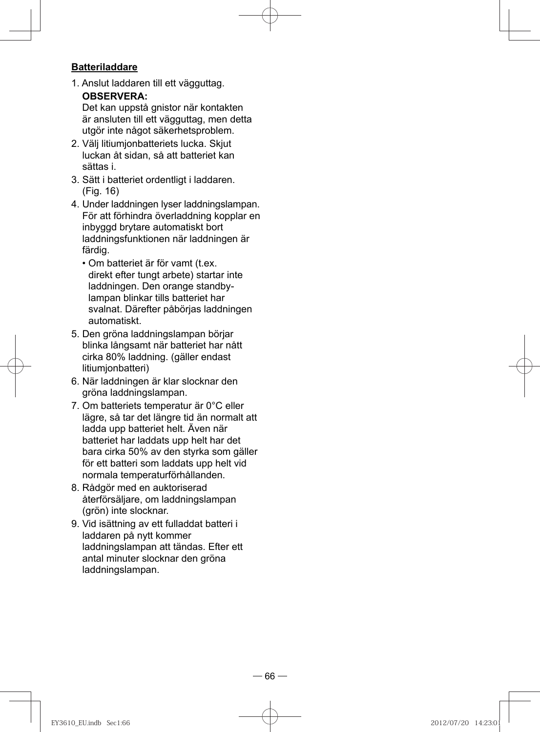**Batteriladdare**

1. Anslut laddaren till ett vägguttag.

   **OBSERVERA:**

   Det kan uppstå gnistor när kontakten är ansluten till ett vägguttag, men detta utgör inte något säkerhetsproblem.
2. Välj litiumjonbatteriets lucka. Skjut luckan åt sidan, så att batteriet kan sättas i.
3. Sätt i batteriet ordentligt i laddaren. (Fig. 16)
4. Under laddningen lyser laddningslampan. För att förhindra överladdning kopplar en inbyggd brytare automatiskt bort laddningsfunktionen när laddningen är färdig.
   - Om batteriet är för vamt (t.ex. direkt efter tungt arbete) startar inte laddningen. Den orange standby-lampan blinkar tills batteriet har svalnat. Därefter påbörjas laddningen automatiskt.
5. Den gröna laddningslampan börjar blinka långsamt när batteriet har nått cirka 80% laddning. (gäller endast litiumjonbatteri)
6. När laddningen är klar slocknar den gröna laddningslampan.
7. Om batteriets temperatur är 0°C eller lägre, så tar det längre tid än normalt att ladda upp batteriet helt. Även när batteriet har laddats upp helt har det bara cirka 50% av den styrka som gäller för ett batteri som laddats upp helt vid normala temperaturförhållanden.
8. Rådgör med en auktoriserad återförsäljare, om laddningslampan (grön) inte slocknar.
9. Vid isättning av ett fulladdat batteri i laddaren på nytt kommer laddningslampan att tändas. Efter ett antal minuter slocknar den gröna laddningslampan.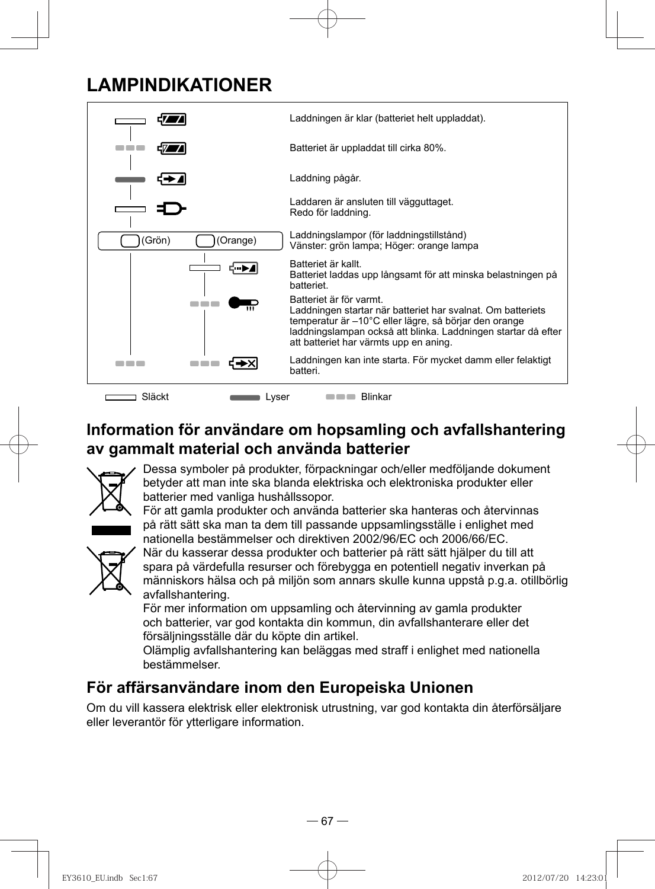# LAMPINDIKATIONER

| Lampa | Beskrivning |
|---|---|
| Släckt | Laddningen är klar (batteriet helt uppladdat). |
| Blinkar | Batteriet är uppladdat till cirka 80%. |
| Lyser | Laddning pågår. |
| Släckt | Laddaren är ansluten till vägguttaget. Redo för laddning. |
| (Grön) (Orange) | Laddningslampor (för laddningstillstånd) Vänster: grön lampa; Höger: orange lampa |
| Orange: Släckt | Batteriet är kallt. Batteriet laddas upp långsamt för att minska belastningen på batteriet. |
| Orange: Blinkar | Batteriet är för varmt. Laddningen startar när batteriet har svalnat. Om batteriets temperatur är –10°C eller lägre, så börjar den orange laddningslampan också att blinka. Laddningen startar då efter att batteriet har värmts upp en aning. |
| Grön: Blinkar, Orange: Blinkar | Laddningen kan inte starta. För mycket damm eller felaktigt batteri. |

Släckt Lyser Blinkar

## Information för användare om hopsamling och avfallshantering av gammalt material och använda batterier

Dessa symboler på produkter, förpackningar och/eller medföljande dokument betyder att man inte ska blanda elektriska och elektroniska produkter eller batterier med vanliga hushållssopor.

För att gamla produkter och använda batterier ska hanteras och återvinnas på rätt sätt ska man ta dem till passande uppsamlingsställe i enlighet med nationella bestämmelser och direktiven 2002/96/EC och 2006/66/EC.

När du kasserar dessa produkter och batterier på rätt sätt hjälper du till att spara på värdefulla resurser och förebygga en potentiell negativ inverkan på människors hälsa och på miljön som annars skulle kunna uppstå p.g.a. otillbörlig avfallshantering.

För mer information om uppsamling och återvinning av gamla produkter och batterier, var god kontakta din kommun, din avfallshanterare eller det försäljningsställe där du köpte din artikel.

Olämplig avfallshantering kan beläggas med straff i enlighet med nationella bestämmelser.

## För affärsanvändare inom den Europeiska Unionen

Om du vill kassera elektrisk eller elektronisk utrustning, var god kontakta din återförsäljare eller leverantör för ytterligare information.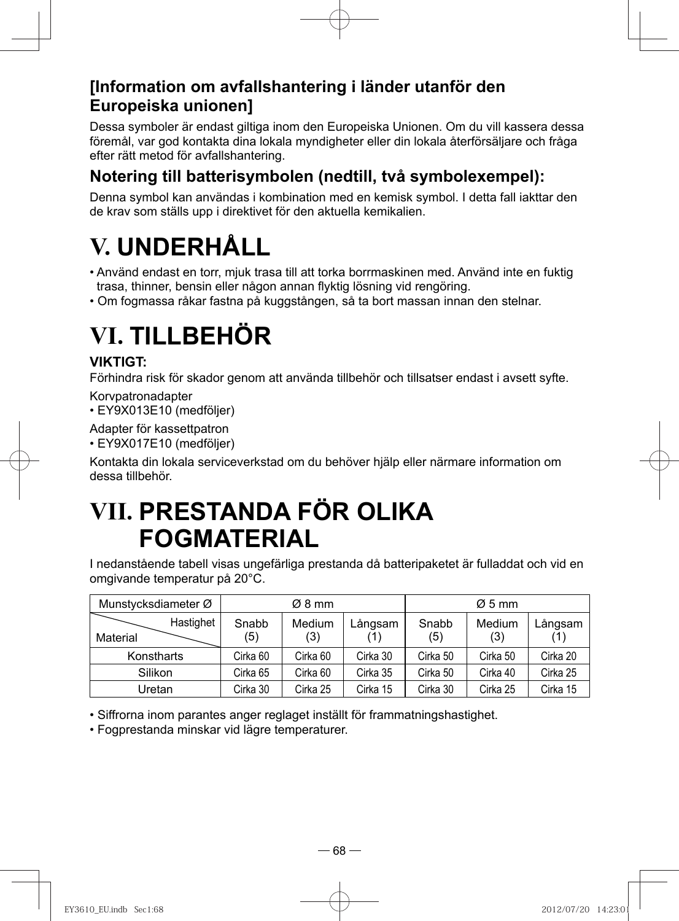## [Information om avfallshantering i länder utanför den Europeiska unionen]

Dessa symboler är endast giltiga inom den Europeiska Unionen. Om du vill kassera dessa föremål, var god kontakta dina lokala myndigheter eller din lokala återförsäljare och fråga efter rätt metod för avfallshantering.

## Notering till batterisymbolen (nedtill, två symbolexempel):

Denna symbol kan användas i kombination med en kemisk symbol. I detta fall iakttar den de krav som ställs upp i direktivet för den aktuella kemikalien.

# V. UNDERHÅLL

- Använd endast en torr, mjuk trasa till att torka borrmaskinen med. Använd inte en fuktig trasa, thinner, bensin eller någon annan flyktig lösning vid rengöring.
- Om fogmassa råkar fastna på kuggstången, så ta bort massan innan den stelnar.

# VI. TILLBEHÖR

**VIKTIGT:**

Förhindra risk för skador genom att använda tillbehör och tillsatser endast i avsett syfte.

Korvpatronadapter
- EY9X013E10 (medföljer)

Adapter för kassettpatron
- EY9X017E10 (medföljer)

Kontakta din lokala serviceverkstad om du behöver hjälp eller närmare information om dessa tillbehör.

# VII. PRESTANDA FÖR OLIKA FOGMATERIAL

I nedanstående tabell visas ungefärliga prestanda då batteripaketet är fulladdat och vid en omgivande temperatur på 20°C.

| Munstycksdiameter Ø | Ø 8 mm | | | Ø 5 mm | | |
|---|---|---|---|---|---|---|
| Hastighet / Material | Snabb (5) | Medium (3) | Långsam (1) | Snabb (5) | Medium (3) | Långsam (1) |
| Konstharts | Cirka 60 | Cirka 60 | Cirka 30 | Cirka 50 | Cirka 50 | Cirka 20 |
| Silikon | Cirka 65 | Cirka 60 | Cirka 35 | Cirka 50 | Cirka 40 | Cirka 25 |
| Uretan | Cirka 30 | Cirka 25 | Cirka 15 | Cirka 30 | Cirka 25 | Cirka 15 |

- Siffrorna inom parantes anger reglaget inställt för frammatningshastighet.
- Fogprestanda minskar vid lägre temperaturer.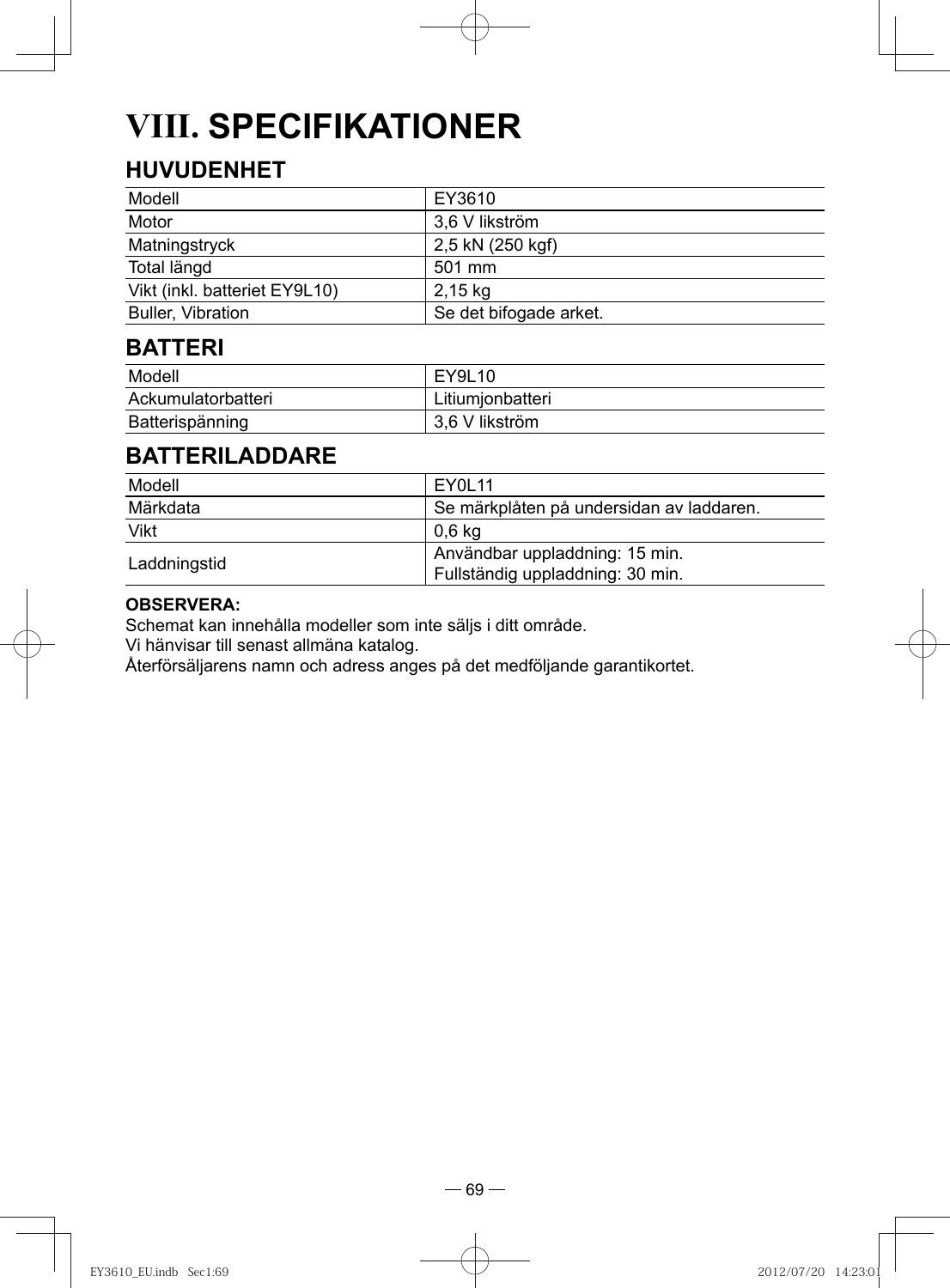# VIII. SPECIFIKATIONER

## HUVUDENHET

| Modell | EY3610 |
|---|---|
| Motor | 3,6 V likström |
| Matningstryck | 2,5 kN (250 kgf) |
| Total längd | 501 mm |
| Vikt (inkl. batteriet EY9L10) | 2,15 kg |
| Buller, Vibration | Se det bifogade arket. |

## BATTERI

| Modell | EY9L10 |
|---|---|
| Ackumulatorbatteri | Litiumjonbatteri |
| Batterispänning | 3,6 V likström |

## BATTERILADDARE

| Modell | EY0L11 |
|---|---|
| Märkdata | Se märkplåten på undersidan av laddaren. |
| Vikt | 0,6 kg |
| Laddningstid | Användbar uppladdning: 15 min.<br>Fullständig uppladdning: 30 min. |

**OBSERVERA:**
Schemat kan innehålla modeller som inte säljs i ditt område.
Vi hänvisar till senast allmäna katalog.
Återförsäljarens namn och adress anges på det medföljande garantikortet.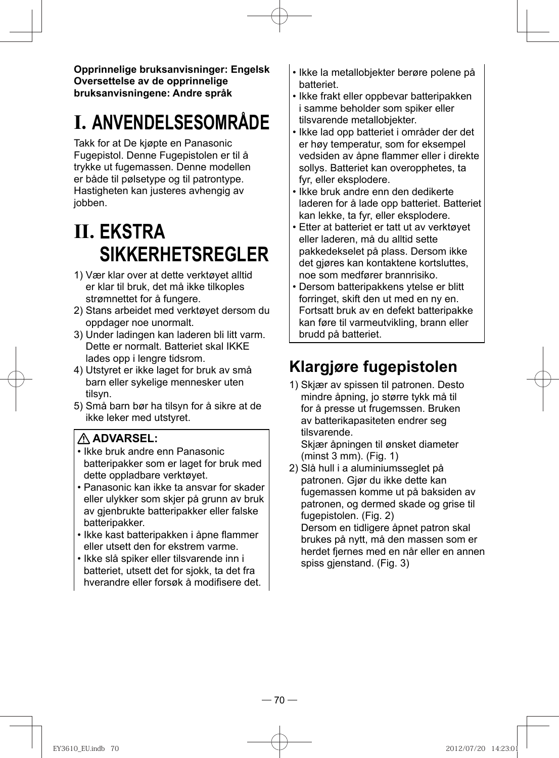**Opprinnelige bruksanvisninger: Engelsk**
**Oversettelse av de opprinnelige bruksanvisningene: Andre språk**

# I. ANVENDELSESOMRÅDE

Takk for at De kjøpte en Panasonic Fugepistol. Denne Fugepistolen er til å trykke ut fugemassen. Denne modellen er både til pølsetype og til patrontype. Hastigheten kan justeres avhengig av jobben.

# II. EKSTRA SIKKERHETSREGLER

1) Vær klar over at dette verktøyet alltid er klar til bruk, det må ikke tilkoples strømnettet for å fungere.
2) Stans arbeidet med verktøyet dersom du oppdager noe unormalt.
3) Under ladingen kan laderen bli litt varm. Dette er normalt. Batteriet skal IKKE lades opp i lengre tidsrom.
4) Utstyret er ikke laget for bruk av små barn eller sykelige mennesker uten tilsyn.
5) Små barn bør ha tilsyn for å sikre at de ikke leker med utstyret.

**⚠ ADVARSEL:**

- Ikke bruk andre enn Panasonic batteripakker som er laget for bruk med dette oppladbare verktøyet.
- Panasonic kan ikke ta ansvar for skader eller ulykker som skjer på grunn av bruk av gjenbrukte batteripakker eller falske batteripakker.
- Ikke kast batteripakken i åpne flammer eller utsett den for ekstrem varme.
- Ikke slå spiker eller tilsvarende inn i batteriet, utsett det for sjokk, ta det fra hverandre eller forsøk å modifisere det.
- Ikke la metallobjekter berøre polene på batteriet.
- Ikke frakt eller oppbevar batteripakken i samme beholder som spiker eller tilsvarende metallobjekter.
- Ikke lad opp batteriet i områder der det er høy temperatur, som for eksempel vedsiden av åpne flammer eller i direkte sollys. Batteriet kan overopphetes, ta fyr, eller eksplodere.
- Ikke bruk andre enn den dedikerte laderen for å lade opp batteriet. Batteriet kan lekke, ta fyr, eller eksplodere.
- Etter at batteriet er tatt ut av verktøyet eller laderen, må du alltid sette pakkedekselet på plass. Dersom ikke det gjøres kan kontaktene kortsluttes, noe som medfører brannrisiko.
- Dersom batteripakkens ytelse er blitt forringet, skift den ut med en ny en. Fortsatt bruk av en defekt batteripakke kan føre til varmeutvikling, brann eller brudd på batteriet.

## Klargjøre fugepistolen

1) Skjær av spissen til patronen. Desto mindre åpning, jo større tykk må til for å presse ut frugemssen. Bruken av batterikapasiteten endrer seg tilsvarende.
   Skjær åpningen til ønsket diameter (minst 3 mm). (Fig. 1)
2) Slå hull i a aluminiumsseglet på patronen. Gjør du ikke dette kan fugemassen komme ut på baksiden av patronen, og dermed skade og grise til fugepistolen. (Fig. 2)
   Dersom en tidligere åpnet patron skal brukes på nytt, må den massen som er herdet fjernes med en når eller en annen spiss gjenstand. (Fig. 3)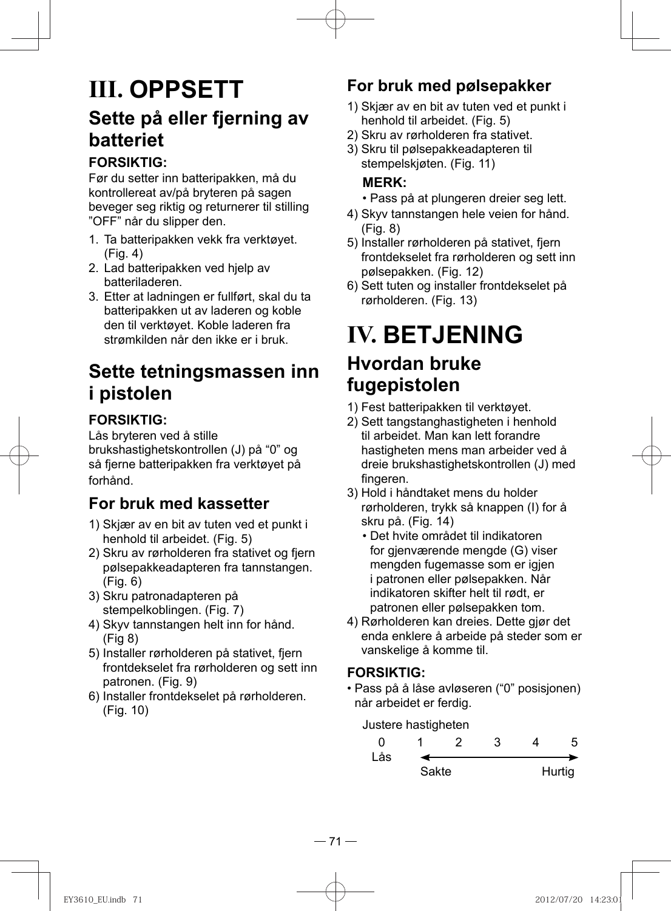# III. OPPSETT

## Sette på eller fjerning av batteriet

**FORSIKTIG:**
Før du setter inn batteripakken, må du kontrollereat av/på bryteren på sagen beveger seg riktig og returnerer til stilling ”OFF” når du slipper den.

1. Ta batteripakken vekk fra verktøyet. (Fig. 4)
2. Lad batteripakken ved hjelp av batteriladeren.
3. Etter at ladningen er fullført, skal du ta batteripakken ut av laderen og koble den til verktøyet. Koble laderen fra strømkilden når den ikke er i bruk.

## Sette tetningsmassen inn i pistolen

**FORSIKTIG:**
Lås bryteren ved å stille brukshastighetskontrollen (J) på “0” og så fjerne batteripakken fra verktøyet på forhånd.

### For bruk med kassetter

1) Skjær av en bit av tuten ved et punkt i henhold til arbeidet. (Fig. 5)
2) Skru av rørholderen fra stativet og fjern pølsepakkeadapteren fra tannstangen. (Fig. 6)
3) Skru patronadapteren på stempelkoblingen. (Fig. 7)
4) Skyv tannstangen helt inn for hånd. (Fig 8)
5) Installer rørholderen på stativet, fjern frontdekselet fra rørholderen og sett inn patronen. (Fig. 9)
6) Installer frontdekselet på rørholderen. (Fig. 10)

### For bruk med pølsepakker

1) Skjær av en bit av tuten ved et punkt i henhold til arbeidet. (Fig. 5)
2) Skru av rørholderen fra stativet.
3) Skru til pølsepakkeadapteren til stempelskjøten. (Fig. 11)

   **MERK:**
   • Pass på at plungeren dreier seg lett.
4) Skyv tannstangen hele veien for hånd. (Fig. 8)
5) Installer rørholderen på stativet, fjern frontdekselet fra rørholderen og sett inn pølsepakken. (Fig. 12)
6) Sett tuten og installer frontdekselet på rørholderen. (Fig. 13)

# IV. BETJENING

## Hvordan bruke fugepistolen

1) Fest batteripakken til verktøyet.
2) Sett tangstanghastigheten i henhold til arbeidet. Man kan lett forandre hastigheten mens man arbeider ved å dreie brukshastighetskontrollen (J) med fingeren.
3) Hold i håndtaket mens du holder rørholderen, trykk så knappen (I) for å skru på. (Fig. 14)
   • Det hvite området til indikatoren for gjenværende mengde (G) viser mengden fugemasse som er igjen i patronen eller pølsepakken. Når indikatoren skifter helt til rødt, er patronen eller pølsepakken tom.
4) Rørholderen kan dreies. Dette gjør det enda enklere å arbeide på steder som er vanskelige å komme til.

**FORSIKTIG:**
• Pass på å låse avløseren (“0” posisjonen) når arbeidet er ferdig.

Justere hastigheten

| 0 | 1 | 2 | 3 | 4 | 5 |
|---|---|---|---|---|---|
| Lås | Sakte ← | | | | → Hurtig |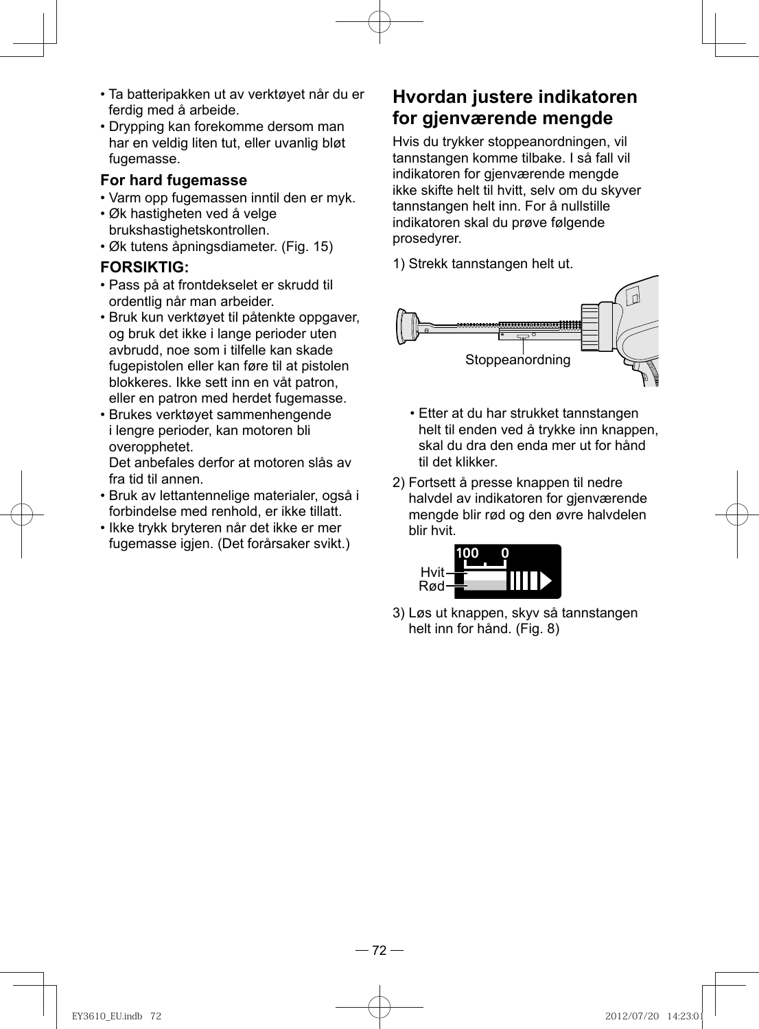- Ta batteripakken ut av verktøyet når du er ferdig med å arbeide.
- Drypping kan forekomme dersom man har en veldig liten tut, eller uvanlig bløt fugemasse.

### For hard fugemasse

- Varm opp fugemassen inntil den er myk.
- Øk hastigheten ved å velge brukshastighetskontrollen.
- Øk tutens åpningsdiameter. (Fig. 15)

### FORSIKTIG:

- Pass på at frontdekselet er skrudd til ordentlig når man arbeider.
- Bruk kun verktøyet til påtenkte oppgaver, og bruk det ikke i lange perioder uten avbrudd, noe som i tilfelle kan skade fugepistolen eller kan føre til at pistolen blokkeres. Ikke sett inn en våt patron, eller en patron med herdet fugemasse.
- Brukes verktøyet sammenhengende i lengre perioder, kan motoren bli overopphetet.
  Det anbefales derfor at motoren slås av fra tid til annen.
- Bruk av lettantennelige materialer, også i forbindelse med renhold, er ikke tillatt.
- Ikke trykk bryteren når det ikke er mer fugemasse igjen. (Det forårsaker svikt.)

## Hvordan justere indikatoren for gjenværende mengde

Hvis du trykker stoppeanordningen, vil tannstangen komme tilbake. I så fall vil indikatoren for gjenværende mengde ikke skifte helt til hvitt, selv om du skyver tannstangen helt inn. For å nullstille indikatoren skal du prøve følgende prosedyrer.

1) Strekk tannstangen helt ut.

Stoppeanordning

- Etter at du har strukket tannstangen helt til enden ved å trykke inn knappen, skal du dra den enda mer ut for hånd til det klikker.

2) Fortsett å presse knappen til nedre halvdel av indikatoren for gjenværende mengde blir rød og den øvre halvdelen blir hvit.

100 0

Hvit

Rød

3) Løs ut knappen, skyv så tannstangen helt inn for hånd. (Fig. 8)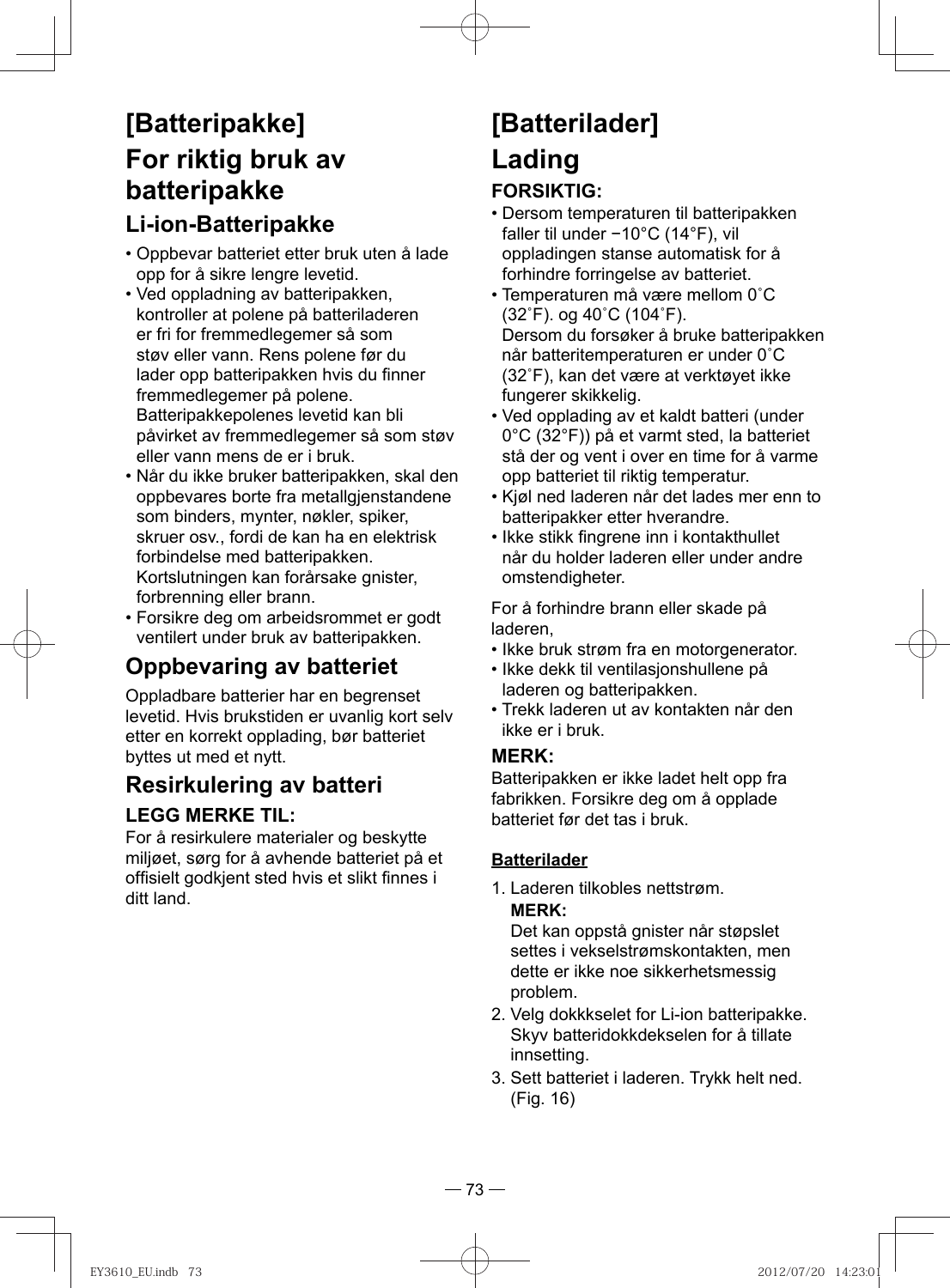# [Batteripakke]

# For riktig bruk av batteripakke

## Li-ion-Batteripakke

- Oppbevar batteriet etter bruk uten å lade opp for å sikre lengre levetid.
- Ved oppladning av batteripakken, kontroller at polene på batteriladeren er fri for fremmedlegemer så som støv eller vann. Rens polene før du lader opp batteripakken hvis du finner fremmedlegemer på polene.
  Batteripakkepolenes levetid kan bli påvirket av fremmedlegemer så som støv eller vann mens de er i bruk.
- Når du ikke bruker batteripakken, skal den oppbevares borte fra metallgjenstandene som binders, mynter, nøkler, spiker, skruer osv., fordi de kan ha en elektrisk forbindelse med batteripakken.
  Kortslutningen kan forårsake gnister, forbrenning eller brann.
- Forsikre deg om arbeidsrommet er godt ventilert under bruk av batteripakken.

## Oppbevaring av batteriet

Oppladbare batterier har en begrenset levetid. Hvis brukstiden er uvanlig kort selv etter en korrekt opplading, bør batteriet byttes ut med et nytt.

## Resirkulering av batteri

### LEGG MERKE TIL:

For å resirkulere materialer og beskytte miljøet, sørg for å avhende batteriet på et offisielt godkjent sted hvis et slikt finnes i ditt land.

# [Batterilader]

# Lading

### FORSIKTIG:

- Dersom temperaturen til batteripakken faller til under −10°C (14°F), vil oppladingen stanse automatisk for å forhindre forringelse av batteriet.
- Temperaturen må være mellom 0˚C (32˚F). og 40˚C (104˚F).
  Dersom du forsøker å bruke batteripakken når batteritemperaturen er under 0˚C (32˚F), kan det være at verktøyet ikke fungerer skikkelig.
- Ved opplading av et kaldt batteri (under 0°C (32°F)) på et varmt sted, la batteriet stå der og vent i over en time for å varme opp batteriet til riktig temperatur.
- Kjøl ned laderen når det lades mer enn to batteripakker etter hverandre.
- Ikke stikk fingrene inn i kontakthullet når du holder laderen eller under andre omstendigheter.

For å forhindre brann eller skade på laderen,

- Ikke bruk strøm fra en motorgenerator.
- Ikke dekk til ventilasjonshullene på laderen og batteripakken.
- Trekk laderen ut av kontakten når den ikke er i bruk.

### MERK:

Batteripakken er ikke ladet helt opp fra fabrikken. Forsikre deg om å opplade batteriet før det tas i bruk.

**Batterilader**

1. Laderen tilkobles nettstrøm.
   **MERK:**
   Det kan oppstå gnister når støpslet settes i vekselstrømskontakten, men dette er ikke noe sikkerhetsmessig problem.
2. Velg dokkkselet for Li-ion batteripakke. Skyv batteridokkdekselen for å tillate innsetting.
3. Sett batteriet i laderen. Trykk helt ned. (Fig. 16)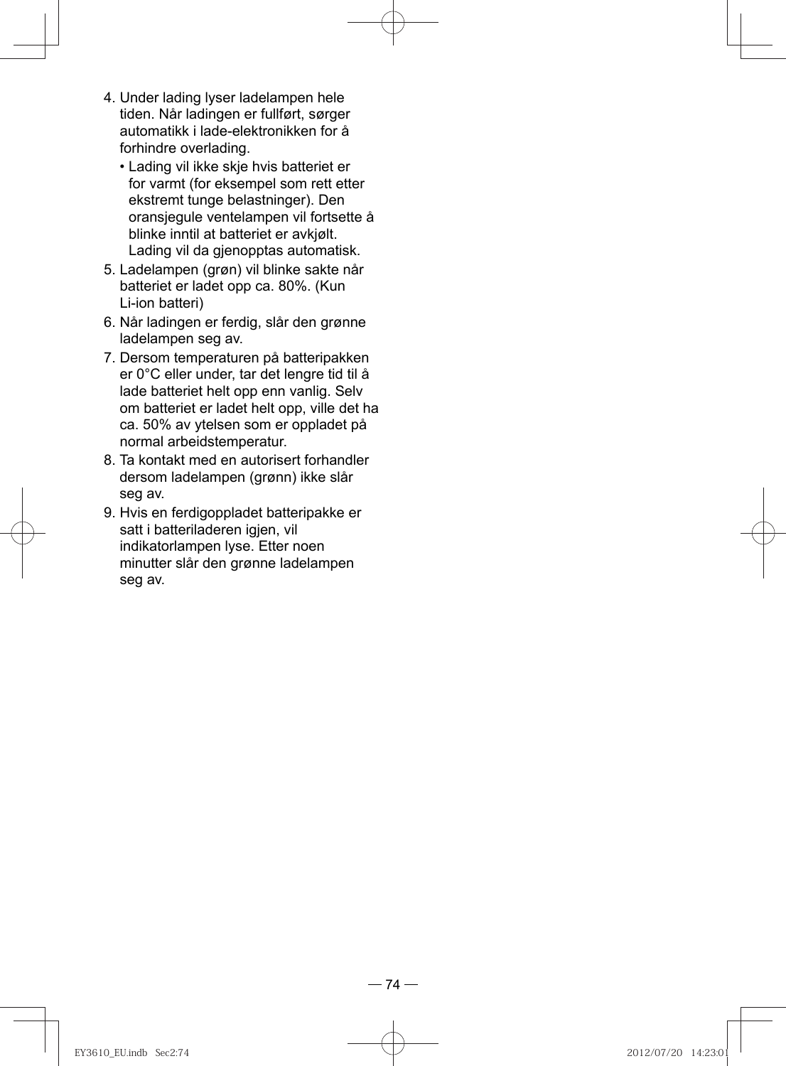4. Under lading lyser ladelampen hele tiden. Når ladingen er fullført, sørger automatikk i lade-elektronikken for å forhindre overlading.
   - Lading vil ikke skje hvis batteriet er for varmt (for eksempel som rett etter ekstremt tunge belastninger). Den oransjegule ventelampen vil fortsette å blinke inntil at batteriet er avkjølt. Lading vil da gjenopptas automatisk.
5. Ladelampen (grøn) vil blinke sakte når batteriet er ladet opp ca. 80%. (Kun Li-ion batteri)
6. Når ladingen er ferdig, slår den grønne ladelampen seg av.
7. Dersom temperaturen på batteripakken er 0°C eller under, tar det lengre tid til å lade batteriet helt opp enn vanlig. Selv om batteriet er ladet helt opp, ville det ha ca. 50% av ytelsen som er oppladet på normal arbeidstemperatur.
8. Ta kontakt med en autorisert forhandler dersom ladelampen (grønn) ikke slår seg av.
9. Hvis en ferdigoppladet batteripakke er satt i batteriladeren igjen, vil indikatorlampen lyse. Etter noen minutter slår den grønne ladelampen seg av.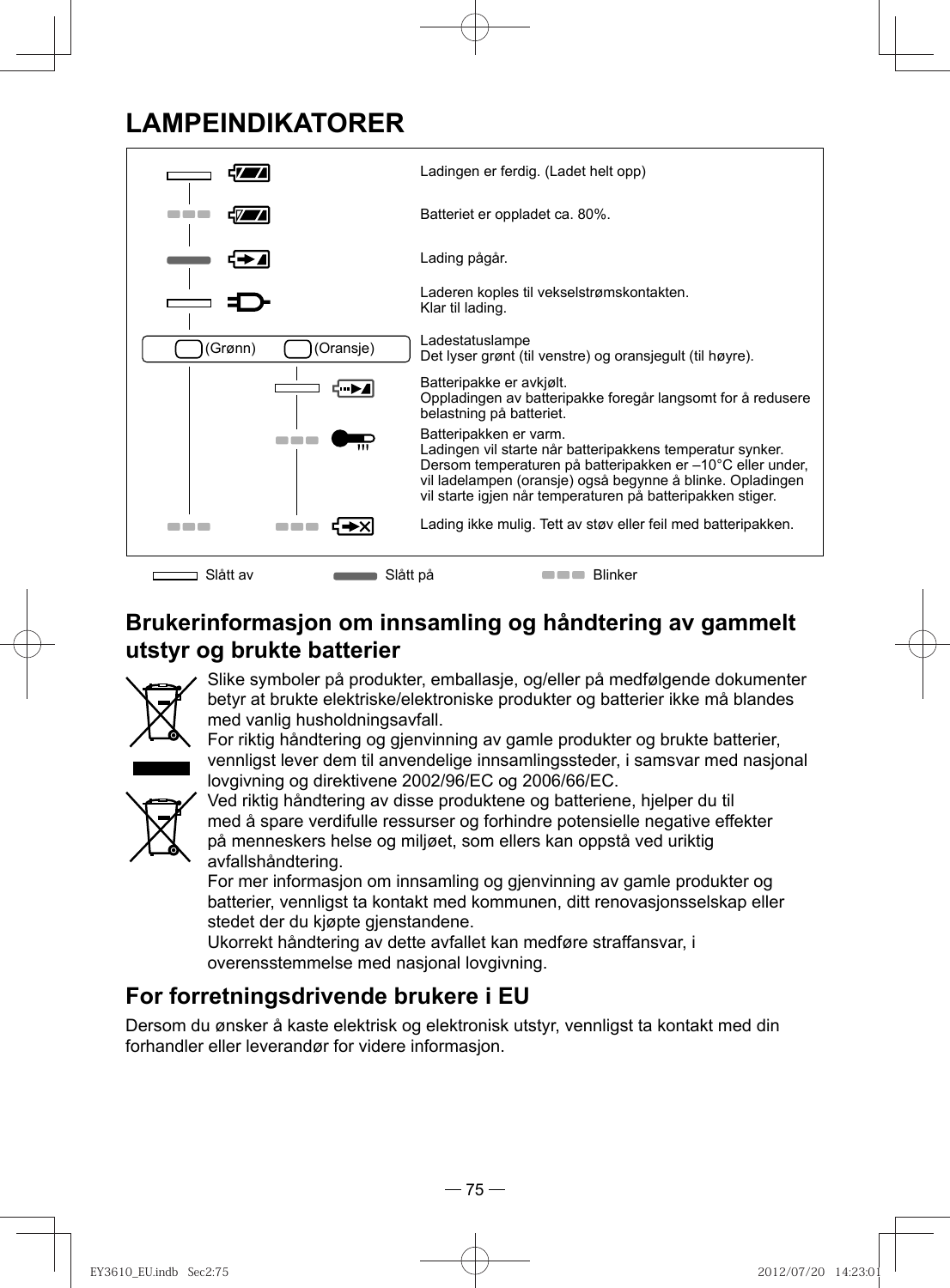# LAMPEINDIKATORER

| Lampe | Betydning |
|---|---|
| Slått av | Ladingen er ferdig. (Ladet helt opp) |
| Blinker | Batteriet er oppladet ca. 80%. |
| Slått på | Lading pågår. |
| Slått av | Laderen koples til vekselstrømskontakten.<br>Klar til lading. |
| (Grønn) (Oransje) | Ladestatuslampe<br>Det lyser grønt (til venstre) og oransjegult (til høyre). |
| Oransje: Slått av | Batteripakke er avkjølt.<br>Oppladingen av batteripakke foregår langsomt for å redusere belastning på batteriet. |
| Oransje: Blinker | Batteripakken er varm.<br>Ladingen vil starte når batteripakkens temperatur synker.<br>Dersom temperaturen på batteripakken er –10°C eller under, vil ladelampen (oransje) også begynne å blinke. Opladingen vil starte igjen når temperaturen på batteripakken stiger. |
| Grønn: Blinker, Oransje: Blinker | Lading ikke mulig. Tett av støv eller feil med batteripakken. |

Slått av — Slått på — Blinker

## Brukerinformasjon om innsamling og håndtering av gammelt utstyr og brukte batterier

Slike symboler på produkter, emballasje, og/eller på medfølgende dokumenter betyr at brukte elektriske/elektroniske produkter og batterier ikke må blandes med vanlig husholdningsavfall.

For riktig håndtering og gjenvinning av gamle produkter og brukte batterier, vennligst lever dem til anvendelige innsamlingssteder, i samsvar med nasjonal lovgivning og direktivene 2002/96/EC og 2006/66/EC.

Ved riktig håndtering av disse produktene og batteriene, hjelper du til med å spare verdifulle ressurser og forhindre potensielle negative effekter på menneskers helse og miljøet, som ellers kan oppstå ved uriktig avfallshåndtering.

For mer informasjon om innsamling og gjenvinning av gamle produkter og batterier, vennligst ta kontakt med kommunen, ditt renovasjonsselskap eller stedet der du kjøpte gjenstandene.

Ukorrekt håndtering av dette avfallet kan medføre straffansvar, i overensstemmelse med nasjonal lovgivning.

## For forretningsdrivende brukere i EU

Dersom du ønsker å kaste elektrisk og elektronisk utstyr, vennligst ta kontakt med din forhandler eller leverandør for videre informasjon.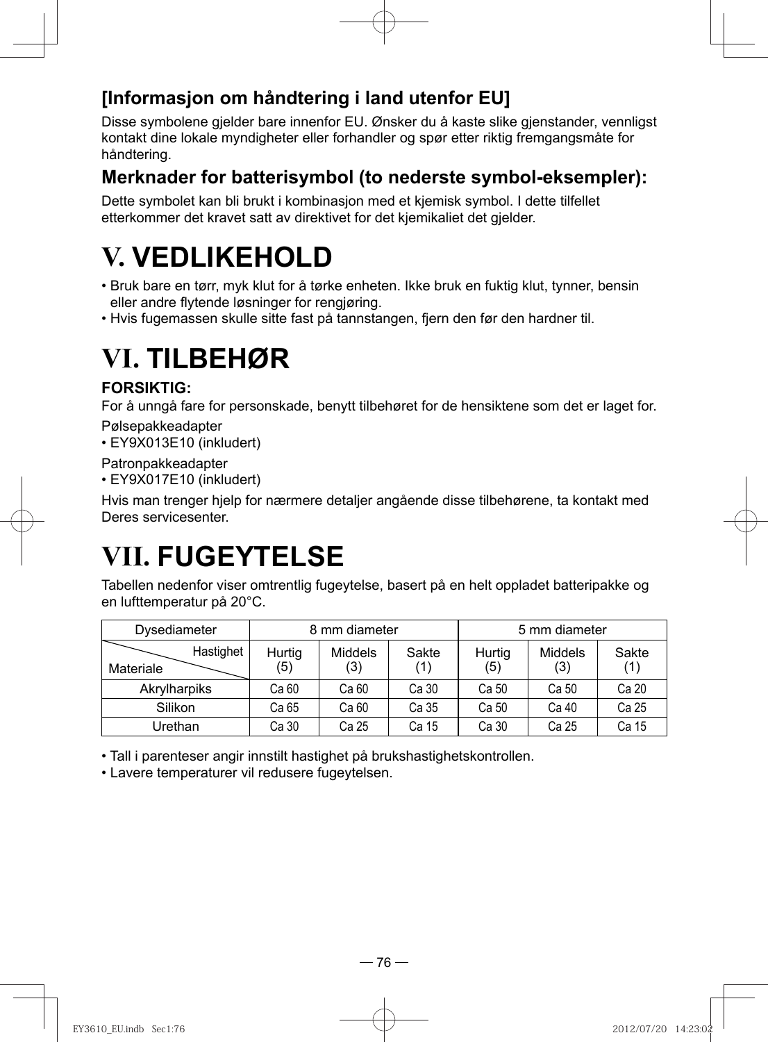### [Informasjon om håndtering i land utenfor EU]

Disse symbolene gjelder bare innenfor EU. Ønsker du å kaste slike gjenstander, vennligst kontakt dine lokale myndigheter eller forhandler og spør etter riktig fremgangsmåte for håndtering.

### Merknader for batterisymbol (to nederste symbol-eksempler):

Dette symbolet kan bli brukt i kombinasjon med et kjemisk symbol. I dette tilfellet etterkommer det kravet satt av direktivet for det kjemikaliet det gjelder.

# V. VEDLIKEHOLD

- Bruk bare en tørr, myk klut for å tørke enheten. Ikke bruk en fuktig klut, tynner, bensin eller andre flytende løsninger for rengjøring.
- Hvis fugemassen skulle sitte fast på tannstangen, fjern den før den hardner til.

# VI. TILBEHØR

**FORSIKTIG:**
For å unngå fare for personskade, benytt tilbehøret for de hensiktene som det er laget for.

Pølsepakkeadapter
- EY9X013E10 (inkludert)

Patronpakkeadapter
- EY9X017E10 (inkludert)

Hvis man trenger hjelp for nærmere detaljer angående disse tilbehørene, ta kontakt med Deres servicesenter.

# VII. FUGEYTELSE

Tabellen nedenfor viser omtrentlig fugeytelse, basert på en helt oppladet batteripakke og en lufttemperatur på 20°C.

| Dysediameter | 8 mm diameter | | | 5 mm diameter | | |
|---|---|---|---|---|---|---|
| Materiale / Hastighet | Hurtig (5) | Middels (3) | Sakte (1) | Hurtig (5) | Middels (3) | Sakte (1) |
| Akrylharpiks | Ca 60 | Ca 60 | Ca 30 | Ca 50 | Ca 50 | Ca 20 |
| Silikon | Ca 65 | Ca 60 | Ca 35 | Ca 50 | Ca 40 | Ca 25 |
| Urethan | Ca 30 | Ca 25 | Ca 15 | Ca 30 | Ca 25 | Ca 15 |

- Tall i parenteser angir innstilt hastighet på brukshastighetskontrollen.
- Lavere temperaturer vil redusere fugeytelsen.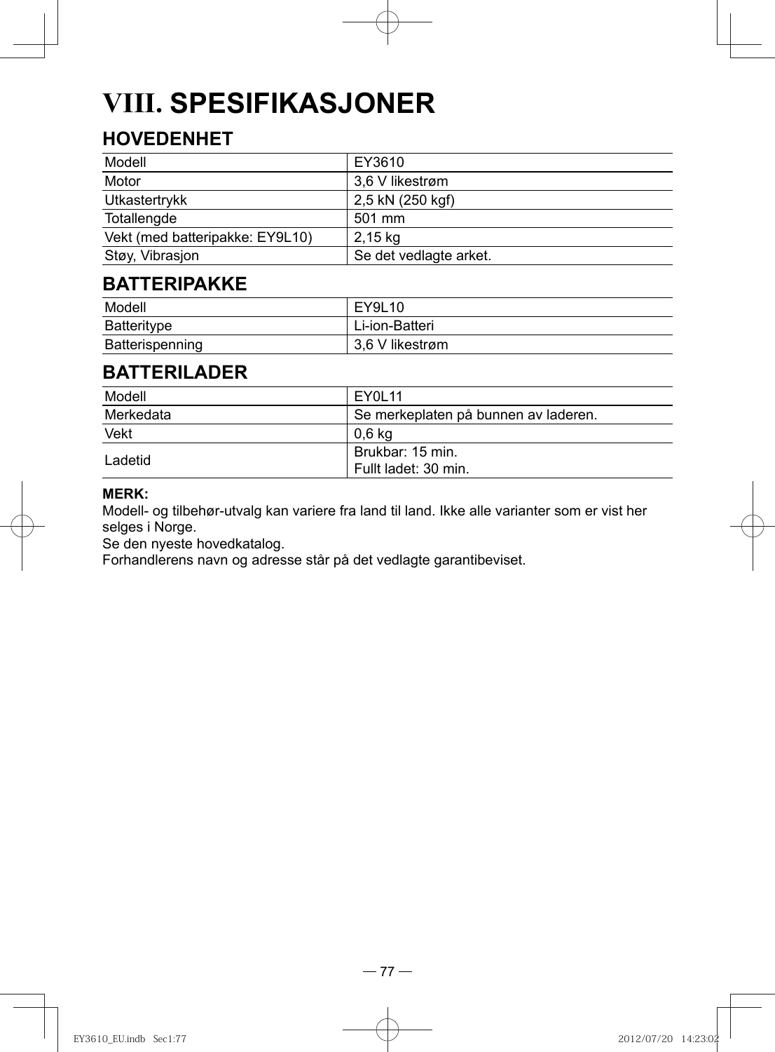# VIII. SPESIFIKASJONER

## HOVEDENHET

| Modell | EY3610 |
|---|---|
| Motor | 3,6 V likestrøm |
| Utkastertrykk | 2,5 kN (250 kgf) |
| Totallengde | 501 mm |
| Vekt (med batteripakke: EY9L10) | 2,15 kg |
| Støy, Vibrasjon | Se det vedlagte arket. |

## BATTERIPAKKE

| Modell | EY9L10 |
|---|---|
| Batteritype | Li-ion-Batteri |
| Batterispenning | 3,6 V likestrøm |

## BATTERILADER

| Modell | EY0L11 |
|---|---|
| Merkedata | Se merkeplaten på bunnen av laderen. |
| Vekt | 0,6 kg |
| Ladetid | Brukbar: 15 min.<br>Fullt ladet: 30 min. |

**MERK:**

Modell- og tilbehør-utvalg kan variere fra land til land. Ikke alle varianter som er vist her selges i Norge.

Se den nyeste hovedkatalog.

Forhandlerens navn og adresse står på det vedlagte garantibeviset.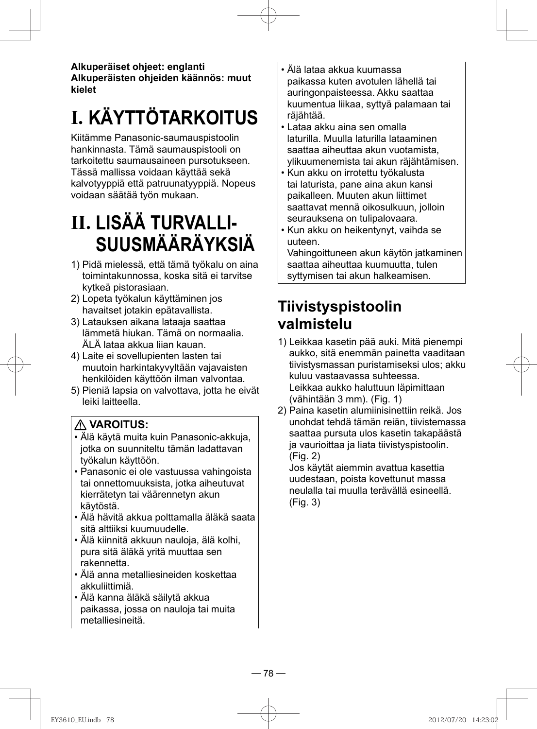**Alkuperäiset ohjeet: englanti**
**Alkuperäisten ohjeiden käännös: muut kielet**

# I. KÄYTTÖTARKOITUS

Kiitämme Panasonic-saumauspistoolin hankinnasta. Tämä saumauspistooli on tarkoitettu saumausaineen pursotukseen. Tässä mallissa voidaan käyttää sekä kalvotyyppiä että patruunatyyppiä. Nopeus voidaan säätää työn mukaan.

# II. LISÄÄ TURVALLISUUSMÄÄRÄYKSIÄ

1) Pidä mielessä, että tämä työkalu on aina toimintakunnossa, koska sitä ei tarvitse kytkeä pistorasiaan.
2) Lopeta työkalun käyttäminen jos havaitset jotakin epätavallista.
3) Latauksen aikana lataaja saattaa lämmetä hiukan. Tämä on normaalia. ÄLÄ lataa akkua liian kauan.
4) Laite ei sovellupienten lasten tai muutoin harkintakyvyltään vajavaisten henkilöiden käyttöön ilman valvontaa.
5) Pieniä lapsia on valvottava, jotta he eivät leiki laitteella.

**⚠ VAROITUS:**

- Älä käytä muita kuin Panasonic-akkuja, jotka on suunniteltu tämän ladattavan työkalun käyttöön.
- Panasonic ei ole vastuussa vahingoista tai onnettomuuksista, jotka aiheutuvat kierrätetyn tai väärennetyn akun käytöstä.
- Älä hävitä akkua polttamalla äläkä saata sitä alttiiksi kuumuudelle.
- Älä kiinnitä akkuun nauloja, älä kolhi, pura sitä äläkä yritä muuttaa sen rakennetta.
- Älä anna metalliesineiden koskettaa akkuliittimiä.
- Älä kanna äläkä säilytä akkua paikassa, jossa on nauloja tai muita metalliesineitä.
- Älä lataa akkua kuumassa paikassa kuten avotulen lähellä tai auringonpaisteessa. Akku saattaa kuumentua liikaa, syttyä palamaan tai räjähtää.
- Lataa akku aina sen omalla laturilla. Muulla laturilla lataaminen saattaa aiheuttaa akun vuotamista, ylikuumenemista tai akun räjähtämisen.
- Kun akku on irrotettu työkalusta tai laturista, pane aina akun kansi paikalleen. Muuten akun liittimet saattavat mennä oikosulkuun, jolloin seurauksena on tulipalovaara.
- Kun akku on heikentynyt, vaihda se uuteen.
  Vahingoittuneen akun käytön jatkaminen saattaa aiheuttaa kuumuutta, tulen syttymisen tai akun halkeamisen.

## Tiivistyspistoolin valmistelu

1) Leikkaa kasetin pää auki. Mitä pienempi aukko, sitä enemmän painetta vaaditaan tiivistysmassan puristamiseksi ulos; akku kuluu vastaavassa suhteessa.
   Leikkaa aukko haluttuun läpimittaan (vähintään 3 mm). (Fig. 1)
2) Paina kasetin alumiinisinettiin reikä. Jos unohdat tehdä tämän reiän, tiivistemassa saattaa pursuta ulos kasetin takapäästä ja vaurioittaa ja liata tiivistyspistoolin. (Fig. 2)
   Jos käytät aiemmin avattua kasettia uudestaan, poista kovettunut massa neulalla tai muulla terävällä esineellä. (Fig. 3)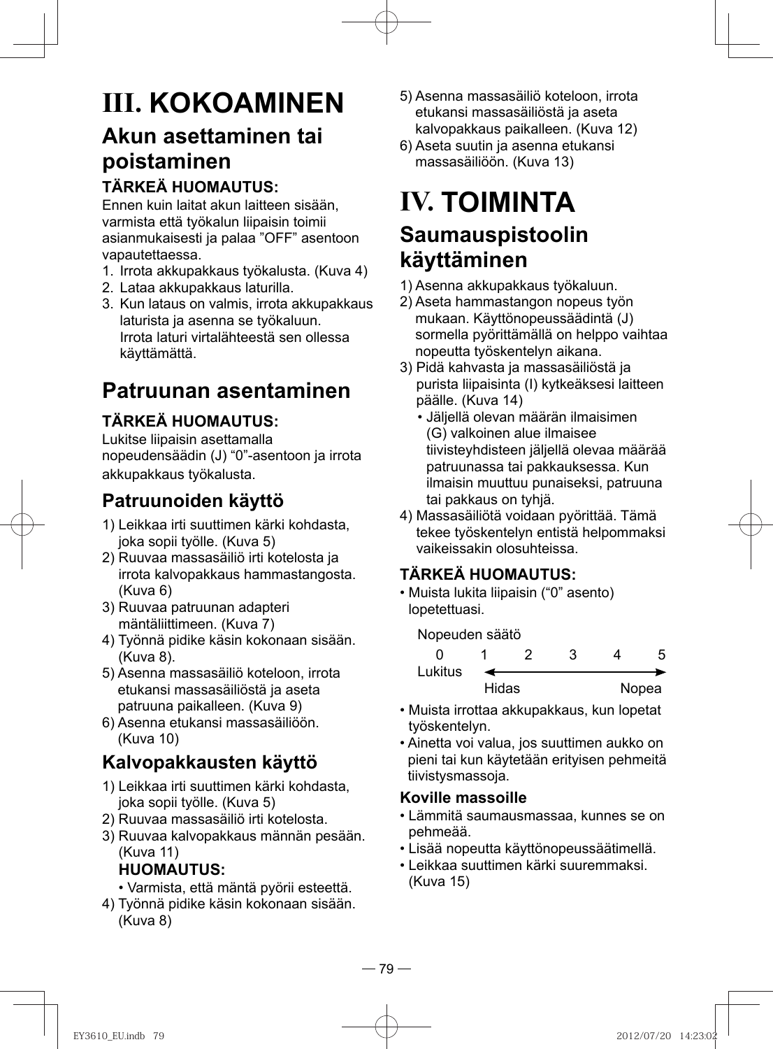# III. KOKOAMINEN

## Akun asettaminen tai poistaminen

**TÄRKEÄ HUOMAUTUS:**
Ennen kuin laitat akun laitteen sisään, varmista että työkalun liipaisin toimii asianmukaisesti ja palaa "OFF" asentoon vapautettaessa.

1. Irrota akkupakkaus työkalusta. (Kuva 4)
2. Lataa akkupakkaus laturilla.
3. Kun lataus on valmis, irrota akkupakkaus laturista ja asenna se työkaluun.
   Irrota laturi virtalähteestä sen ollessa käyttämättä.

## Patruunan asentaminen

**TÄRKEÄ HUOMAUTUS:**
Lukitse liipaisin asettamalla nopeudensäädin (J) "0"-asentoon ja irrota akkupakkaus työkalusta.

### Patruunoiden käyttö

1) Leikkaa irti suuttimen kärki kohdasta, joka sopii työlle. (Kuva 5)
2) Ruuvaa massasäiliö irti kotelosta ja irrota kalvopakkaus hammastangosta. (Kuva 6)
3) Ruuvaa patruunan adapteri mäntäliittimeen. (Kuva 7)
4) Työnnä pidike käsin kokonaan sisään. (Kuva 8).
5) Asenna massasäiliö koteloon, irrota etukansi massasäiliöstä ja aseta patruuna paikalleen. (Kuva 9)
6) Asenna etukansi massasäiliöön. (Kuva 10)

### Kalvopakkausten käyttö

1) Leikkaa irti suuttimen kärki kohdasta, joka sopii työlle. (Kuva 5)
2) Ruuvaa massasäiliö irti kotelosta.
3) Ruuvaa kalvopakkaus männän pesään. (Kuva 11)
   **HUOMAUTUS:**
   • Varmista, että mäntä pyörii esteettä.
4) Työnnä pidike käsin kokonaan sisään. (Kuva 8)
5) Asenna massasäiliö koteloon, irrota etukansi massasäiliöstä ja aseta kalvopakkaus paikalleen. (Kuva 12)
6) Aseta suutin ja asenna etukansi massasäiliöön. (Kuva 13)

# IV. TOIMINTA

## Saumauspistoolin käyttäminen

1) Asenna akkupakkaus työkaluun.
2) Aseta hammastangon nopeus työn mukaan. Käyttönopeussäädintä (J) sormella pyörittämällä on helppo vaihtaa nopeutta työskentelyn aikana.
3) Pidä kahvasta ja massasäiliöstä ja purista liipaisinta (I) kytkeäksesi laitteen päälle. (Kuva 14)
   • Jäljellä olevan määrän ilmaisimen (G) valkoinen alue ilmaisee tiivisteyhdisteen jäljellä olevaa määrää patruunassa tai pakkauksessa. Kun ilmaisin muuttuu punaiseksi, patruuna tai pakkaus on tyhjä.
4) Massasäiliötä voidaan pyörittää. Tämä tekee työskentelyn entistä helpommaksi vaikeissakin olosuhteissa.

**TÄRKEÄ HUOMAUTUS:**

• Muista lukita liipaisin ("0" asento) lopetettuasi.

Nopeuden säätö

| 0 | 1 | 2 | 3 | 4 | 5 |
|---|---|---|---|---|---|
| Lukitus | Hidas ← | | | → | Nopea |

• Muista irrottaa akkupakkaus, kun lopetat työskentelyn.
• Ainetta voi valua, jos suuttimen aukko on pieni tai kun käytetään erityisen pehmeitä tiivistysmassoja.

### Koville massoille

• Lämmitä saumausmassaa, kunnes se on pehmeää.
• Lisää nopeutta käyttönopeussäätimellä.
• Leikkaa suuttimen kärki suuremmaksi. (Kuva 15)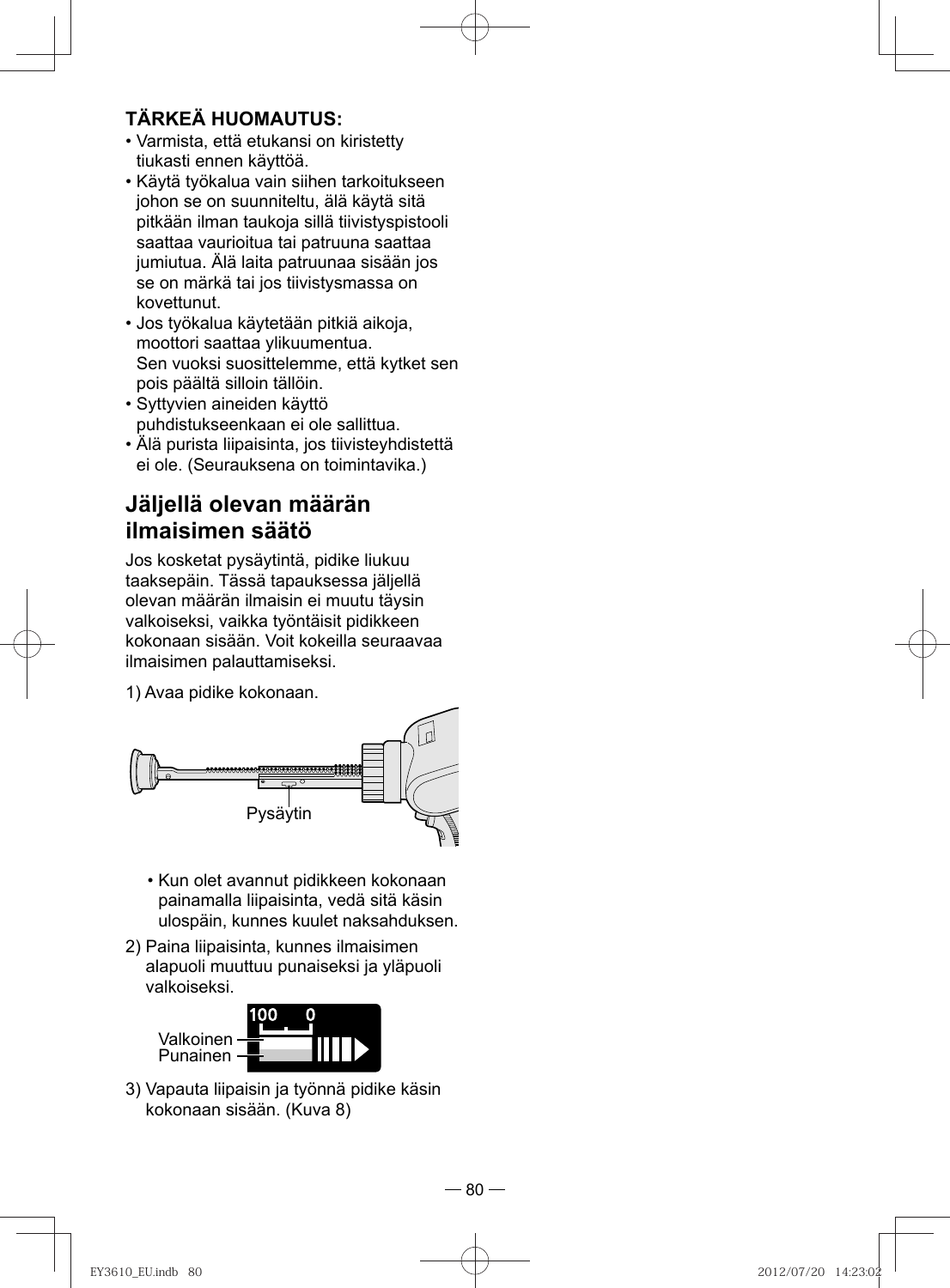**TÄRKEÄ HUOMAUTUS:**

- Varmista, että etukansi on kiristetty tiukasti ennen käyttöä.
- Käytä työkalua vain siihen tarkoitukseen johon se on suunniteltu, älä käytä sitä pitkään ilman taukoja sillä tiivistyspistooli saattaa vaurioitua tai patruuna saattaa jumiutua. Älä laita patruunaa sisään jos se on märkä tai jos tiivistysmassa on kovettunut.
- Jos työkalua käytetään pitkiä aikoja, moottori saattaa ylikuumentua. Sen vuoksi suosittelemme, että kytket sen pois päältä silloin tällöin.
- Syttyvien aineiden käyttö puhdistukseenkaan ei ole sallittua.
- Älä purista liipaisinta, jos tiivisteyhdistettä ei ole. (Seurauksena on toimintavika.)

## Jäljellä olevan määrän ilmaisimen säätö

Jos kosketat pysäytintä, pidike liukuu taaksepäin. Tässä tapauksessa jäljellä olevan määrän ilmaisin ei muutu täysin valkoiseksi, vaikka työntäisit pidikkeen kokonaan sisään. Voit kokeilla seuraavaa ilmaisimen palauttamiseksi.

1) Avaa pidike kokonaan.

Pysäytin

- Kun olet avannut pidikkeen kokonaan painamalla liipaisinta, vedä sitä käsin ulospäin, kunnes kuulet naksahduksen.

2) Paina liipaisinta, kunnes ilmaisimen alapuoli muuttuu punaiseksi ja yläpuoli valkoiseksi.

100 0

Valkoinen
Punainen

3) Vapauta liipaisin ja työnnä pidike käsin kokonaan sisään. (Kuva 8)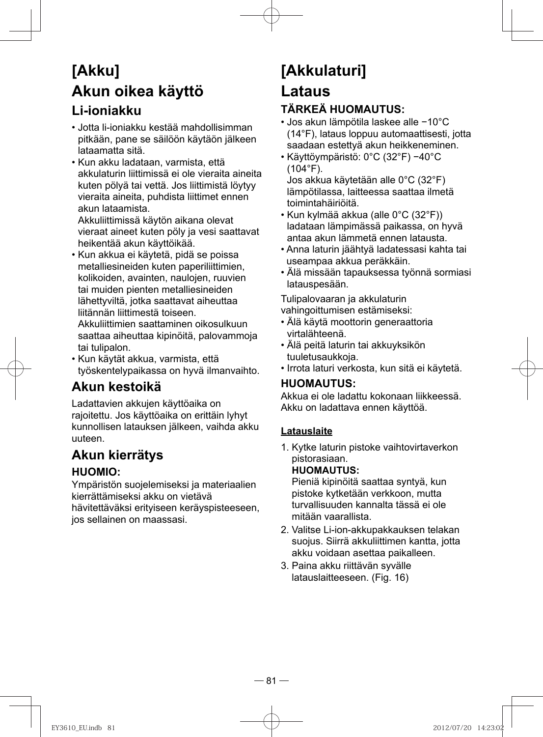# [Akku]

# Akun oikea käyttö

## Li-ioniakku

- Jotta li-ioniakku kestää mahdollisimman pitkään, pane se säilöön käytäön jälkeen lataamatta sitä.
- Kun akku ladataan, varmista, että akkulaturin liittimissä ei ole vieraita aineita kuten pölyä tai vettä. Jos liittimistä löytyy vieraita aineita, puhdista liittimet ennen akun lataamista.
  Akkuliittimissä käytön aikana olevat vieraat aineet kuten pöly ja vesi saattavat heikentää akun käyttöikää.
- Kun akkua ei käytetä, pidä se poissa metalliesineiden kuten paperiliittimien, kolikoiden, avainten, naulojen, ruuvien tai muiden pienten metalliesineiden lähettyviltä, jotka saattavat aiheuttaa liitännän liittimestä toiseen.
  Akkuliittimien saattaminen oikosulkuun saattaa aiheuttaa kipinöitä, palovammoja tai tulipalon.
- Kun käytät akkua, varmista, että työskentelypaikassa on hyvä ilmanvaihto.

## Akun kestoikä

Ladattavien akkujen käyttöaika on rajoitettu. Jos käyttöaika on erittäin lyhyt kunnollisen latauksen jälkeen, vaihda akku uuteen.

## Akun kierrätys

**HUOMIO:**

Ympäristön suojelemiseksi ja materiaalien kierrättämiseksi akku on vietävä hävitettäväksi erityiseen keräyspisteeseen, jos sellainen on maassasi.

# [Akkulaturi]

# Lataus

**TÄRKEÄ HUOMAUTUS:**

- Jos akun lämpötila laskee alle −10°C (14°F), lataus loppuu automaattisesti, jotta saadaan estettyä akun heikkeneminen.
- Käyttöympäristö: 0°C (32°F) −40°C (104°F).
  Jos akkua käytetään alle 0°C (32°F) lämpötilassa, laitteessa saattaa ilmetä toimintahäiriöitä.
- Kun kylmää akkua (alle 0°C (32°F)) ladataan lämpimässä paikassa, on hyvä antaa akun lämmetä ennen latausta.
- Anna laturin jäähtyä ladatessasi kahta tai useampaa akkua peräkkäin.
- Älä missään tapauksessa työnnä sormiasi latauspesään.

Tulipalovaaran ja akkulaturin vahingoittumisen estämiseksi:

- Älä käytä moottorin generaattoria virtalähteenä.
- Älä peitä laturin tai akkuyksikön tuuletusaukkoja.
- Irrota laturi verkosta, kun sitä ei käytetä.

**HUOMAUTUS:**

Akkua ei ole ladattu kokonaan liikkeessä. Akku on ladattava ennen käyttöä.

**Latauslaite**

1. Kytke laturin pistoke vaihtovirtaverkon pistorasiaan.
   **HUOMAUTUS:**
   Pieniä kipinöitä saattaa syntyä, kun pistoke kytketään verkkoon, mutta turvallisuuden kannalta tässä ei ole mitään vaarallista.
2. Valitse Li-ion-akkupakkauksen telakan suojus. Siirrä akkuliittimen kantta, jotta akku voidaan asettaa paikalleen.
3. Paina akku riittävän syvälle latauslaitteeseen. (Fig. 16)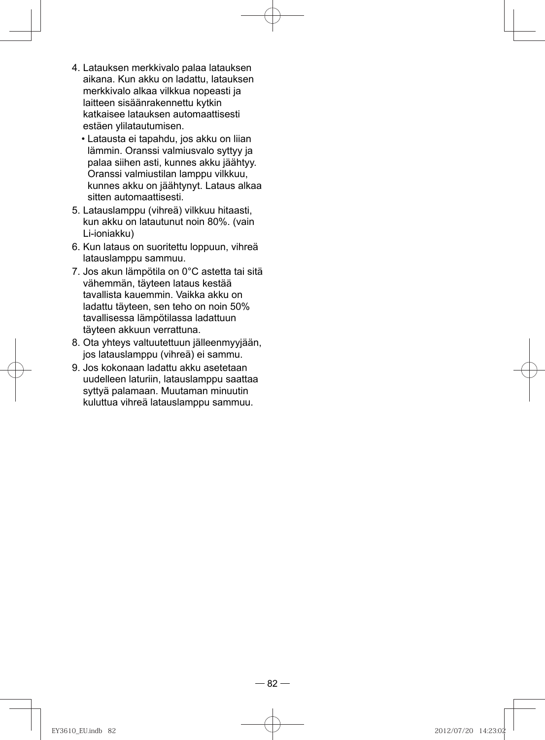4. Latauksen merkkivalo palaa latauksen aikana. Kun akku on ladattu, latauksen merkkivalo alkaa vilkkua nopeasti ja laitteen sisäänrakennettu kytkin katkaisee latauksen automaattisesti estäen ylilatautumisen.
   - Latausta ei tapahdu, jos akku on liian lämmin. Oranssi valmiusvalo syttyy ja palaa siihen asti, kunnes akku jäähtyy. Oranssi valmiustilan lamppu vilkkuu, kunnes akku on jäähtynyt. Lataus alkaa sitten automaattisesti.
5. Latauslamppu (vihreä) vilkkuu hitaasti, kun akku on latautunut noin 80%. (vain Li-ioniakku)
6. Kun lataus on suoritettu loppuun, vihreä latauslamppu sammuu.
7. Jos akun lämpötila on 0°C astetta tai sitä vähemmän, täyteen lataus kestää tavallista kauemmin. Vaikka akku on ladattu täyteen, sen teho on noin 50% tavallisessa lämpötilassa ladattuun täyteen akkuun verrattuna.
8. Ota yhteys valtuutettuun jälleenmyyjään, jos latauslamppu (vihreä) ei sammu.
9. Jos kokonaan ladattu akku asetetaan uudelleen laturiin, latauslamppu saattaa syttyä palamaan. Muutaman minuutin kuluttua vihreä latauslamppu sammuu.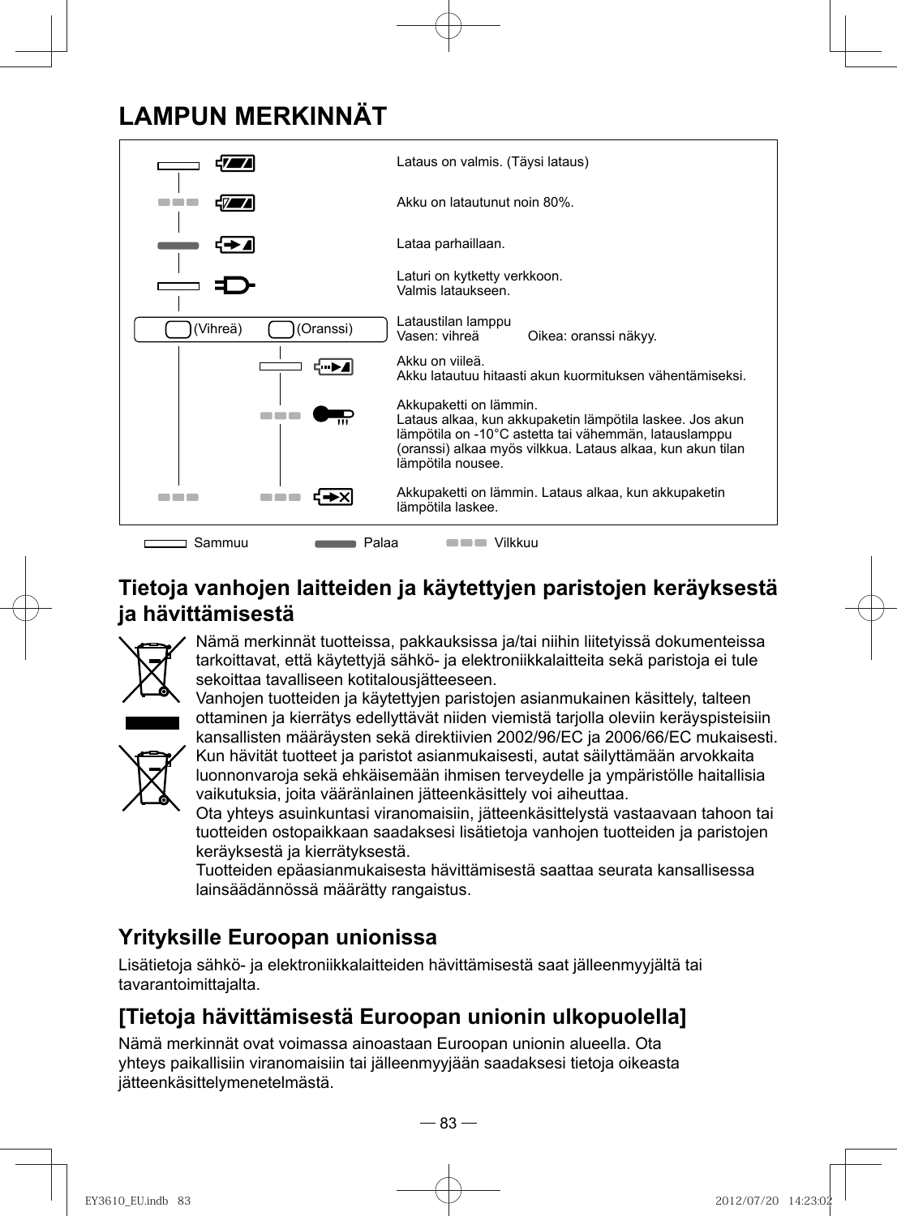# LAMPUN MERKINNÄT

| Lamppu | Merkitys |
| --- | --- |
| Sammuu | Lataus on valmis. (Täysi lataus) |
| Vilkkuu | Akku on latautunut noin 80%. |
| Palaa | Lataa parhaillaan. |
| Sammuu | Laturi on kytketty verkkoon. Valmis lataukseen. |
| (Vihreä) (Oranssi) | Lataustilan lamppu<br>Vasen: vihreä Oikea: oranssi näkyy. |
| Oranssi: Sammuu | Akku on viileä. Akku latautuu hitaasti akun kuormituksen vähentämiseksi. |
| Oranssi: Vilkkuu | Akkupaketti on lämmin. Lataus alkaa, kun akkupaketin lämpötila laskee. Jos akun lämpötila on -10°C astetta tai vähemmän, latauslamppu (oranssi) alkaa myös vilkkua. Lataus alkaa, kun akun tilan lämpötila nousee. |
| Vihreä: Vilkkuu, Oranssi: Vilkkuu | Akkupaketti on lämmin. Lataus alkaa, kun akkupaketin lämpötila laskee. |

Sammuu Palaa Vilkkuu

## Tietoja vanhojen laitteiden ja käytettyjen paristojen keräyksestä ja hävittämisestä

Nämä merkinnät tuotteissa, pakkauksissa ja/tai niihin liitetyissä dokumenteissa tarkoittavat, että käytettyjä sähkö- ja elektroniikkalaitteita sekä paristoja ei tule sekoittaa tavalliseen kotitalousjätteeseen.
Vanhojen tuotteiden ja käytettyjen paristojen asianmukainen käsittely, talteen ottaminen ja kierrätys edellyttävät niiden viemistä tarjolla oleviin keräyspisteisiin kansallisten määräysten sekä direktiivien 2002/96/EC ja 2006/66/EC mukaisesti.
Kun hävität tuotteet ja paristot asianmukaisesti, autat säilyttämään arvokkaita luonnonvaroja sekä ehkäisemään ihmisen terveydelle ja ympäristölle haitallisia vaikutuksia, joita vääränlainen jätteenkäsittely voi aiheuttaa.
Ota yhteys asuinkuntasi viranomaisiin, jätteenkäsittelystä vastaavaan tahoon tai tuotteiden ostopaikkaan saadaksesi lisätietoja vanhojen tuotteiden ja paristojen keräyksestä ja kierrätyksestä.
Tuotteiden epäasianmukaisesta hävittämisestä saattaa seurata kansallisessa lainsäädännössä määrätty rangaistus.

## Yrityksille Euroopan unionissa

Lisätietoja sähkö- ja elektroniikkalaitteiden hävittämisestä saat jälleenmyyjältä tai tavarantoimittajalta.

## [Tietoja hävittämisestä Euroopan unionin ulkopuolella]

Nämä merkinnät ovat voimassa ainoastaan Euroopan unionin alueella. Ota yhteys paikallisiin viranomaisiin tai jälleenmyyjään saadaksesi tietoja oikeasta jätteenkäsittelymenetelmästä.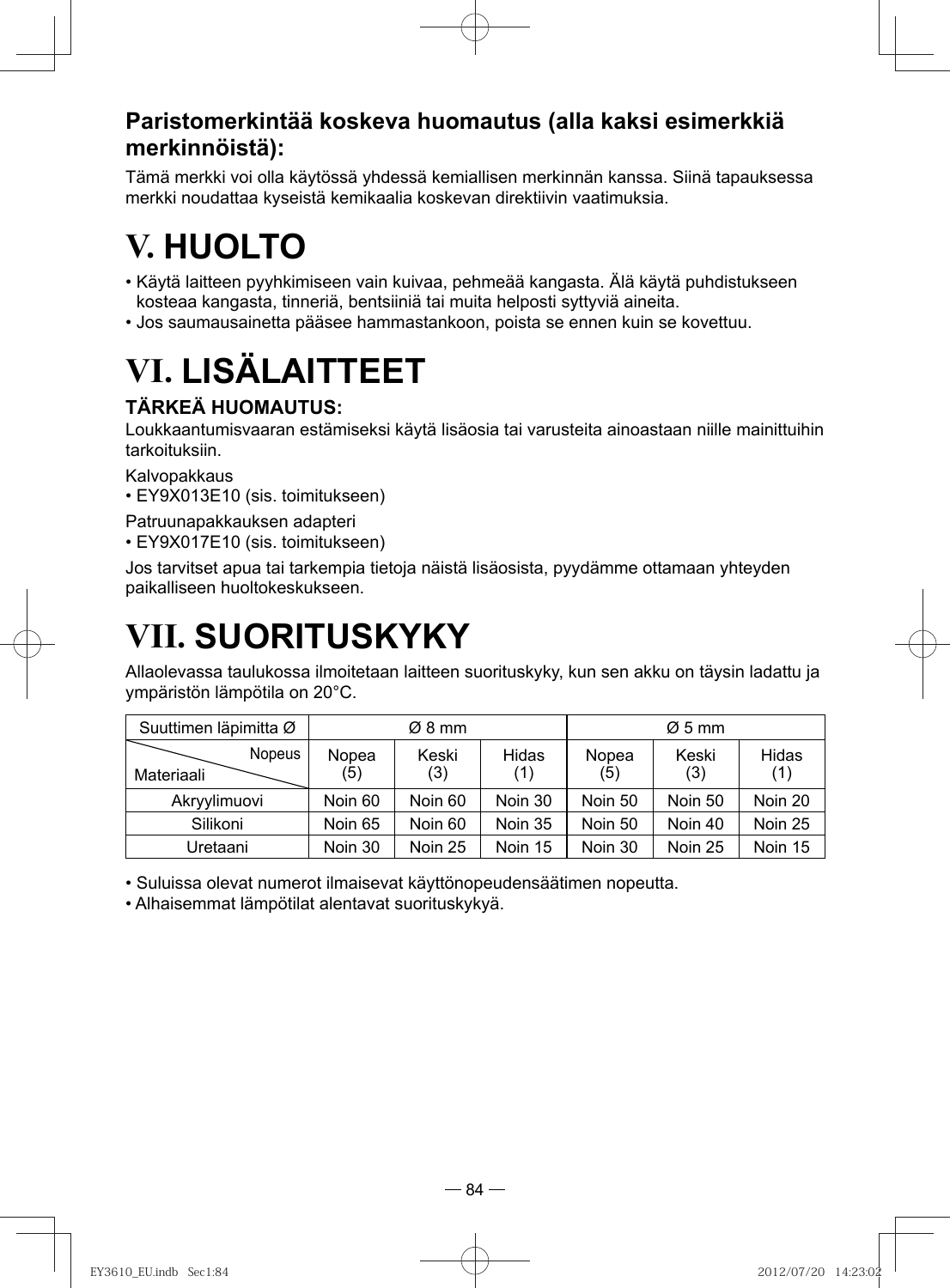### Paristomerkintää koskeva huomautus (alla kaksi esimerkkiä merkinnöistä):

Tämä merkki voi olla käytössä yhdessä kemiallisen merkinnän kanssa. Siinä tapauksessa merkki noudattaa kyseistä kemikaalia koskevan direktiivin vaatimuksia.

# V. HUOLTO

- Käytä laitteen pyyhkimiseen vain kuivaa, pehmeää kangasta. Älä käytä puhdistukseen kosteaa kangasta, tinneriä, bentsiiniä tai muita helposti syttyviä aineita.
- Jos saumausainetta pääsee hammastankoon, poista se ennen kuin se kovettuu.

# VI. LISÄLAITTEET

**TÄRKEÄ HUOMAUTUS:**
Loukkaantumisvaaran estämiseksi käytä lisäosia tai varusteita ainoastaan niille mainittuihin tarkoituksiin.

Kalvopakkaus
- EY9X013E10 (sis. toimitukseen)

Patruunapakkauksen adapteri
- EY9X017E10 (sis. toimitukseen)

Jos tarvitset apua tai tarkempia tietoja näistä lisäosista, pyydämme ottamaan yhteyden paikalliseen huoltokeskukseen.

# VII. SUORITUSKYKY

Allaolevassa taulukossa ilmoitetaan laitteen suorituskyky, kun sen akku on täysin ladattu ja ympäristön lämpötila on 20°C.

| Suuttimen läpimitta Ø | Ø 8 mm | | | Ø 5 mm | | |
|---|---|---|---|---|---|---|
| Materiaali / Nopeus | Nopea (5) | Keski (3) | Hidas (1) | Nopea (5) | Keski (3) | Hidas (1) |
| Akryylimuovi | Noin 60 | Noin 60 | Noin 30 | Noin 50 | Noin 50 | Noin 20 |
| Silikoni | Noin 65 | Noin 60 | Noin 35 | Noin 50 | Noin 40 | Noin 25 |
| Uretaani | Noin 30 | Noin 25 | Noin 15 | Noin 30 | Noin 25 | Noin 15 |

- Suluissa olevat numerot ilmaisevat käyttönopeudensäätimen nopeutta.
- Alhaisemmat lämpötilat alentavat suorituskykyä.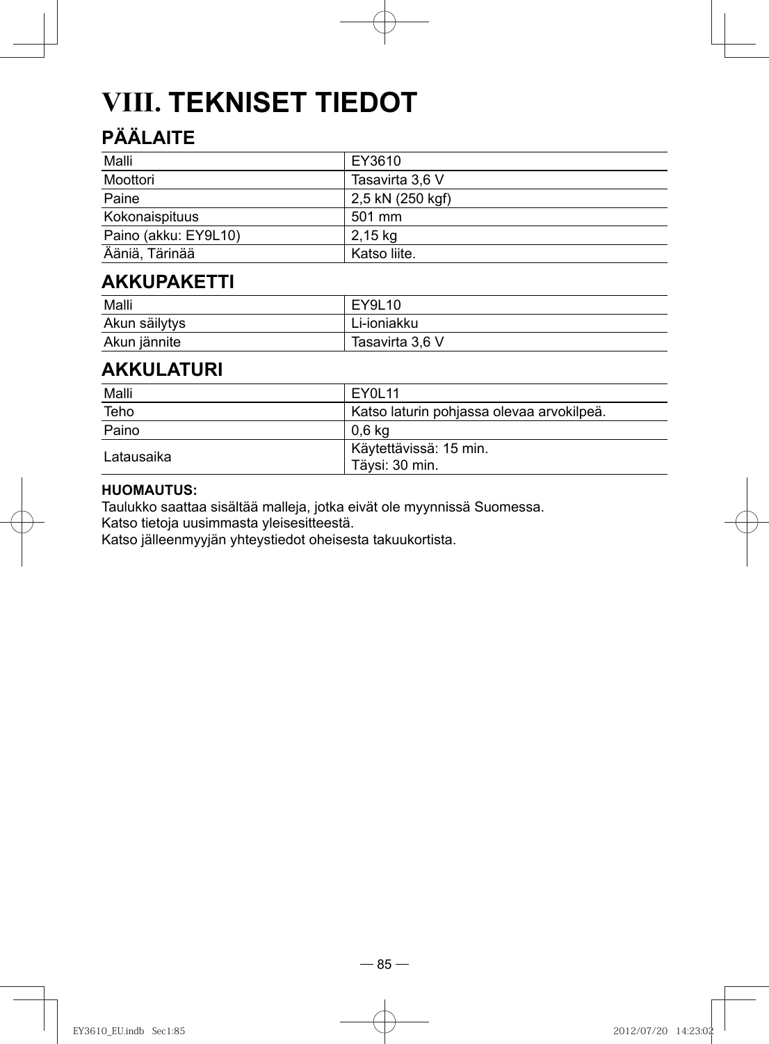# VIII. TEKNISET TIEDOT

## PÄÄLAITE

| Malli | EY3610 |
|---|---|
| Moottori | Tasavirta 3,6 V |
| Paine | 2,5 kN (250 kgf) |
| Kokonaispituus | 501 mm |
| Paino (akku: EY9L10) | 2,15 kg |
| Ääniä, Tärinää | Katso liite. |

## AKKUPAKETTI

| Malli | EY9L10 |
|---|---|
| Akun säilytys | Li-ioniakku |
| Akun jännite | Tasavirta 3,6 V |

## AKKULATURI

| Malli | EY0L11 |
|---|---|
| Teho | Katso laturin pohjassa olevaa arvokilpeä. |
| Paino | 0,6 kg |
| Latausaika | Käytettävissä: 15 min.<br>Täysi: 30 min. |

**HUOMAUTUS:**
Taulukko saattaa sisältää malleja, jotka eivät ole myynnissä Suomessa.
Katso tietoja uusimmasta yleisesitteestä.
Katso jälleenmyyjän yhteystiedot oheisesta takuukortista.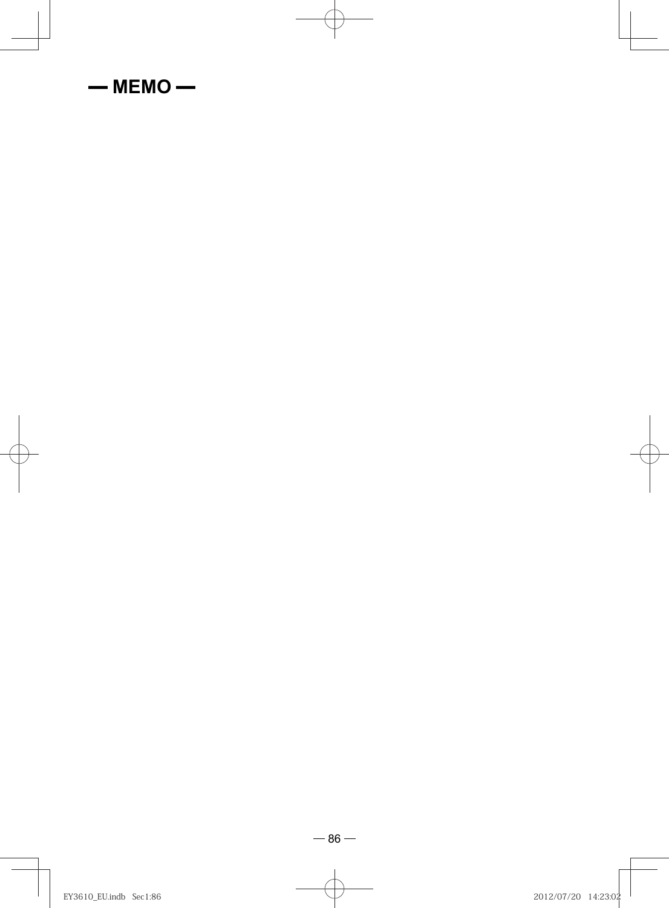## — MEMO —